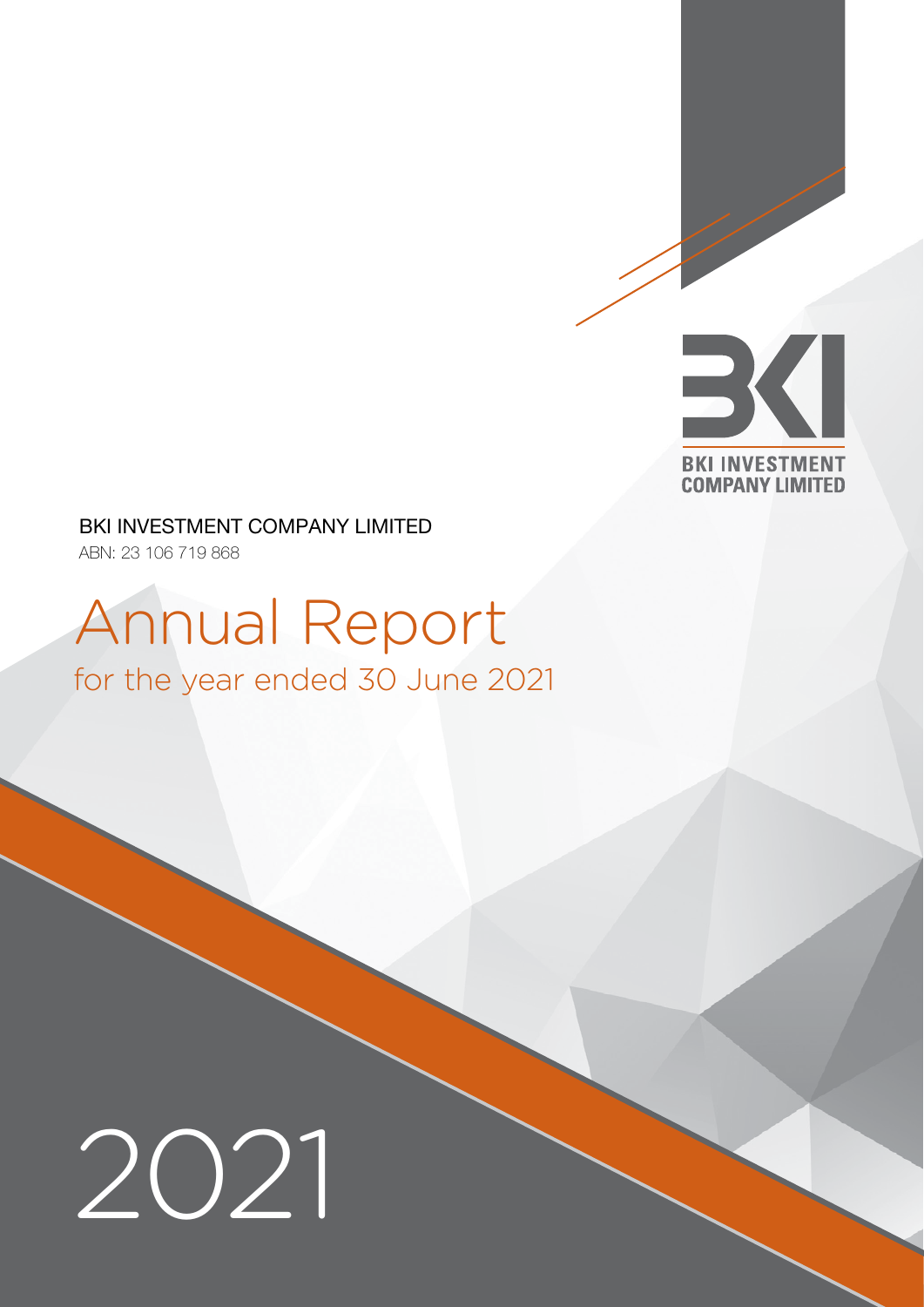BKI INVESTMENT COMPANY LIMITED

BKI INVESTMENT COMPANY LIMITED

ABN: 23 106 719 868

# Annual Report

## for the year ended 30 June 2021

2021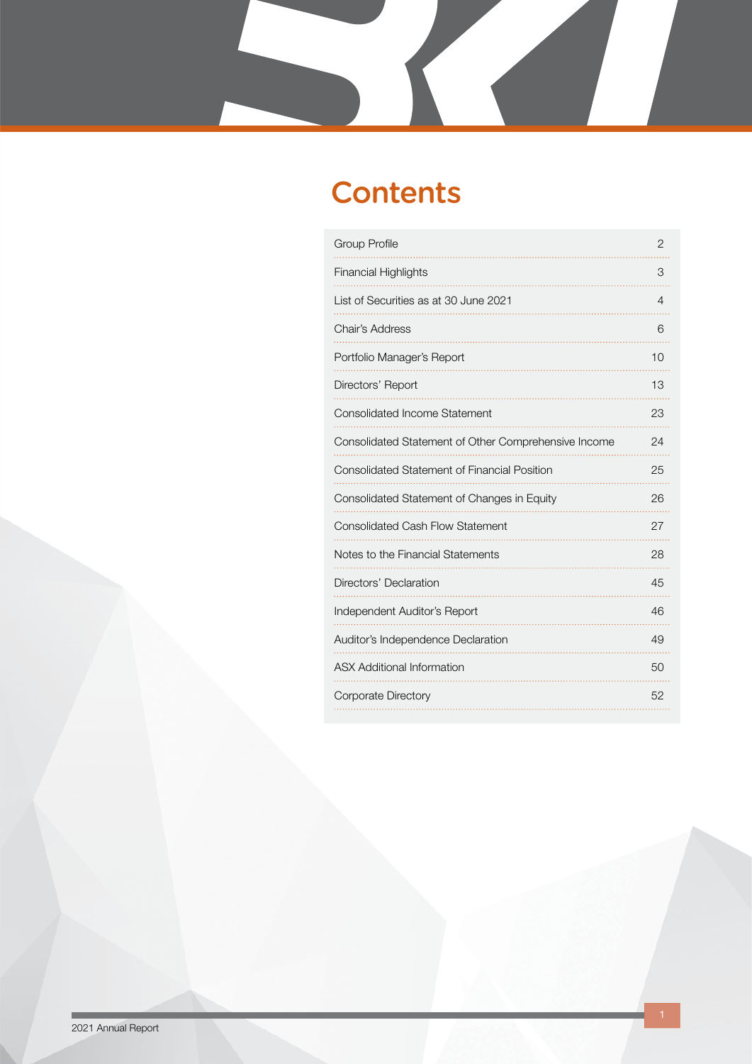# Contents

| | |
|---|---|
| Group Profile | 2 |
| Financial Highlights | 3 |
| List of Securities as at 30 June 2021 | 4 |
| Chair's Address | 6 |
| Portfolio Manager's Report | 10 |
| Directors' Report | 13 |
| Consolidated Income Statement | 23 |
| Consolidated Statement of Other Comprehensive Income | 24 |
| Consolidated Statement of Financial Position | 25 |
| Consolidated Statement of Changes in Equity | 26 |
| Consolidated Cash Flow Statement | 27 |
| Notes to the Financial Statements | 28 |
| Directors' Declaration | 45 |
| Independent Auditor's Report | 46 |
| Auditor's Independence Declaration | 49 |
| ASX Additional Information | 50 |
| Corporate Directory | 52 |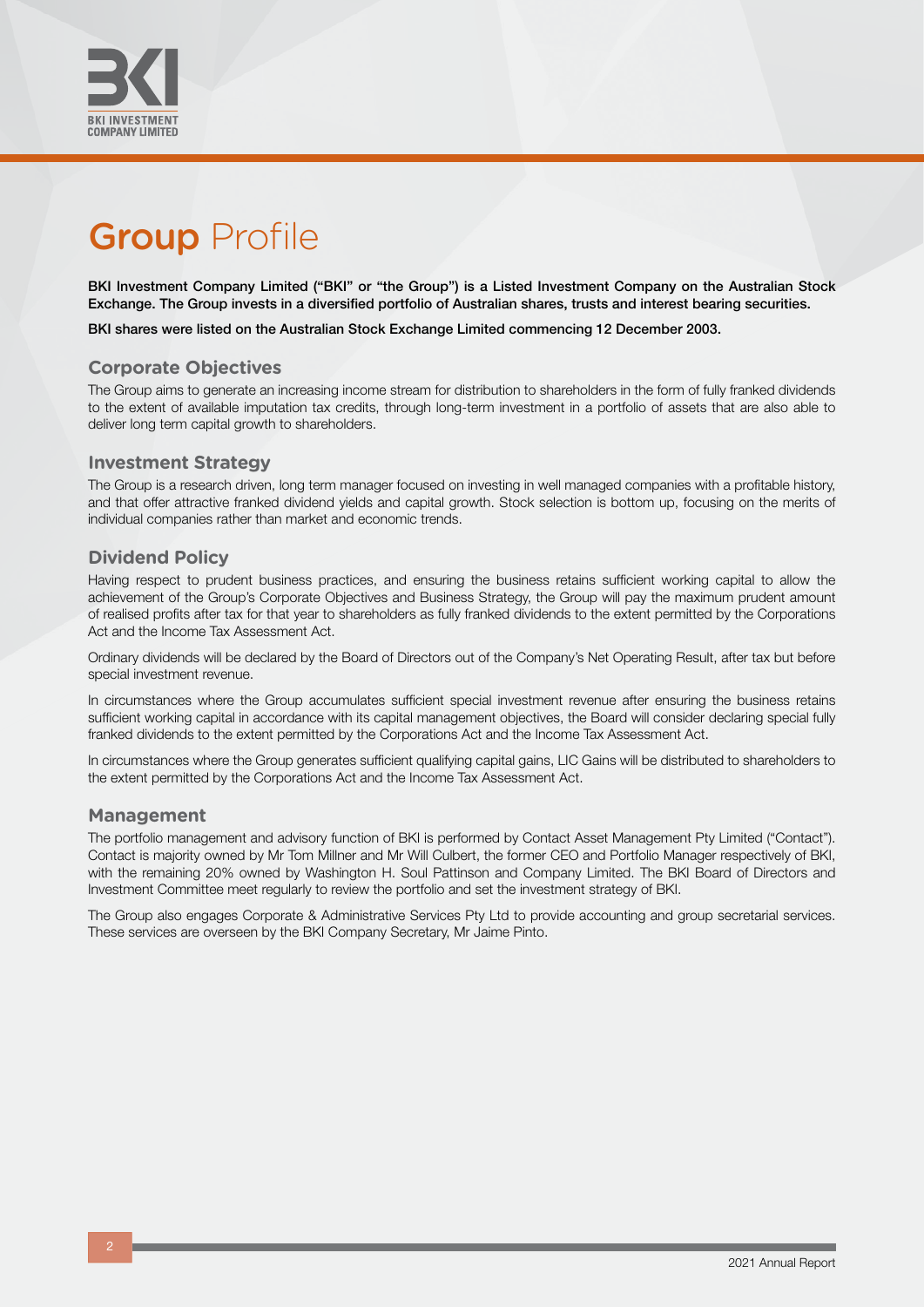# Group Profile

**BKI Investment Company Limited ("BKI" or "the Group") is a Listed Investment Company on the Australian Stock Exchange. The Group invests in a diversified portfolio of Australian shares, trusts and interest bearing securities.**

**BKI shares were listed on the Australian Stock Exchange Limited commencing 12 December 2003.**

## Corporate Objectives

The Group aims to generate an increasing income stream for distribution to shareholders in the form of fully franked dividends to the extent of available imputation tax credits, through long-term investment in a portfolio of assets that are also able to deliver long term capital growth to shareholders.

## Investment Strategy

The Group is a research driven, long term manager focused on investing in well managed companies with a profitable history, and that offer attractive franked dividend yields and capital growth. Stock selection is bottom up, focusing on the merits of individual companies rather than market and economic trends.

## Dividend Policy

Having respect to prudent business practices, and ensuring the business retains sufficient working capital to allow the achievement of the Group's Corporate Objectives and Business Strategy, the Group will pay the maximum prudent amount of realised profits after tax for that year to shareholders as fully franked dividends to the extent permitted by the Corporations Act and the Income Tax Assessment Act.

Ordinary dividends will be declared by the Board of Directors out of the Company's Net Operating Result, after tax but before special investment revenue.

In circumstances where the Group accumulates sufficient special investment revenue after ensuring the business retains sufficient working capital in accordance with its capital management objectives, the Board will consider declaring special fully franked dividends to the extent permitted by the Corporations Act and the Income Tax Assessment Act.

In circumstances where the Group generates sufficient qualifying capital gains, LIC Gains will be distributed to shareholders to the extent permitted by the Corporations Act and the Income Tax Assessment Act.

## Management

The portfolio management and advisory function of BKI is performed by Contact Asset Management Pty Limited ("Contact"). Contact is majority owned by Mr Tom Millner and Mr Will Culbert, the former CEO and Portfolio Manager respectively of BKI, with the remaining 20% owned by Washington H. Soul Pattinson and Company Limited. The BKI Board of Directors and Investment Committee meet regularly to review the portfolio and set the investment strategy of BKI.

The Group also engages Corporate & Administrative Services Pty Ltd to provide accounting and group secretarial services. These services are overseen by the BKI Company Secretary, Mr Jaime Pinto.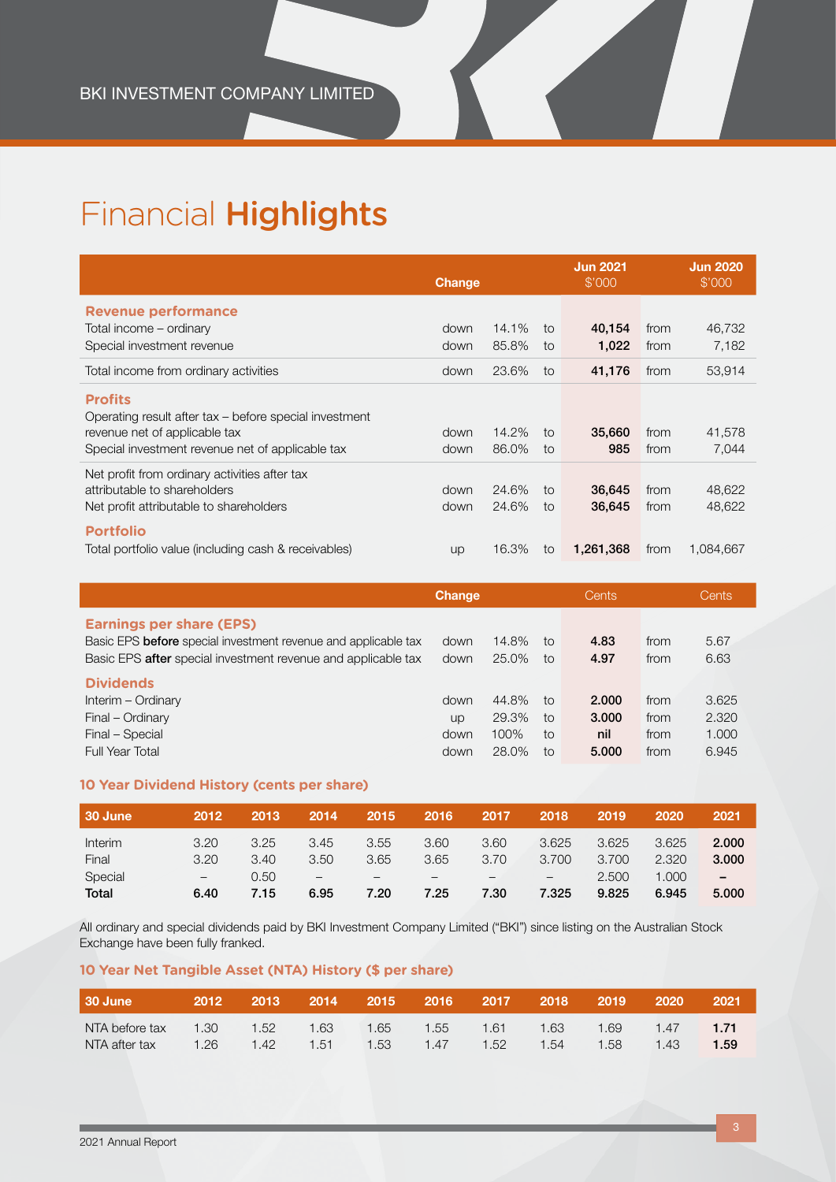# Financial **Highlights**

| | Change | | | Jun 2021 $'000 | | Jun 2020 $'000 |
|---|---|---|---|---|---|---|
| **Revenue performance** | | | | | | |
| Total income – ordinary | down | 14.1% | to | **40,154** | from | 46,732 |
| Special investment revenue | down | 85.8% | to | **1,022** | from | 7,182 |
| Total income from ordinary activities | down | 23.6% | to | **41,176** | from | 53,914 |
| **Profits** | | | | | | |
| Operating result after tax – before special investment revenue net of applicable tax | down | 14.2% | to | **35,660** | from | 41,578 |
| Special investment revenue net of applicable tax | down | 86.0% | to | **985** | from | 7,044 |
| Net profit from ordinary activities after tax attributable to shareholders | down | 24.6% | to | **36,645** | from | 48,622 |
| Net profit attributable to shareholders | down | 24.6% | to | **36,645** | from | 48,622 |
| **Portfolio** | | | | | | |
| Total portfolio value (including cash & receivables) | up | 16.3% | to | **1,261,368** | from | 1,084,667 |

| | Change | | | Cents | | Cents |
|---|---|---|---|---|---|---|
| **Earnings per share (EPS)** | | | | | | |
| Basic EPS **before** special investment revenue and applicable tax | down | 14.8% | to | **4.83** | from | 5.67 |
| Basic EPS **after** special investment revenue and applicable tax | down | 25.0% | to | **4.97** | from | 6.63 |
| **Dividends** | | | | | | |
| Interim – Ordinary | down | 44.8% | to | **2.000** | from | 3.625 |
| Final – Ordinary | up | 29.3% | to | **3.000** | from | 2.320 |
| Final – Special | down | 100% | to | **nil** | from | 1.000 |
| Full Year Total | down | 28.0% | to | **5.000** | from | 6.945 |

## 10 Year Dividend History (cents per share)

| 30 June | 2012 | 2013 | 2014 | 2015 | 2016 | 2017 | 2018 | 2019 | 2020 | 2021 |
|---|---|---|---|---|---|---|---|---|---|---|
| Interim | 3.20 | 3.25 | 3.45 | 3.55 | 3.60 | 3.60 | 3.625 | 3.625 | 3.625 | **2.000** |
| Final | 3.20 | 3.40 | 3.50 | 3.65 | 3.65 | 3.70 | 3.700 | 3.700 | 2.320 | **3.000** |
| Special | – | 0.50 | – | – | – | – | – | 2.500 | 1.000 | **–** |
| **Total** | **6.40** | **7.15** | **6.95** | **7.20** | **7.25** | **7.30** | **7.325** | **9.825** | **6.945** | **5.000** |

All ordinary and special dividends paid by BKI Investment Company Limited ("BKI") since listing on the Australian Stock Exchange have been fully franked.

## 10 Year Net Tangible Asset (NTA) History ($ per share)

| 30 June | 2012 | 2013 | 2014 | 2015 | 2016 | 2017 | 2018 | 2019 | 2020 | 2021 |
|---|---|---|---|---|---|---|---|---|---|---|
| NTA before tax | 1.30 | 1.52 | 1.63 | 1.65 | 1.55 | 1.61 | 1.63 | 1.69 | 1.47 | **1.71** |
| NTA after tax | 1.26 | 1.42 | 1.51 | 1.53 | 1.47 | 1.52 | 1.54 | 1.58 | 1.43 | **1.59** |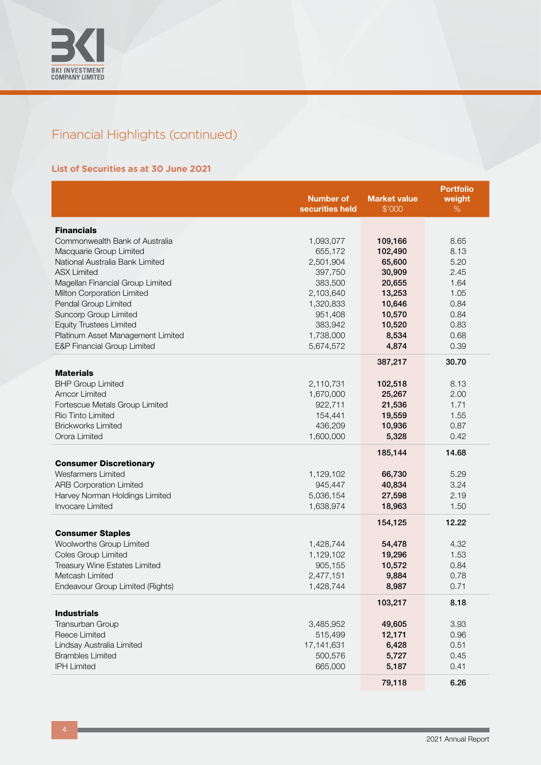## Financial Highlights (continued)

### List of Securities as at 30 June 2021

| | Number of securities held | Market value $'000 | Portfolio weight % |
|---|---|---|---|
| **Financials** | | | |
| Commonwealth Bank of Australia | 1,093,077 | **109,166** | 8.65 |
| Macquarie Group Limited | 655,172 | **102,490** | 8.13 |
| National Australia Bank Limited | 2,501,904 | **65,600** | 5.20 |
| ASX Limited | 397,750 | **30,909** | 2.45 |
| Magellan Financial Group Limited | 383,500 | **20,655** | 1.64 |
| Milton Corporation Limited | 2,103,640 | **13,253** | 1.05 |
| Pendal Group Limited | 1,320,833 | **10,646** | 0.84 |
| Suncorp Group Limited | 951,408 | **10,570** | 0.84 |
| Equity Trustees Limited | 383,942 | **10,520** | 0.83 |
| Platinum Asset Management Limited | 1,738,000 | **8,534** | 0.68 |
| E&P Financial Group Limited | 5,674,572 | **4,874** | 0.39 |
| | | **387,217** | **30.70** |
| **Materials** | | | |
| BHP Group Limited | 2,110,731 | **102,518** | 8.13 |
| Amcor Limited | 1,670,000 | **25,267** | 2.00 |
| Fortescue Metals Group Limited | 922,711 | **21,536** | 1.71 |
| Rio Tinto Limited | 154,441 | **19,559** | 1.55 |
| Brickworks Limited | 436,209 | **10,936** | 0.87 |
| Orora Limited | 1,600,000 | **5,328** | 0.42 |
| | | **185,144** | **14.68** |
| **Consumer Discretionary** | | | |
| Wesfarmers Limited | 1,129,102 | **66,730** | 5.29 |
| ARB Corporation Limited | 945,447 | **40,834** | 3.24 |
| Harvey Norman Holdings Limited | 5,036,154 | **27,598** | 2.19 |
| Invocare Limited | 1,638,974 | **18,963** | 1.50 |
| | | **154,125** | **12.22** |
| **Consumer Staples** | | | |
| Woolworths Group Limited | 1,428,744 | **54,478** | 4.32 |
| Coles Group Limited | 1,129,102 | **19,296** | 1.53 |
| Treasury Wine Estates Limited | 905,155 | **10,572** | 0.84 |
| Metcash Limited | 2,477,151 | **9,884** | 0.78 |
| Endeavour Group Limited (Rights) | 1,428,744 | **8,987** | 0.71 |
| | | **103,217** | **8.18** |
| **Industrials** | | | |
| Transurban Group | 3,485,952 | **49,605** | 3.93 |
| Reece Limited | 515,499 | **12,171** | 0.96 |
| Lindsay Australia Limited | 17,141,631 | **6,428** | 0.51 |
| Brambles Limited | 500,576 | **5,727** | 0.45 |
| IPH Limited | 665,000 | **5,187** | 0.41 |
| | | **79,118** | **6.26** |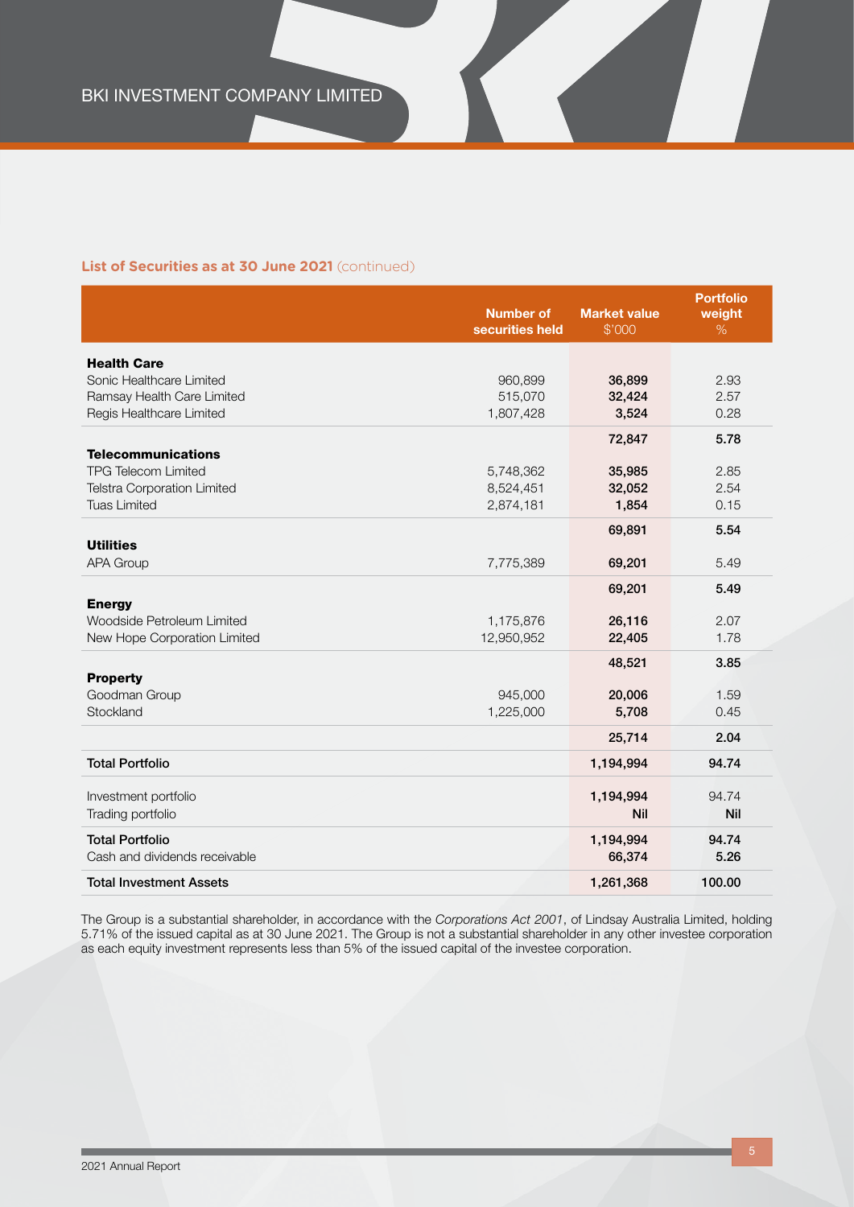### List of Securities as at 30 June 2021 (continued)

| | Number of securities held | Market value $'000 | Portfolio weight % |
|---|---|---|---|
| **Health Care** | | | |
| Sonic Healthcare Limited | 960,899 | **36,899** | 2.93 |
| Ramsay Health Care Limited | 515,070 | **32,424** | 2.57 |
| Regis Healthcare Limited | 1,807,428 | **3,524** | 0.28 |
| | | **72,847** | **5.78** |
| **Telecommunications** | | | |
| TPG Telecom Limited | 5,748,362 | **35,985** | 2.85 |
| Telstra Corporation Limited | 8,524,451 | **32,052** | 2.54 |
| Tuas Limited | 2,874,181 | **1,854** | 0.15 |
| | | **69,891** | **5.54** |
| **Utilities** | | | |
| APA Group | 7,775,389 | **69,201** | 5.49 |
| | | **69,201** | **5.49** |
| **Energy** | | | |
| Woodside Petroleum Limited | 1,175,876 | **26,116** | 2.07 |
| New Hope Corporation Limited | 12,950,952 | **22,405** | 1.78 |
| | | **48,521** | **3.85** |
| **Property** | | | |
| Goodman Group | 945,000 | **20,006** | 1.59 |
| Stockland | 1,225,000 | **5,708** | 0.45 |
| | | **25,714** | **2.04** |
| **Total Portfolio** | | **1,194,994** | **94.74** |
| Investment portfolio | | **1,194,994** | 94.74 |
| Trading portfolio | | **Nil** | **Nil** |
| **Total Portfolio** | | **1,194,994** | **94.74** |
| Cash and dividends receivable | | **66,374** | **5.26** |
| **Total Investment Assets** | | **1,261,368** | **100.00** |

The Group is a substantial shareholder, in accordance with the *Corporations Act 2001*, of Lindsay Australia Limited, holding 5.71% of the issued capital as at 30 June 2021. The Group is not a substantial shareholder in any other investee corporation as each equity investment represents less than 5% of the issued capital of the investee corporation.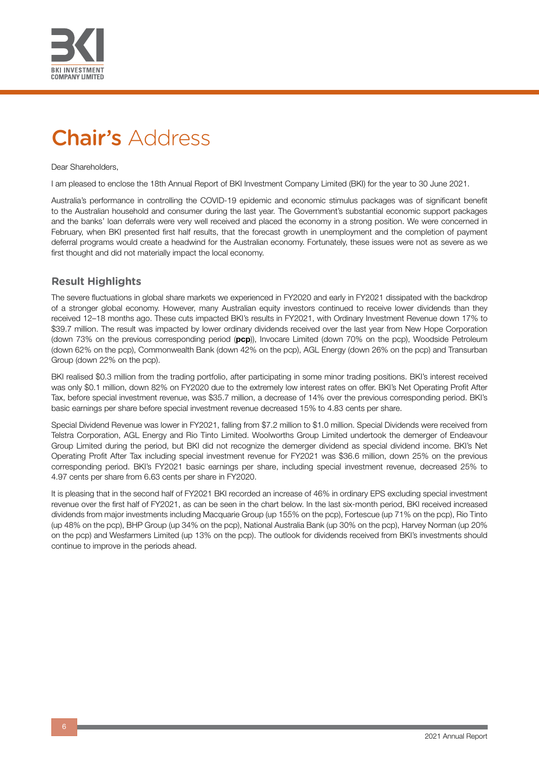# Chair's Address

Dear Shareholders,

I am pleased to enclose the 18th Annual Report of BKI Investment Company Limited (BKI) for the year to 30 June 2021.

Australia's performance in controlling the COVID-19 epidemic and economic stimulus packages was of significant benefit to the Australian household and consumer during the last year. The Government's substantial economic support packages and the banks' loan deferrals were very well received and placed the economy in a strong position. We were concerned in February, when BKI presented first half results, that the forecast growth in unemployment and the completion of payment deferral programs would create a headwind for the Australian economy. Fortunately, these issues were not as severe as we first thought and did not materially impact the local economy.

## Result Highlights

The severe fluctuations in global share markets we experienced in FY2020 and early in FY2021 dissipated with the backdrop of a stronger global economy. However, many Australian equity investors continued to receive lower dividends than they received 12–18 months ago. These cuts impacted BKI's results in FY2021, with Ordinary Investment Revenue down 17% to $39.7 million. The result was impacted by lower ordinary dividends received over the last year from New Hope Corporation (down 73% on the previous corresponding period (**pcp**)), Invocare Limited (down 70% on the pcp), Woodside Petroleum (down 62% on the pcp), Commonwealth Bank (down 42% on the pcp), AGL Energy (down 26% on the pcp) and Transurban Group (down 22% on the pcp).

BKI realised $0.3 million from the trading portfolio, after participating in some minor trading positions. BKI's interest received was only $0.1 million, down 82% on FY2020 due to the extremely low interest rates on offer. BKI's Net Operating Profit After Tax, before special investment revenue, was $35.7 million, a decrease of 14% over the previous corresponding period. BKI's basic earnings per share before special investment revenue decreased 15% to 4.83 cents per share.

Special Dividend Revenue was lower in FY2021, falling from $7.2 million to $1.0 million. Special Dividends were received from Telstra Corporation, AGL Energy and Rio Tinto Limited. Woolworths Group Limited undertook the demerger of Endeavour Group Limited during the period, but BKI did not recognize the demerger dividend as special dividend income. BKI's Net Operating Profit After Tax including special investment revenue for FY2021 was $36.6 million, down 25% on the previous corresponding period. BKI's FY2021 basic earnings per share, including special investment revenue, decreased 25% to 4.97 cents per share from 6.63 cents per share in FY2020.

It is pleasing that in the second half of FY2021 BKI recorded an increase of 46% in ordinary EPS excluding special investment revenue over the first half of FY2021, as can be seen in the chart below. In the last six-month period, BKI received increased dividends from major investments including Macquarie Group (up 155% on the pcp), Fortescue (up 71% on the pcp), Rio Tinto (up 48% on the pcp), BHP Group (up 34% on the pcp), National Australia Bank (up 30% on the pcp), Harvey Norman (up 20% on the pcp) and Wesfarmers Limited (up 13% on the pcp). The outlook for dividends received from BKI's investments should continue to improve in the periods ahead.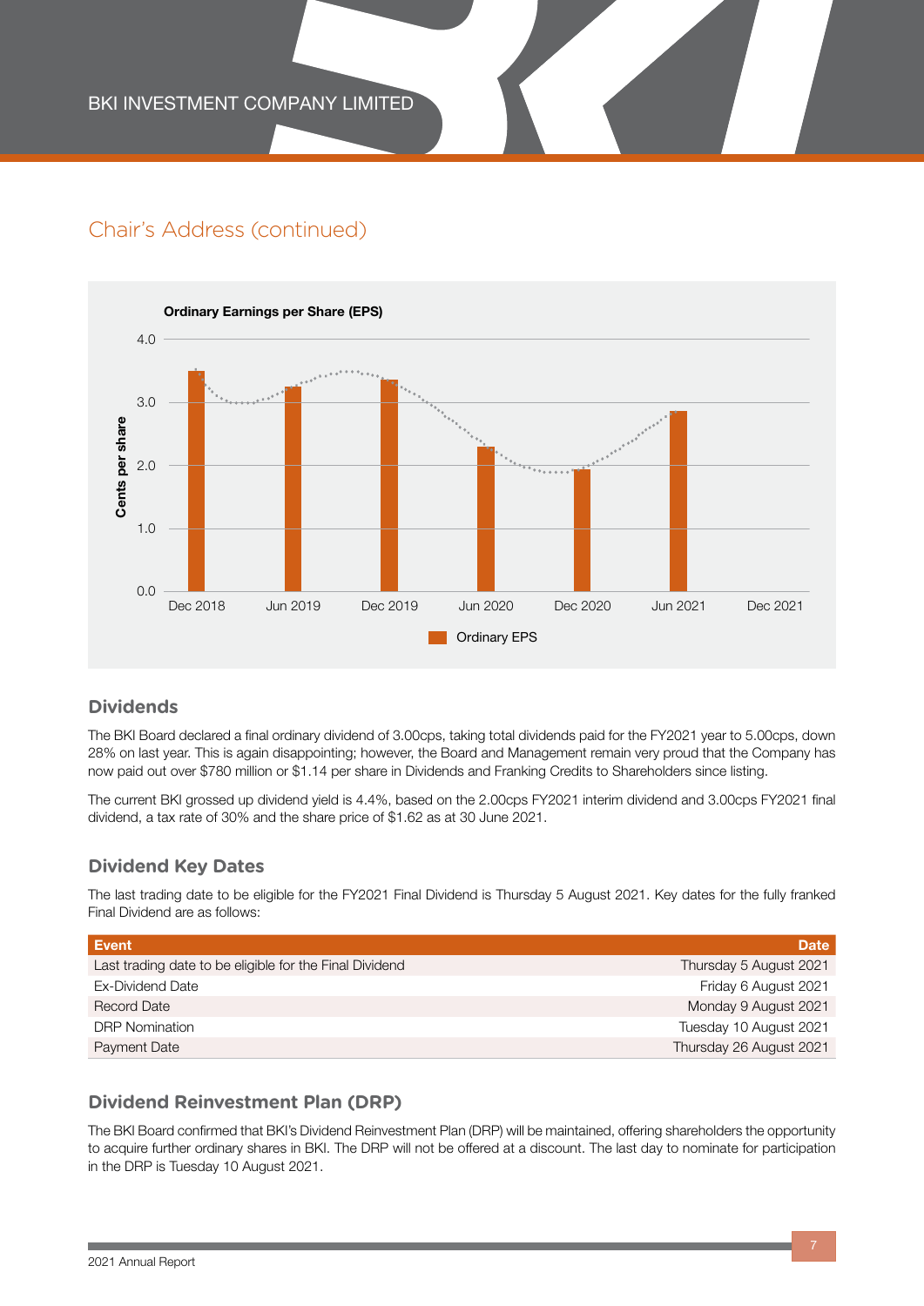## Chair's Address (continued)

**Ordinary Earnings per Share (EPS)**

Cents per share

4.0
3.0
2.0
1.0
0.0

Dec 2018 | Jun 2019 | Dec 2019 | Jun 2020 | Dec 2020 | Jun 2021 | Dec 2021

Ordinary EPS

### Dividends

The BKI Board declared a final ordinary dividend of 3.00cps, taking total dividends paid for the FY2021 year to 5.00cps, down 28% on last year. This is again disappointing; however, the Board and Management remain very proud that the Company has now paid out over $780 million or $1.14 per share in Dividends and Franking Credits to Shareholders since listing.

The current BKI grossed up dividend yield is 4.4%, based on the 2.00cps FY2021 interim dividend and 3.00cps FY2021 final dividend, a tax rate of 30% and the share price of $1.62 as at 30 June 2021.

### Dividend Key Dates

The last trading date to be eligible for the FY2021 Final Dividend is Thursday 5 August 2021. Key dates for the fully franked Final Dividend are as follows:

| Event | Date |
|---|---|
| Last trading date to be eligible for the Final Dividend | Thursday 5 August 2021 |
| Ex-Dividend Date | Friday 6 August 2021 |
| Record Date | Monday 9 August 2021 |
| DRP Nomination | Tuesday 10 August 2021 |
| Payment Date | Thursday 26 August 2021 |

### Dividend Reinvestment Plan (DRP)

The BKI Board confirmed that BKI's Dividend Reinvestment Plan (DRP) will be maintained, offering shareholders the opportunity to acquire further ordinary shares in BKI. The DRP will not be offered at a discount. The last day to nominate for participation in the DRP is Tuesday 10 August 2021.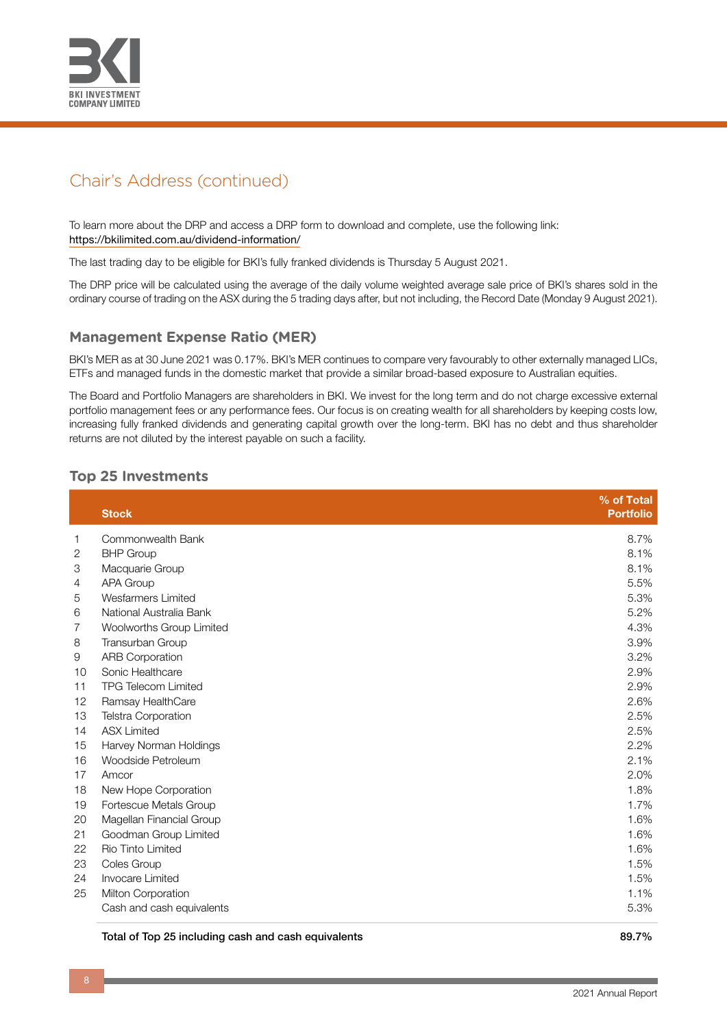## Chair's Address (continued)

To learn more about the DRP and access a DRP form to download and complete, use the following link: https://bkilimited.com.au/dividend-information/

The last trading day to be eligible for BKI's fully franked dividends is Thursday 5 August 2021.

The DRP price will be calculated using the average of the daily volume weighted average sale price of BKI's shares sold in the ordinary course of trading on the ASX during the 5 trading days after, but not including, the Record Date (Monday 9 August 2021).

### Management Expense Ratio (MER)

BKI's MER as at 30 June 2021 was 0.17%. BKI's MER continues to compare very favourably to other externally managed LICs, ETFs and managed funds in the domestic market that provide a similar broad-based exposure to Australian equities.

The Board and Portfolio Managers are shareholders in BKI. We invest for the long term and do not charge excessive external portfolio management fees or any performance fees. Our focus is on creating wealth for all shareholders by keeping costs low, increasing fully franked dividends and generating capital growth over the long-term. BKI has no debt and thus shareholder returns are not diluted by the interest payable on such a facility.

### Top 25 Investments

| | Stock | % of Total Portfolio |
|---|---|---|
| 1 | Commonwealth Bank | 8.7% |
| 2 | BHP Group | 8.1% |
| 3 | Macquarie Group | 8.1% |
| 4 | APA Group | 5.5% |
| 5 | Wesfarmers Limited | 5.3% |
| 6 | National Australia Bank | 5.2% |
| 7 | Woolworths Group Limited | 4.3% |
| 8 | Transurban Group | 3.9% |
| 9 | ARB Corporation | 3.2% |
| 10 | Sonic Healthcare | 2.9% |
| 11 | TPG Telecom Limited | 2.9% |
| 12 | Ramsay HealthCare | 2.6% |
| 13 | Telstra Corporation | 2.5% |
| 14 | ASX Limited | 2.5% |
| 15 | Harvey Norman Holdings | 2.2% |
| 16 | Woodside Petroleum | 2.1% |
| 17 | Amcor | 2.0% |
| 18 | New Hope Corporation | 1.8% |
| 19 | Fortescue Metals Group | 1.7% |
| 20 | Magellan Financial Group | 1.6% |
| 21 | Goodman Group Limited | 1.6% |
| 22 | Rio Tinto Limited | 1.6% |
| 23 | Coles Group | 1.5% |
| 24 | Invocare Limited | 1.5% |
| 25 | Milton Corporation | 1.1% |
| | Cash and cash equivalents | 5.3% |
| | **Total of Top 25 including cash and cash equivalents** | **89.7%** |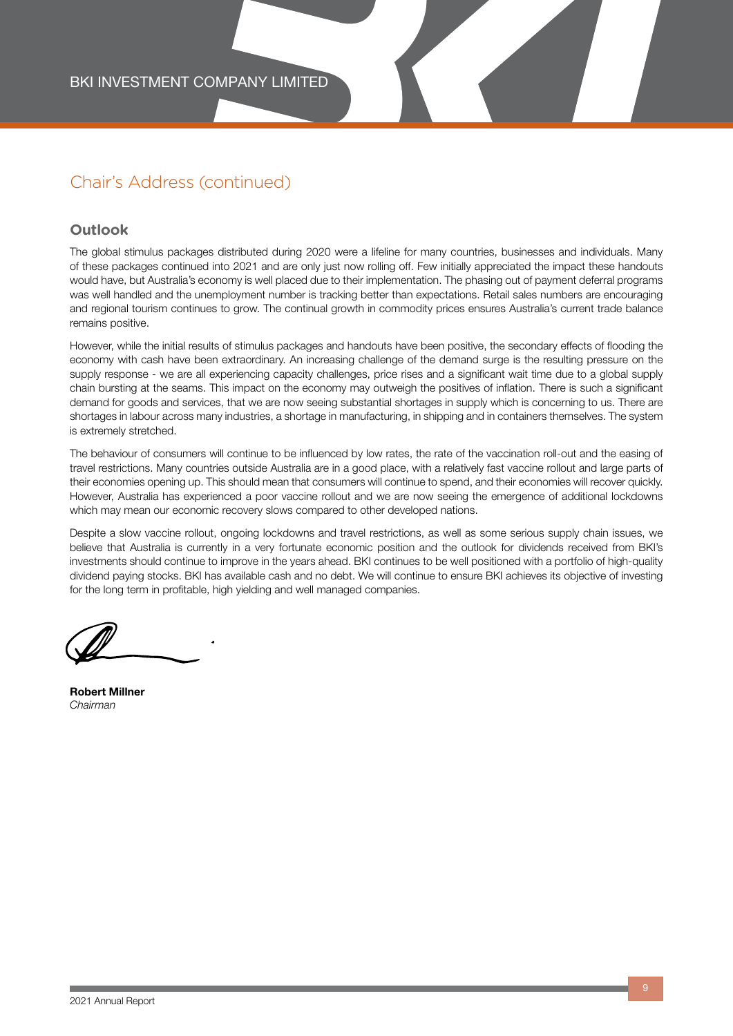## Chair's Address (continued)

### Outlook

The global stimulus packages distributed during 2020 were a lifeline for many countries, businesses and individuals. Many of these packages continued into 2021 and are only just now rolling off. Few initially appreciated the impact these handouts would have, but Australia's economy is well placed due to their implementation. The phasing out of payment deferral programs was well handled and the unemployment number is tracking better than expectations. Retail sales numbers are encouraging and regional tourism continues to grow. The continual growth in commodity prices ensures Australia's current trade balance remains positive.

However, while the initial results of stimulus packages and handouts have been positive, the secondary effects of flooding the economy with cash have been extraordinary. An increasing challenge of the demand surge is the resulting pressure on the supply response - we are all experiencing capacity challenges, price rises and a significant wait time due to a global supply chain bursting at the seams. This impact on the economy may outweigh the positives of inflation. There is such a significant demand for goods and services, that we are now seeing substantial shortages in supply which is concerning to us. There are shortages in labour across many industries, a shortage in manufacturing, in shipping and in containers themselves. The system is extremely stretched.

The behaviour of consumers will continue to be influenced by low rates, the rate of the vaccination roll-out and the easing of travel restrictions. Many countries outside Australia are in a good place, with a relatively fast vaccine rollout and large parts of their economies opening up. This should mean that consumers will continue to spend, and their economies will recover quickly. However, Australia has experienced a poor vaccine rollout and we are now seeing the emergence of additional lockdowns which may mean our economic recovery slows compared to other developed nations.

Despite a slow vaccine rollout, ongoing lockdowns and travel restrictions, as well as some serious supply chain issues, we believe that Australia is currently in a very fortunate economic position and the outlook for dividends received from BKI's investments should continue to improve in the years ahead. BKI continues to be well positioned with a portfolio of high-quality dividend paying stocks. BKI has available cash and no debt. We will continue to ensure BKI achieves its objective of investing for the long term in profitable, high yielding and well managed companies.

**Robert Millner**
*Chairman*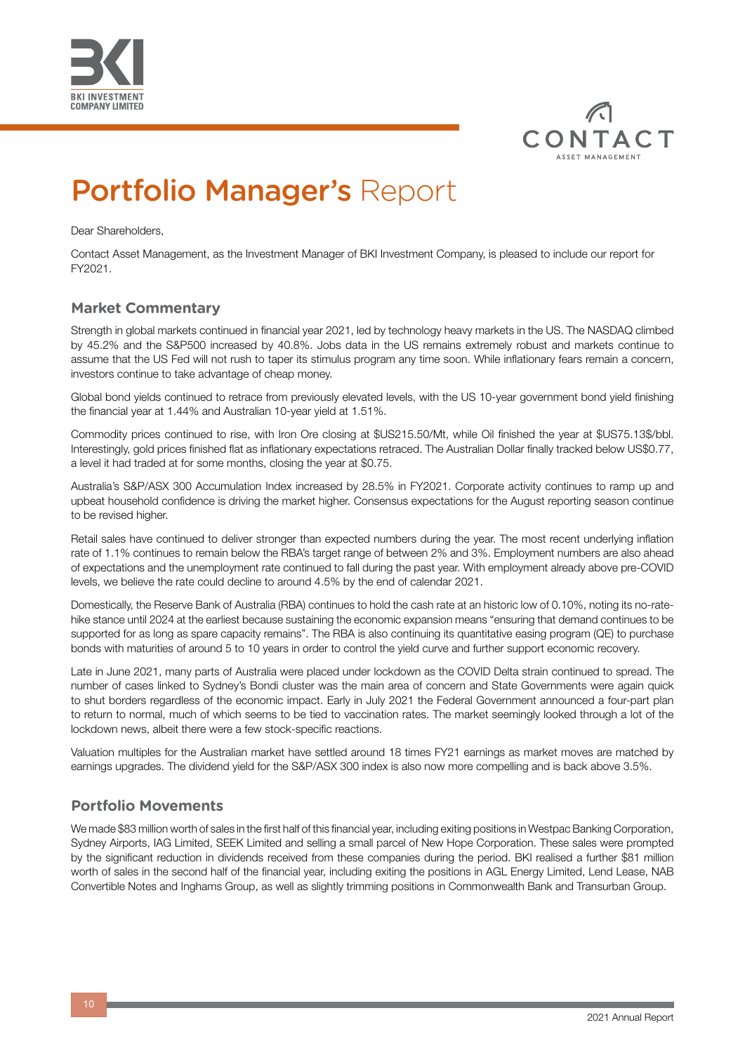# Portfolio Manager's Report

Dear Shareholders,

Contact Asset Management, as the Investment Manager of BKI Investment Company, is pleased to include our report for FY2021.

## Market Commentary

Strength in global markets continued in financial year 2021, led by technology heavy markets in the US. The NASDAQ climbed by 45.2% and the S&P500 increased by 40.8%. Jobs data in the US remains extremely robust and markets continue to assume that the US Fed will not rush to taper its stimulus program any time soon. While inflationary fears remain a concern, investors continue to take advantage of cheap money.

Global bond yields continued to retrace from previously elevated levels, with the US 10-year government bond yield finishing the financial year at 1.44% and Australian 10-year yield at 1.51%.

Commodity prices continued to rise, with Iron Ore closing at $US215.50/Mt, while Oil finished the year at $US75.13$/bbl. Interestingly, gold prices finished flat as inflationary expectations retraced. The Australian Dollar finally tracked below US$0.77, a level it had traded at for some months, closing the year at $0.75.

Australia's S&P/ASX 300 Accumulation Index increased by 28.5% in FY2021. Corporate activity continues to ramp up and upbeat household confidence is driving the market higher. Consensus expectations for the August reporting season continue to be revised higher.

Retail sales have continued to deliver stronger than expected numbers during the year. The most recent underlying inflation rate of 1.1% continues to remain below the RBA's target range of between 2% and 3%. Employment numbers are also ahead of expectations and the unemployment rate continued to fall during the past year. With employment already above pre-COVID levels, we believe the rate could decline to around 4.5% by the end of calendar 2021.

Domestically, the Reserve Bank of Australia (RBA) continues to hold the cash rate at an historic low of 0.10%, noting its no-rate-hike stance until 2024 at the earliest because sustaining the economic expansion means "ensuring that demand continues to be supported for as long as spare capacity remains". The RBA is also continuing its quantitative easing program (QE) to purchase bonds with maturities of around 5 to 10 years in order to control the yield curve and further support economic recovery.

Late in June 2021, many parts of Australia were placed under lockdown as the COVID Delta strain continued to spread. The number of cases linked to Sydney's Bondi cluster was the main area of concern and State Governments were again quick to shut borders regardless of the economic impact. Early in July 2021 the Federal Government announced a four-part plan to return to normal, much of which seems to be tied to vaccination rates. The market seemingly looked through a lot of the lockdown news, albeit there were a few stock-specific reactions.

Valuation multiples for the Australian market have settled around 18 times FY21 earnings as market moves are matched by earnings upgrades. The dividend yield for the S&P/ASX 300 index is also now more compelling and is back above 3.5%.

## Portfolio Movements

We made $83 million worth of sales in the first half of this financial year, including exiting positions in Westpac Banking Corporation, Sydney Airports, IAG Limited, SEEK Limited and selling a small parcel of New Hope Corporation. These sales were prompted by the significant reduction in dividends received from these companies during the period. BKI realised a further $81 million worth of sales in the second half of the financial year, including exiting the positions in AGL Energy Limited, Lend Lease, NAB Convertible Notes and Inghams Group, as well as slightly trimming positions in Commonwealth Bank and Transurban Group.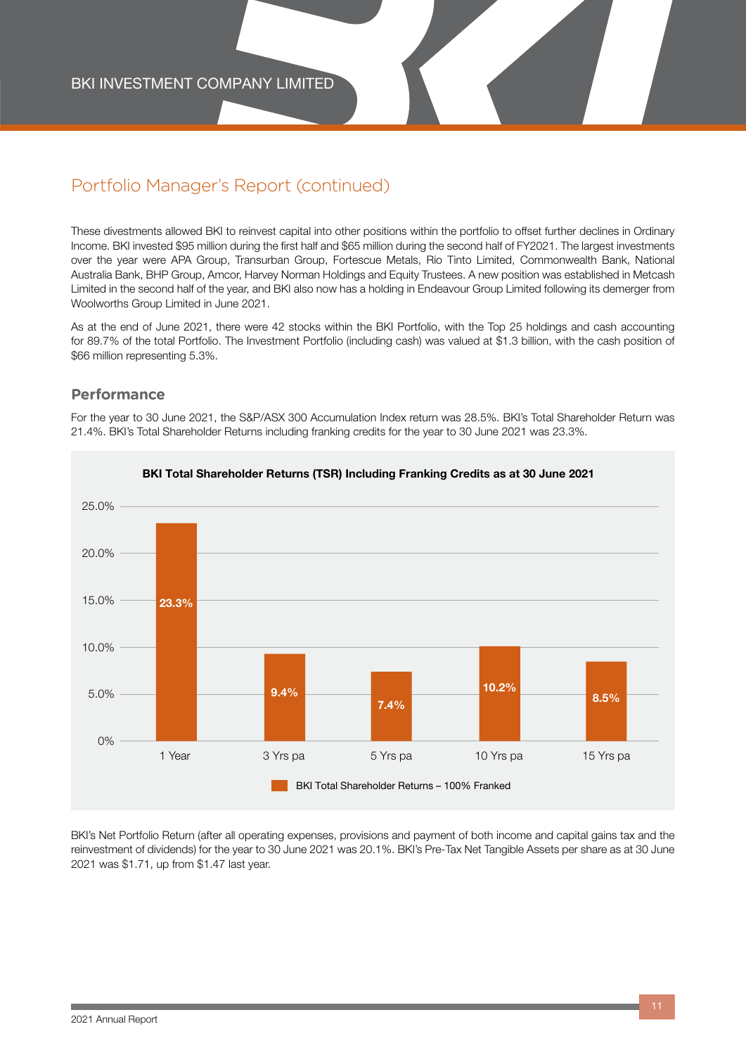## Portfolio Manager's Report (continued)

These divestments allowed BKI to reinvest capital into other positions within the portfolio to offset further declines in Ordinary Income. BKI invested $95 million during the first half and $65 million during the second half of FY2021. The largest investments over the year were APA Group, Transurban Group, Fortescue Metals, Rio Tinto Limited, Commonwealth Bank, National Australia Bank, BHP Group, Amcor, Harvey Norman Holdings and Equity Trustees. A new position was established in Metcash Limited in the second half of the year, and BKI also now has a holding in Endeavour Group Limited following its demerger from Woolworths Group Limited in June 2021.

As at the end of June 2021, there were 42 stocks within the BKI Portfolio, with the Top 25 holdings and cash accounting for 89.7% of the total Portfolio. The Investment Portfolio (including cash) was valued at $1.3 billion, with the cash position of $66 million representing 5.3%.

### Performance

For the year to 30 June 2021, the S&P/ASX 300 Accumulation Index return was 28.5%. BKI's Total Shareholder Return was 21.4%. BKI's Total Shareholder Returns including franking credits for the year to 30 June 2021 was 23.3%.

**BKI Total Shareholder Returns (TSR) Including Franking Credits as at 30 June 2021**

| Period | BKI Total Shareholder Returns – 100% Franked |
|---|---|
| 1 Year | 23.3% |
| 3 Yrs pa | 9.4% |
| 5 Yrs pa | 7.4% |
| 10 Yrs pa | 10.2% |
| 15 Yrs pa | 8.5% |

BKI's Net Portfolio Return (after all operating expenses, provisions and payment of both income and capital gains tax and the reinvestment of dividends) for the year to 30 June 2021 was 20.1%. BKI's Pre-Tax Net Tangible Assets per share as at 30 June 2021 was $1.71, up from $1.47 last year.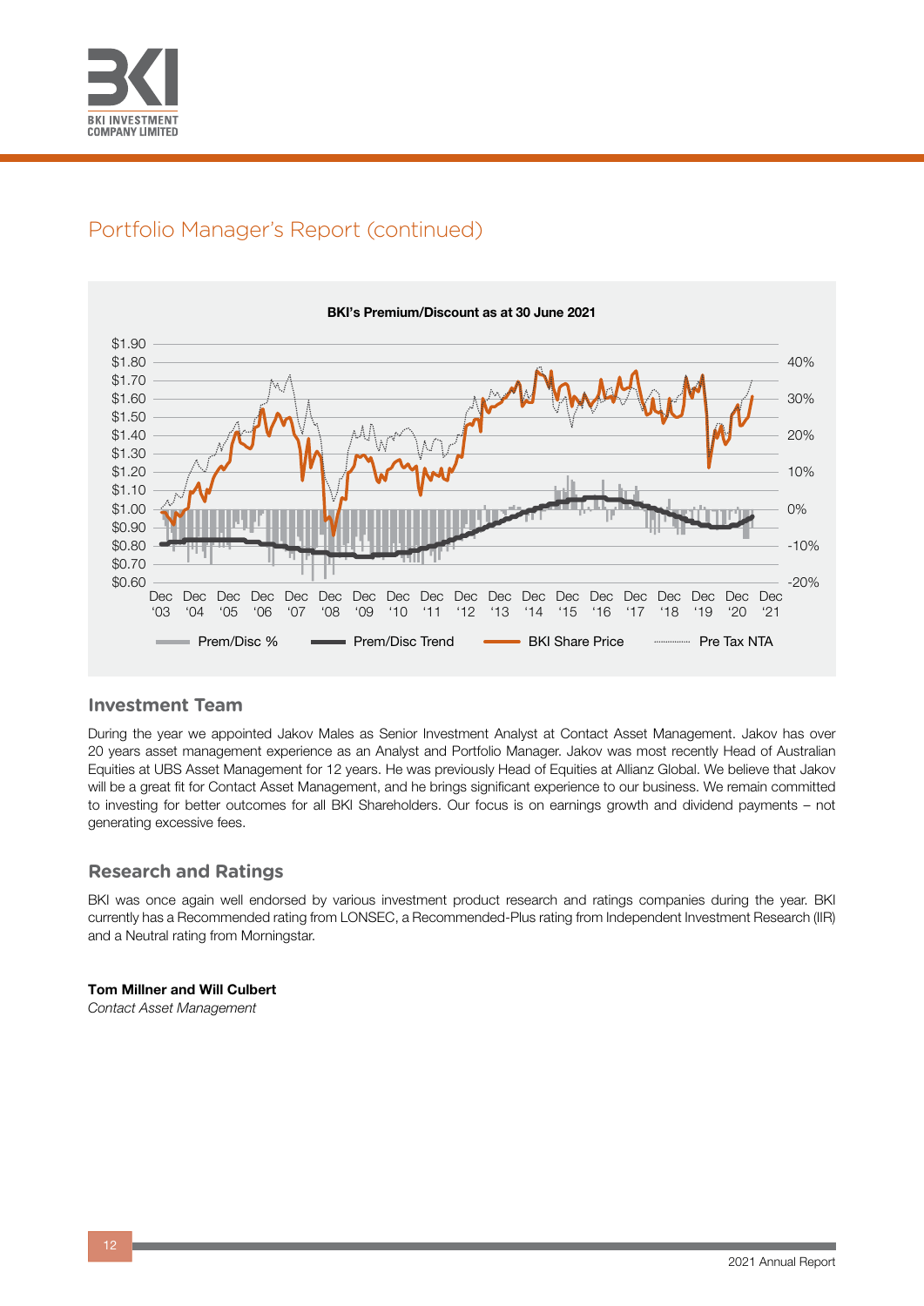## Portfolio Manager's Report (continued)

**BKI's Premium/Discount as at 30 June 2021**

$1.90 $1.80 $1.70 $1.60 $1.50 $1.40 $1.30 $1.20 $1.10 $1.00 $0.90 $0.80 $0.70 $0.60

40% 30% 20% 10% 0% -10% -20%

Dec '03 Dec '04 Dec '05 Dec '06 Dec '07 Dec '08 Dec '09 Dec '10 Dec '11 Dec '12 Dec '13 Dec '14 Dec '15 Dec '16 Dec '17 Dec '18 Dec '19 Dec '20 Dec '21

Prem/Disc % | Prem/Disc Trend | BKI Share Price | Pre Tax NTA

### Investment Team

During the year we appointed Jakov Males as Senior Investment Analyst at Contact Asset Management. Jakov has over 20 years asset management experience as an Analyst and Portfolio Manager. Jakov was most recently Head of Australian Equities at UBS Asset Management for 12 years. He was previously Head of Equities at Allianz Global. We believe that Jakov will be a great fit for Contact Asset Management, and he brings significant experience to our business. We remain committed to investing for better outcomes for all BKI Shareholders. Our focus is on earnings growth and dividend payments – not generating excessive fees.

### Research and Ratings

BKI was once again well endorsed by various investment product research and ratings companies during the year. BKI currently has a Recommended rating from LONSEC, a Recommended-Plus rating from Independent Investment Research (IIR) and a Neutral rating from Morningstar.

**Tom Millner and Will Culbert**
*Contact Asset Management*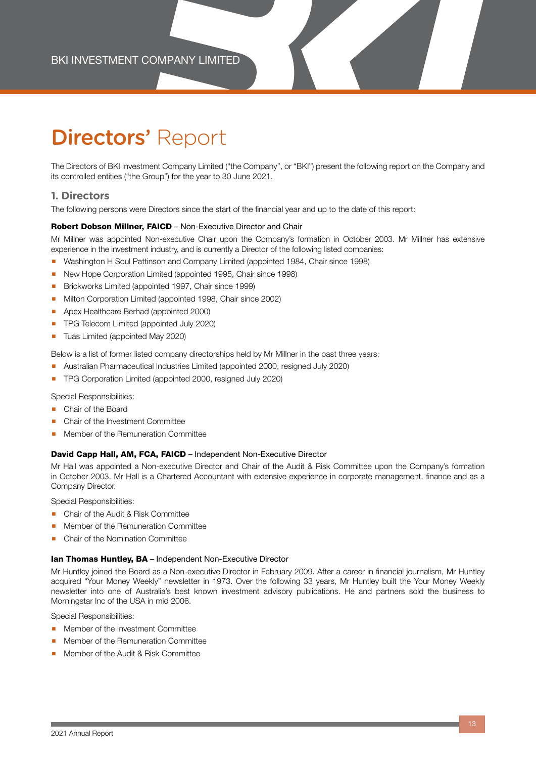# Directors' Report

The Directors of BKI Investment Company Limited ("the Company", or "BKI") present the following report on the Company and its controlled entities ("the Group") for the year to 30 June 2021.

## 1. Directors

The following persons were Directors since the start of the financial year and up to the date of this report:

**Robert Dobson Millner, FAICD** – Non-Executive Director and Chair

Mr Millner was appointed Non-executive Chair upon the Company's formation in October 2003. Mr Millner has extensive experience in the investment industry, and is currently a Director of the following listed companies:

- Washington H Soul Pattinson and Company Limited (appointed 1984, Chair since 1998)
- New Hope Corporation Limited (appointed 1995, Chair since 1998)
- Brickworks Limited (appointed 1997, Chair since 1999)
- Milton Corporation Limited (appointed 1998, Chair since 2002)
- Apex Healthcare Berhad (appointed 2000)
- TPG Telecom Limited (appointed July 2020)
- Tuas Limited (appointed May 2020)

Below is a list of former listed company directorships held by Mr Millner in the past three years:

- Australian Pharmaceutical Industries Limited (appointed 2000, resigned July 2020)
- TPG Corporation Limited (appointed 2000, resigned July 2020)

Special Responsibilities:

- Chair of the Board
- Chair of the Investment Committee
- Member of the Remuneration Committee

**David Capp Hall, AM, FCA, FAICD** – Independent Non-Executive Director

Mr Hall was appointed a Non-executive Director and Chair of the Audit & Risk Committee upon the Company's formation in October 2003. Mr Hall is a Chartered Accountant with extensive experience in corporate management, finance and as a Company Director.

Special Responsibilities:

- Chair of the Audit & Risk Committee
- Member of the Remuneration Committee
- Chair of the Nomination Committee

**Ian Thomas Huntley, BA** – Independent Non-Executive Director

Mr Huntley joined the Board as a Non-executive Director in February 2009. After a career in financial journalism, Mr Huntley acquired "Your Money Weekly" newsletter in 1973. Over the following 33 years, Mr Huntley built the Your Money Weekly newsletter into one of Australia's best known investment advisory publications. He and partners sold the business to Morningstar Inc of the USA in mid 2006.

Special Responsibilities:

- Member of the Investment Committee
- Member of the Remuneration Committee
- Member of the Audit & Risk Committee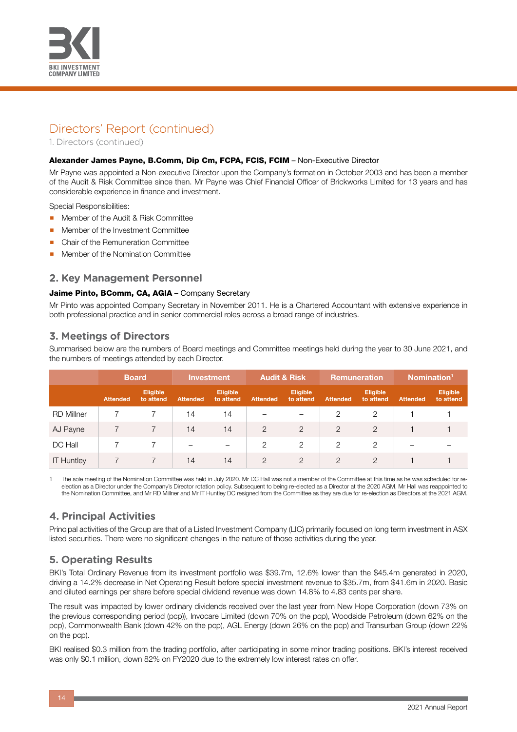# Directors' Report (continued)

1. Directors (continued)

**Alexander James Payne, B.Comm, Dip Cm, FCPA, FCIS, FCIM** – Non-Executive Director

Mr Payne was appointed a Non-executive Director upon the Company's formation in October 2003 and has been a member of the Audit & Risk Committee since then. Mr Payne was Chief Financial Officer of Brickworks Limited for 13 years and has considerable experience in finance and investment.

Special Responsibilities:

- Member of the Audit & Risk Committee
- Member of the Investment Committee
- Chair of the Remuneration Committee
- Member of the Nomination Committee

## 2. Key Management Personnel

**Jaime Pinto, BComm, CA, AGIA** – Company Secretary

Mr Pinto was appointed Company Secretary in November 2011. He is a Chartered Accountant with extensive experience in both professional practice and in senior commercial roles across a broad range of industries.

## 3. Meetings of Directors

Summarised below are the numbers of Board meetings and Committee meetings held during the year to 30 June 2021, and the numbers of meetings attended by each Director.

| | Board | | Investment | | Audit & Risk | | Remuneration | | Nomination[1] | |
|---|---|---|---|---|---|---|---|---|---|---|
| | Attended | Eligible to attend | Attended | Eligible to attend | Attended | Eligible to attend | Attended | Eligible to attend | Attended | Eligible to attend |
| RD Millner | 7 | 7 | 14 | 14 | – | – | 2 | 2 | 1 | 1 |
| AJ Payne | 7 | 7 | 14 | 14 | 2 | 2 | 2 | 2 | 1 | 1 |
| DC Hall | 7 | 7 | – | – | 2 | 2 | 2 | 2 | – | – |
| IT Huntley | 7 | 7 | 14 | 14 | 2 | 2 | 2 | 2 | 1 | 1 |

1 The sole meeting of the Nomination Committee was held in July 2020. Mr DC Hall was not a member of the Committee at this time as he was scheduled for re-election as a Director under the Company's Director rotation policy. Subsequent to being re-elected as a Director at the 2020 AGM, Mr Hall was reappointed to the Nomination Committee, and Mr RD Millner and Mr IT Huntley DC resigned from the Committee as they are due for re-election as Directors at the 2021 AGM.

## 4. Principal Activities

Principal activities of the Group are that of a Listed Investment Company (LIC) primarily focused on long term investment in ASX listed securities. There were no significant changes in the nature of those activities during the year.

## 5. Operating Results

BKI's Total Ordinary Revenue from its investment portfolio was $39.7m, 12.6% lower than the $45.4m generated in 2020, driving a 14.2% decrease in Net Operating Result before special investment revenue to $35.7m, from $41.6m in 2020. Basic and diluted earnings per share before special dividend revenue was down 14.8% to 4.83 cents per share.

The result was impacted by lower ordinary dividends received over the last year from New Hope Corporation (down 73% on the previous corresponding period (pcp)), Invocare Limited (down 70% on the pcp), Woodside Petroleum (down 62% on the pcp), Commonwealth Bank (down 42% on the pcp), AGL Energy (down 26% on the pcp) and Transurban Group (down 22% on the pcp).

BKI realised $0.3 million from the trading portfolio, after participating in some minor trading positions. BKI's interest received was only $0.1 million, down 82% on FY2020 due to the extremely low interest rates on offer.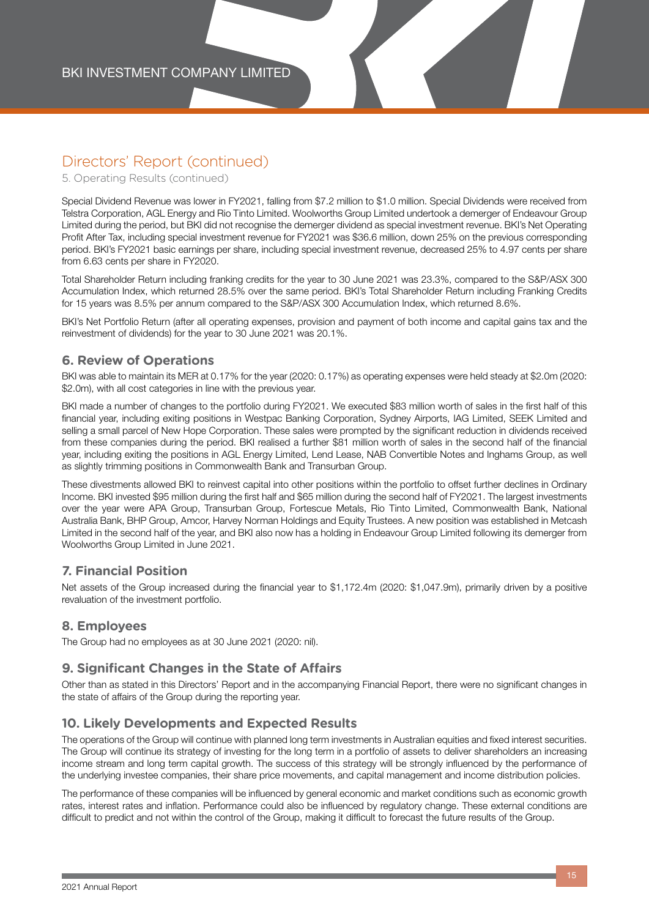## Directors' Report (continued)

5. Operating Results (continued)

Special Dividend Revenue was lower in FY2021, falling from $7.2 million to $1.0 million. Special Dividends were received from Telstra Corporation, AGL Energy and Rio Tinto Limited. Woolworths Group Limited undertook a demerger of Endeavour Group Limited during the period, but BKI did not recognise the demerger dividend as special investment revenue. BKI's Net Operating Profit After Tax, including special investment revenue for FY2021 was $36.6 million, down 25% on the previous corresponding period. BKI's FY2021 basic earnings per share, including special investment revenue, decreased 25% to 4.97 cents per share from 6.63 cents per share in FY2020.

Total Shareholder Return including franking credits for the year to 30 June 2021 was 23.3%, compared to the S&P/ASX 300 Accumulation Index, which returned 28.5% over the same period. BKI's Total Shareholder Return including Franking Credits for 15 years was 8.5% per annum compared to the S&P/ASX 300 Accumulation Index, which returned 8.6%.

BKI's Net Portfolio Return (after all operating expenses, provision and payment of both income and capital gains tax and the reinvestment of dividends) for the year to 30 June 2021 was 20.1%.

### 6. Review of Operations

BKI was able to maintain its MER at 0.17% for the year (2020: 0.17%) as operating expenses were held steady at $2.0m (2020: $2.0m), with all cost categories in line with the previous year.

BKI made a number of changes to the portfolio during FY2021. We executed $83 million worth of sales in the first half of this financial year, including exiting positions in Westpac Banking Corporation, Sydney Airports, IAG Limited, SEEK Limited and selling a small parcel of New Hope Corporation. These sales were prompted by the significant reduction in dividends received from these companies during the period. BKI realised a further $81 million worth of sales in the second half of the financial year, including exiting the positions in AGL Energy Limited, Lend Lease, NAB Convertible Notes and Inghams Group, as well as slightly trimming positions in Commonwealth Bank and Transurban Group.

These divestments allowed BKI to reinvest capital into other positions within the portfolio to offset further declines in Ordinary Income. BKI invested $95 million during the first half and $65 million during the second half of FY2021. The largest investments over the year were APA Group, Transurban Group, Fortescue Metals, Rio Tinto Limited, Commonwealth Bank, National Australia Bank, BHP Group, Amcor, Harvey Norman Holdings and Equity Trustees. A new position was established in Metcash Limited in the second half of the year, and BKI also now has a holding in Endeavour Group Limited following its demerger from Woolworths Group Limited in June 2021.

### 7. Financial Position

Net assets of the Group increased during the financial year to $1,172.4m (2020: $1,047.9m), primarily driven by a positive revaluation of the investment portfolio.

### 8. Employees

The Group had no employees as at 30 June 2021 (2020: nil).

### 9. Significant Changes in the State of Affairs

Other than as stated in this Directors' Report and in the accompanying Financial Report, there were no significant changes in the state of affairs of the Group during the reporting year.

### 10. Likely Developments and Expected Results

The operations of the Group will continue with planned long term investments in Australian equities and fixed interest securities. The Group will continue its strategy of investing for the long term in a portfolio of assets to deliver shareholders an increasing income stream and long term capital growth. The success of this strategy will be strongly influenced by the performance of the underlying investee companies, their share price movements, and capital management and income distribution policies.

The performance of these companies will be influenced by general economic and market conditions such as economic growth rates, interest rates and inflation. Performance could also be influenced by regulatory change. These external conditions are difficult to predict and not within the control of the Group, making it difficult to forecast the future results of the Group.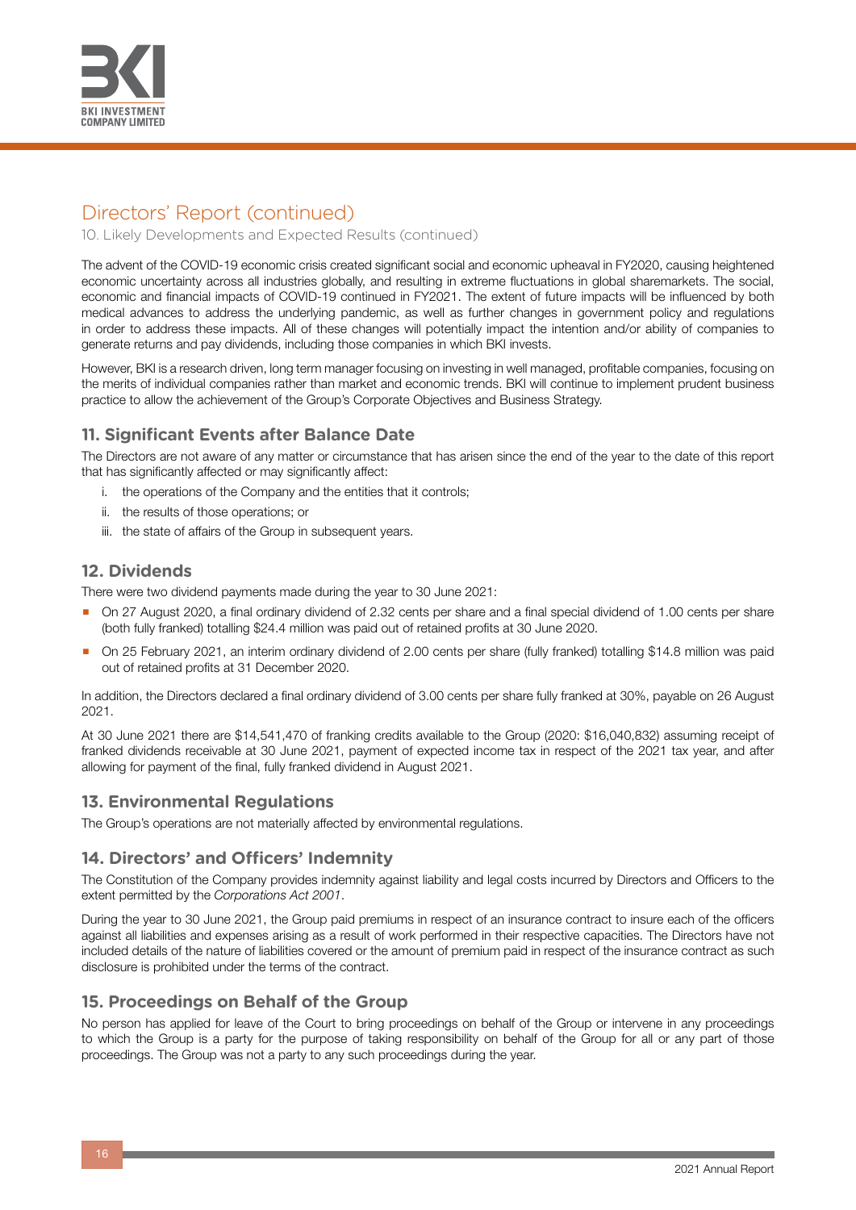# Directors' Report (continued)

10. Likely Developments and Expected Results (continued)

The advent of the COVID-19 economic crisis created significant social and economic upheaval in FY2020, causing heightened economic uncertainty across all industries globally, and resulting in extreme fluctuations in global sharemarkets. The social, economic and financial impacts of COVID-19 continued in FY2021. The extent of future impacts will be influenced by both medical advances to address the underlying pandemic, as well as further changes in government policy and regulations in order to address these impacts. All of these changes will potentially impact the intention and/or ability of companies to generate returns and pay dividends, including those companies in which BKI invests.

However, BKI is a research driven, long term manager focusing on investing in well managed, profitable companies, focusing on the merits of individual companies rather than market and economic trends. BKI will continue to implement prudent business practice to allow the achievement of the Group's Corporate Objectives and Business Strategy.

## 11. Significant Events after Balance Date

The Directors are not aware of any matter or circumstance that has arisen since the end of the year to the date of this report that has significantly affected or may significantly affect:

i. the operations of the Company and the entities that it controls;

ii. the results of those operations; or

iii. the state of affairs of the Group in subsequent years.

## 12. Dividends

There were two dividend payments made during the year to 30 June 2021:

- On 27 August 2020, a final ordinary dividend of 2.32 cents per share and a final special dividend of 1.00 cents per share (both fully franked) totalling $24.4 million was paid out of retained profits at 30 June 2020.
- On 25 February 2021, an interim ordinary dividend of 2.00 cents per share (fully franked) totalling $14.8 million was paid out of retained profits at 31 December 2020.

In addition, the Directors declared a final ordinary dividend of 3.00 cents per share fully franked at 30%, payable on 26 August 2021.

At 30 June 2021 there are $14,541,470 of franking credits available to the Group (2020: $16,040,832) assuming receipt of franked dividends receivable at 30 June 2021, payment of expected income tax in respect of the 2021 tax year, and after allowing for payment of the final, fully franked dividend in August 2021.

## 13. Environmental Regulations

The Group's operations are not materially affected by environmental regulations.

## 14. Directors' and Officers' Indemnity

The Constitution of the Company provides indemnity against liability and legal costs incurred by Directors and Officers to the extent permitted by the *Corporations Act 2001*.

During the year to 30 June 2021, the Group paid premiums in respect of an insurance contract to insure each of the officers against all liabilities and expenses arising as a result of work performed in their respective capacities. The Directors have not included details of the nature of liabilities covered or the amount of premium paid in respect of the insurance contract as such disclosure is prohibited under the terms of the contract.

## 15. Proceedings on Behalf of the Group

No person has applied for leave of the Court to bring proceedings on behalf of the Group or intervene in any proceedings to which the Group is a party for the purpose of taking responsibility on behalf of the Group for all or any part of those proceedings. The Group was not a party to any such proceedings during the year.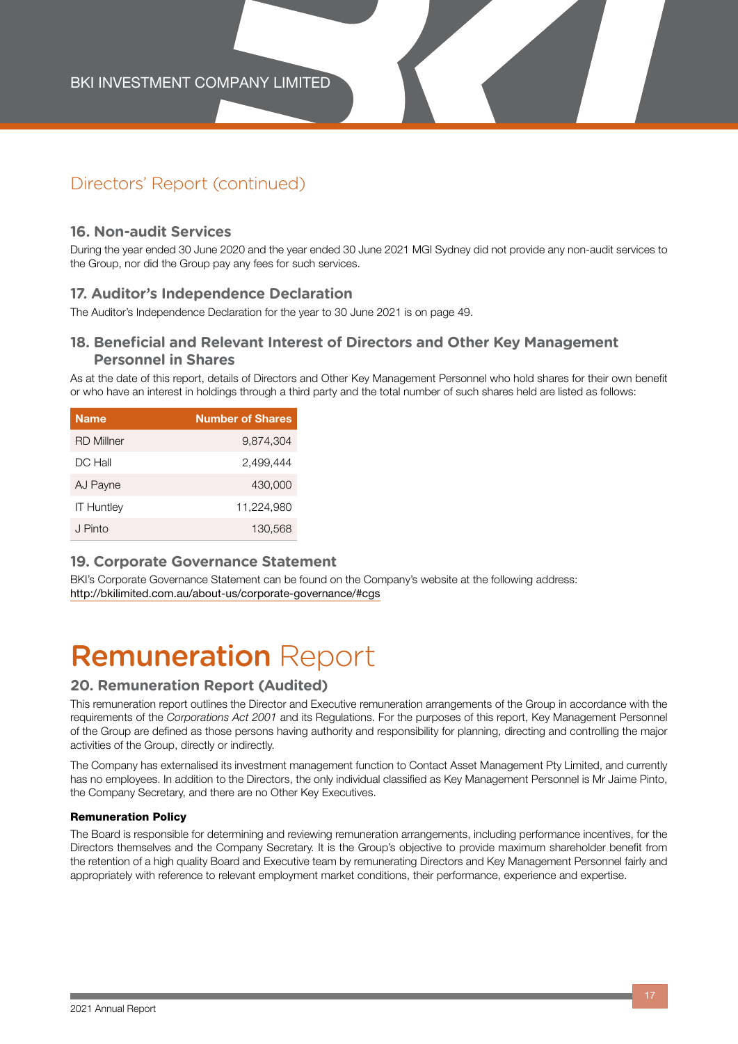## Directors' Report (continued)

### 16. Non-audit Services

During the year ended 30 June 2020 and the year ended 30 June 2021 MGI Sydney did not provide any non-audit services to the Group, nor did the Group pay any fees for such services.

### 17. Auditor's Independence Declaration

The Auditor's Independence Declaration for the year to 30 June 2021 is on page 49.

### 18. Beneficial and Relevant Interest of Directors and Other Key Management Personnel in Shares

As at the date of this report, details of Directors and Other Key Management Personnel who hold shares for their own benefit or who have an interest in holdings through a third party and the total number of such shares held are listed as follows:

| Name | Number of Shares |
|---|---:|
| RD Millner | 9,874,304 |
| DC Hall | 2,499,444 |
| AJ Payne | 430,000 |
| IT Huntley | 11,224,980 |
| J Pinto | 130,568 |

### 19. Corporate Governance Statement

BKI's Corporate Governance Statement can be found on the Company's website at the following address:
http://bkilimited.com.au/about-us/corporate-governance/#cgs

# **Remuneration** Report

### 20. Remuneration Report (Audited)

This remuneration report outlines the Director and Executive remuneration arrangements of the Group in accordance with the requirements of the *Corporations Act 2001* and its Regulations. For the purposes of this report, Key Management Personnel of the Group are defined as those persons having authority and responsibility for planning, directing and controlling the major activities of the Group, directly or indirectly.

The Company has externalised its investment management function to Contact Asset Management Pty Limited, and currently has no employees. In addition to the Directors, the only individual classified as Key Management Personnel is Mr Jaime Pinto, the Company Secretary, and there are no Other Key Executives.

**Remuneration Policy**

The Board is responsible for determining and reviewing remuneration arrangements, including performance incentives, for the Directors themselves and the Company Secretary. It is the Group's objective to provide maximum shareholder benefit from the retention of a high quality Board and Executive team by remunerating Directors and Key Management Personnel fairly and appropriately with reference to relevant employment market conditions, their performance, experience and expertise.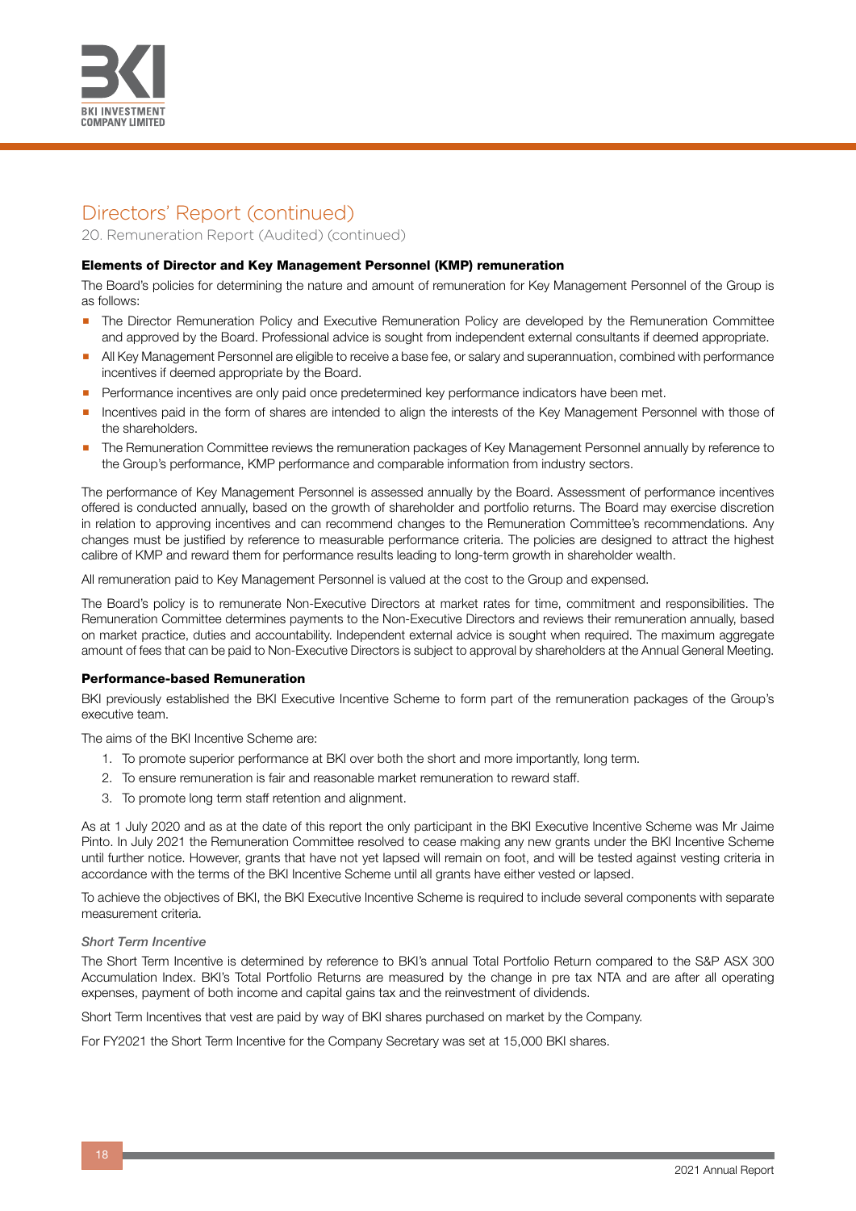# Directors' Report (continued)

20. Remuneration Report (Audited) (continued)

**Elements of Director and Key Management Personnel (KMP) remuneration**

The Board's policies for determining the nature and amount of remuneration for Key Management Personnel of the Group is as follows:

- The Director Remuneration Policy and Executive Remuneration Policy are developed by the Remuneration Committee and approved by the Board. Professional advice is sought from independent external consultants if deemed appropriate.
- All Key Management Personnel are eligible to receive a base fee, or salary and superannuation, combined with performance incentives if deemed appropriate by the Board.
- Performance incentives are only paid once predetermined key performance indicators have been met.
- Incentives paid in the form of shares are intended to align the interests of the Key Management Personnel with those of the shareholders.
- The Remuneration Committee reviews the remuneration packages of Key Management Personnel annually by reference to the Group's performance, KMP performance and comparable information from industry sectors.

The performance of Key Management Personnel is assessed annually by the Board. Assessment of performance incentives offered is conducted annually, based on the growth of shareholder and portfolio returns. The Board may exercise discretion in relation to approving incentives and can recommend changes to the Remuneration Committee's recommendations. Any changes must be justified by reference to measurable performance criteria. The policies are designed to attract the highest calibre of KMP and reward them for performance results leading to long-term growth in shareholder wealth.

All remuneration paid to Key Management Personnel is valued at the cost to the Group and expensed.

The Board's policy is to remunerate Non-Executive Directors at market rates for time, commitment and responsibilities. The Remuneration Committee determines payments to the Non-Executive Directors and reviews their remuneration annually, based on market practice, duties and accountability. Independent external advice is sought when required. The maximum aggregate amount of fees that can be paid to Non-Executive Directors is subject to approval by shareholders at the Annual General Meeting.

**Performance-based Remuneration**

BKI previously established the BKI Executive Incentive Scheme to form part of the remuneration packages of the Group's executive team.

The aims of the BKI Incentive Scheme are:

1. To promote superior performance at BKI over both the short and more importantly, long term.
2. To ensure remuneration is fair and reasonable market remuneration to reward staff.
3. To promote long term staff retention and alignment.

As at 1 July 2020 and as at the date of this report the only participant in the BKI Executive Incentive Scheme was Mr Jaime Pinto. In July 2021 the Remuneration Committee resolved to cease making any new grants under the BKI Incentive Scheme until further notice. However, grants that have not yet lapsed will remain on foot, and will be tested against vesting criteria in accordance with the terms of the BKI Incentive Scheme until all grants have either vested or lapsed.

To achieve the objectives of BKI, the BKI Executive Incentive Scheme is required to include several components with separate measurement criteria.

*Short Term Incentive*

The Short Term Incentive is determined by reference to BKI's annual Total Portfolio Return compared to the S&P ASX 300 Accumulation Index. BKI's Total Portfolio Returns are measured by the change in pre tax NTA and are after all operating expenses, payment of both income and capital gains tax and the reinvestment of dividends.

Short Term Incentives that vest are paid by way of BKI shares purchased on market by the Company.

For FY2021 the Short Term Incentive for the Company Secretary was set at 15,000 BKI shares.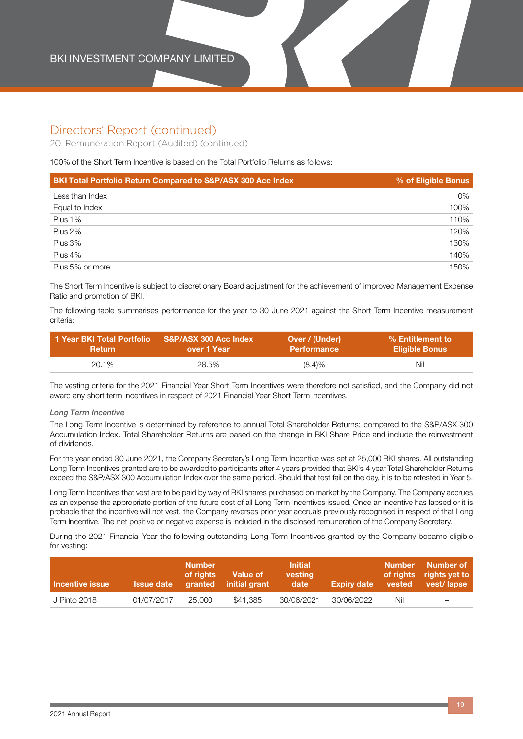## Directors' Report (continued)

20. Remuneration Report (Audited) (continued)

100% of the Short Term Incentive is based on the Total Portfolio Returns as follows:

| BKI Total Portfolio Return Compared to S&P/ASX 300 Acc Index | % of Eligible Bonus |
|---|---|
| Less than Index | 0% |
| Equal to Index | 100% |
| Plus 1% | 110% |
| Plus 2% | 120% |
| Plus 3% | 130% |
| Plus 4% | 140% |
| Plus 5% or more | 150% |

The Short Term Incentive is subject to discretionary Board adjustment for the achievement of improved Management Expense Ratio and promotion of BKI.

The following table summarises performance for the year to 30 June 2021 against the Short Term Incentive measurement criteria:

| 1 Year BKI Total Portfolio Return | S&P/ASX 300 Acc Index over 1 Year | Over / (Under) Performance | % Entitlement to Eligible Bonus |
|---|---|---|---|
| 20.1% | 28.5% | (8.4)% | Nil |

The vesting criteria for the 2021 Financial Year Short Term Incentives were therefore not satisfied, and the Company did not award any short term incentives in respect of 2021 Financial Year Short Term incentives.

*Long Term Incentive*

The Long Term Incentive is determined by reference to annual Total Shareholder Returns; compared to the S&P/ASX 300 Accumulation Index. Total Shareholder Returns are based on the change in BKI Share Price and include the reinvestment of dividends.

For the year ended 30 June 2021, the Company Secretary's Long Term Incentive was set at 25,000 BKI shares. All outstanding Long Term Incentives granted are to be awarded to participants after 4 years provided that BKI's 4 year Total Shareholder Returns exceed the S&P/ASX 300 Accumulation Index over the same period. Should that test fail on the day, it is to be retested in Year 5.

Long Term Incentives that vest are to be paid by way of BKI shares purchased on market by the Company. The Company accrues as an expense the appropriate portion of the future cost of all Long Term Incentives issued. Once an incentive has lapsed or it is probable that the incentive will not vest, the Company reverses prior year accruals previously recognised in respect of that Long Term Incentive. The net positive or negative expense is included in the disclosed remuneration of the Company Secretary.

During the 2021 Financial Year the following outstanding Long Term Incentives granted by the Company became eligible for vesting:

| Incentive issue | Issue date | Number of rights granted | Value of initial grant | Initial vesting date | Expiry date | Number of rights vested | Number of rights yet to vest/ lapse |
|---|---|---|---|---|---|---|---|
| J Pinto 2018 | 01/07/2017 | 25,000 | $41,385 | 30/06/2021 | 30/06/2022 | Nil | – |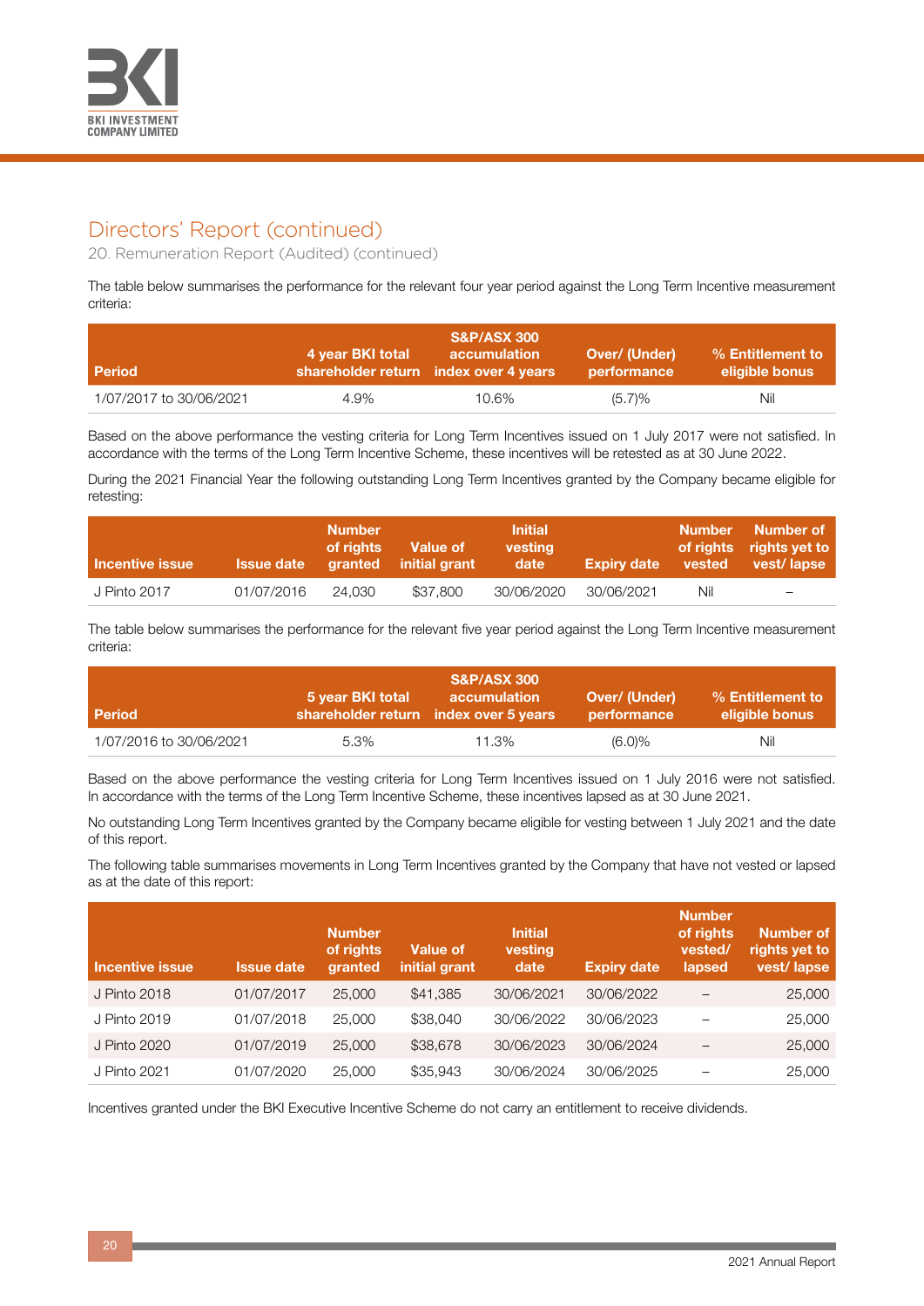# Directors' Report (continued)

20. Remuneration Report (Audited) (continued)

The table below summarises the performance for the relevant four year period against the Long Term Incentive measurement criteria:

| Period | 4 year BKI total shareholder return | S&P/ASX 300 accumulation index over 4 years | Over/ (Under) performance | % Entitlement to eligible bonus |
|---|---|---|---|---|
| 1/07/2017 to 30/06/2021 | 4.9% | 10.6% | (5.7)% | Nil |

Based on the above performance the vesting criteria for Long Term Incentives issued on 1 July 2017 were not satisfied. In accordance with the terms of the Long Term Incentive Scheme, these incentives will be retested as at 30 June 2022.

During the 2021 Financial Year the following outstanding Long Term Incentives granted by the Company became eligible for retesting:

| Incentive issue | Issue date | Number of rights granted | Value of initial grant | Initial vesting date | Expiry date | Number of rights vested | Number of rights yet to vest/ lapse |
|---|---|---|---|---|---|---|---|
| J Pinto 2017 | 01/07/2016 | 24,030 | $37,800 | 30/06/2020 | 30/06/2021 | Nil | – |

The table below summarises the performance for the relevant five year period against the Long Term Incentive measurement criteria:

| Period | 5 year BKI total shareholder return | S&P/ASX 300 accumulation index over 5 years | Over/ (Under) performance | % Entitlement to eligible bonus |
|---|---|---|---|---|
| 1/07/2016 to 30/06/2021 | 5.3% | 11.3% | (6.0)% | Nil |

Based on the above performance the vesting criteria for Long Term Incentives issued on 1 July 2016 were not satisfied. In accordance with the terms of the Long Term Incentive Scheme, these incentives lapsed as at 30 June 2021.

No outstanding Long Term Incentives granted by the Company became eligible for vesting between 1 July 2021 and the date of this report.

The following table summarises movements in Long Term Incentives granted by the Company that have not vested or lapsed as at the date of this report:

| Incentive issue | Issue date | Number of rights granted | Value of initial grant | Initial vesting date | Expiry date | Number of rights vested/ lapsed | Number of rights yet to vest/ lapse |
|---|---|---|---|---|---|---|---|
| J Pinto 2018 | 01/07/2017 | 25,000 | $41,385 | 30/06/2021 | 30/06/2022 | – | 25,000 |
| J Pinto 2019 | 01/07/2018 | 25,000 | $38,040 | 30/06/2022 | 30/06/2023 | – | 25,000 |
| J Pinto 2020 | 01/07/2019 | 25,000 | $38,678 | 30/06/2023 | 30/06/2024 | – | 25,000 |
| J Pinto 2021 | 01/07/2020 | 25,000 | $35,943 | 30/06/2024 | 30/06/2025 | – | 25,000 |

Incentives granted under the BKI Executive Incentive Scheme do not carry an entitlement to receive dividends.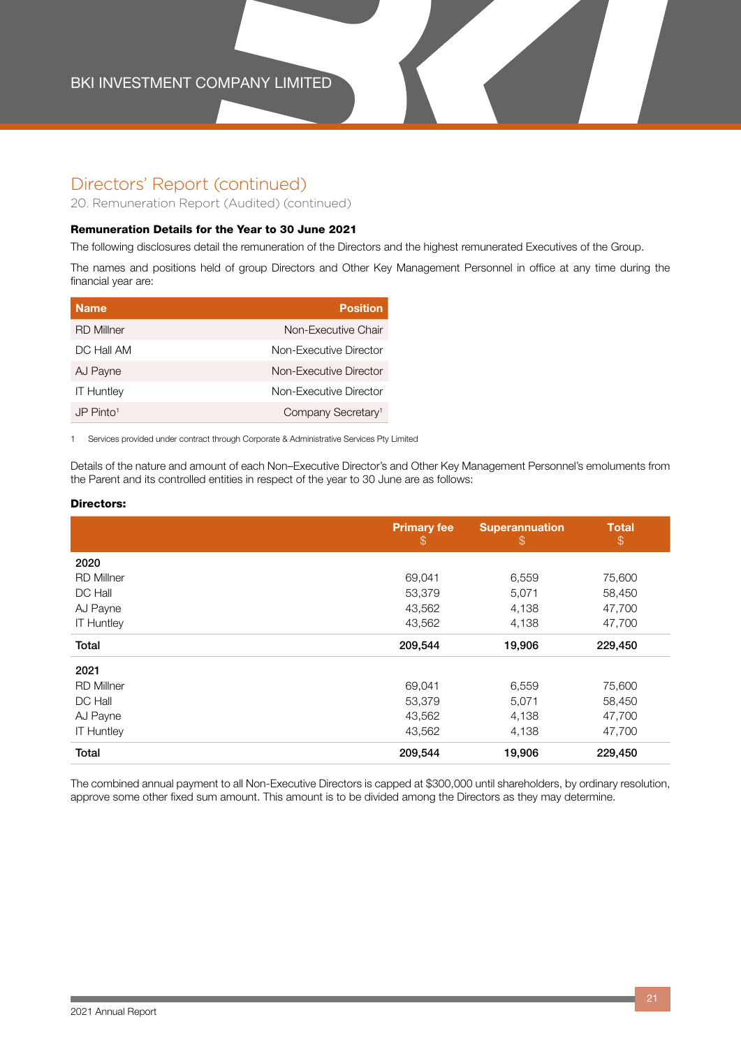## Directors' Report (continued)

20. Remuneration Report (Audited) (continued)

### Remuneration Details for the Year to 30 June 2021

The following disclosures detail the remuneration of the Directors and the highest remunerated Executives of the Group.

The names and positions held of group Directors and Other Key Management Personnel in office at any time during the financial year are:

| Name | Position |
|---|---|
| RD Millner | Non-Executive Chair |
| DC Hall AM | Non-Executive Director |
| AJ Payne | Non-Executive Director |
| IT Huntley | Non-Executive Director |
| JP Pinto[1] | Company Secretary[1] |

1 Services provided under contract through Corporate & Administrative Services Pty Limited

Details of the nature and amount of each Non–Executive Director's and Other Key Management Personnel's emoluments from the Parent and its controlled entities in respect of the year to 30 June are as follows:

**Directors:**

| | Primary fee $ | Superannuation $ | Total $ |
|---|---|---|---|
| **2020** | | | |
| RD Millner | 69,041 | 6,559 | 75,600 |
| DC Hall | 53,379 | 5,071 | 58,450 |
| AJ Payne | 43,562 | 4,138 | 47,700 |
| IT Huntley | 43,562 | 4,138 | 47,700 |
| **Total** | **209,544** | **19,906** | **229,450** |
| **2021** | | | |
| RD Millner | 69,041 | 6,559 | 75,600 |
| DC Hall | 53,379 | 5,071 | 58,450 |
| AJ Payne | 43,562 | 4,138 | 47,700 |
| IT Huntley | 43,562 | 4,138 | 47,700 |
| **Total** | **209,544** | **19,906** | **229,450** |

The combined annual payment to all Non-Executive Directors is capped at $300,000 until shareholders, by ordinary resolution, approve some other fixed sum amount. This amount is to be divided among the Directors as they may determine.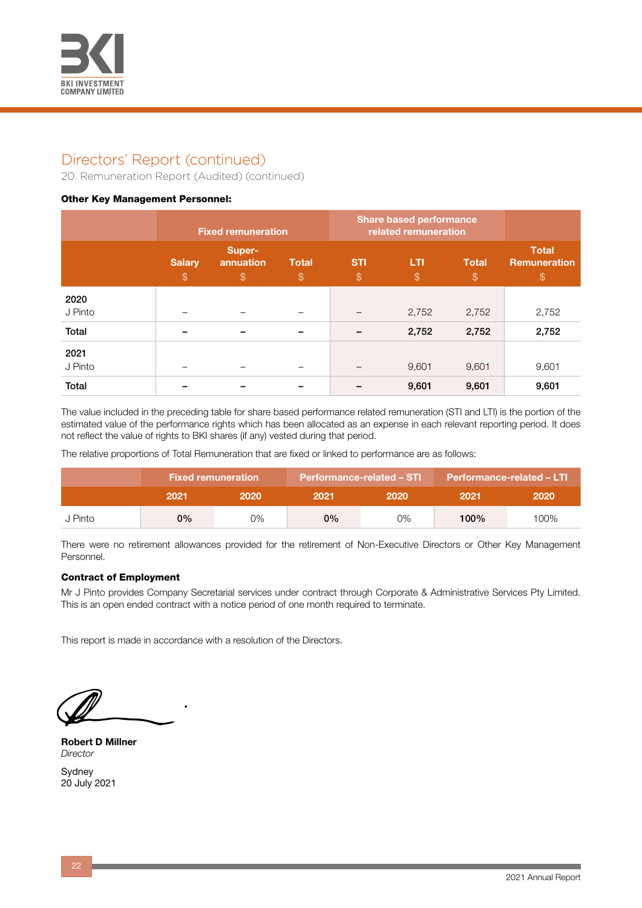## Directors' Report (continued)

20. Remuneration Report (Audited) (continued)

**Other Key Management Personnel:**

| | Fixed remuneration | | | Share based performance related remuneration | | | |
|---|---|---|---|---|---|---|---|
| | Salary $ | Super-annuation $ | Total $ | STI $ | LTI $ | Total $ | Total Remuneration $ |
| **2020** | | | | | | | |
| J Pinto | – | – | – | – | 2,752 | 2,752 | 2,752 |
| **Total** | **–** | **–** | **–** | **–** | **2,752** | **2,752** | **2,752** |
| **2021** | | | | | | | |
| J Pinto | – | – | – | – | 9,601 | 9,601 | 9,601 |
| **Total** | **–** | **–** | **–** | **–** | **9,601** | **9,601** | **9,601** |

The value included in the preceding table for share based performance related remuneration (STI and LTI) is the portion of the estimated value of the performance rights which has been allocated as an expense in each relevant reporting period. It does not reflect the value of rights to BKI shares (if any) vested during that period.

The relative proportions of Total Remuneration that are fixed or linked to performance are as follows:

| | Fixed remuneration | | Performance-related – STI | | Performance-related – LTI | |
|---|---|---|---|---|---|---|
| | 2021 | 2020 | 2021 | 2020 | 2021 | 2020 |
| J Pinto | **0%** | 0% | **0%** | 0% | **100%** | 100% |

There were no retirement allowances provided for the retirement of Non-Executive Directors or Other Key Management Personnel.

**Contract of Employment**

Mr J Pinto provides Company Secretarial services under contract through Corporate & Administrative Services Pty Limited. This is an open ended contract with a notice period of one month required to terminate.

This report is made in accordance with a resolution of the Directors.

**Robert D Millner**
*Director*

Sydney
20 July 2021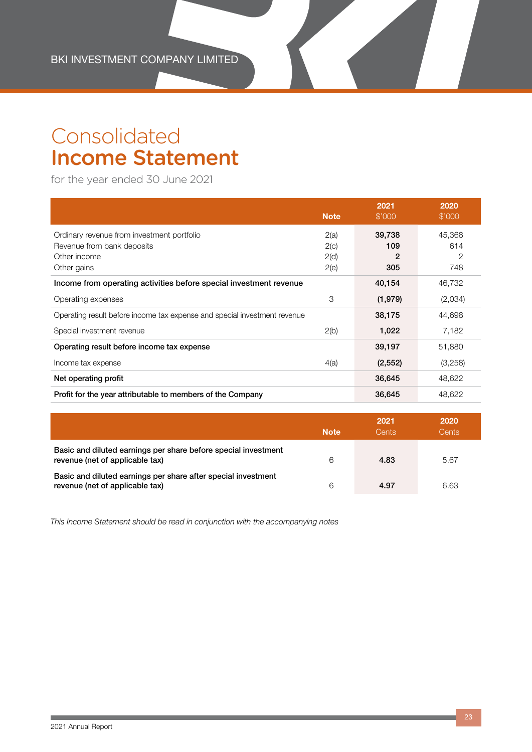# Consolidated Income Statement

for the year ended 30 June 2021

| | Note | 2021 $'000 | 2020 $'000 |
|---|---|---|---|
| Ordinary revenue from investment portfolio | 2(a) | **39,738** | 45,368 |
| Revenue from bank deposits | 2(c) | **109** | 614 |
| Other income | 2(d) | **2** | 2 |
| Other gains | 2(e) | **305** | 748 |
| **Income from operating activities before special investment revenue** | | **40,154** | 46,732 |
| Operating expenses | 3 | **(1,979)** | (2,034) |
| Operating result before income tax expense and special investment revenue | | **38,175** | 44,698 |
| Special investment revenue | 2(b) | **1,022** | 7,182 |
| **Operating result before income tax expense** | | **39,197** | 51,880 |
| Income tax expense | 4(a) | **(2,552)** | (3,258) |
| **Net operating profit** | | **36,645** | 48,622 |
| **Profit for the year attributable to members of the Company** | | **36,645** | 48,622 |

| | Note | 2021 Cents | 2020 Cents |
|---|---|---|---|
| **Basic and diluted earnings per share before special investment revenue (net of applicable tax)** | 6 | **4.83** | 5.67 |
| **Basic and diluted earnings per share after special investment revenue (net of applicable tax)** | 6 | **4.97** | 6.63 |

*This Income Statement should be read in conjunction with the accompanying notes*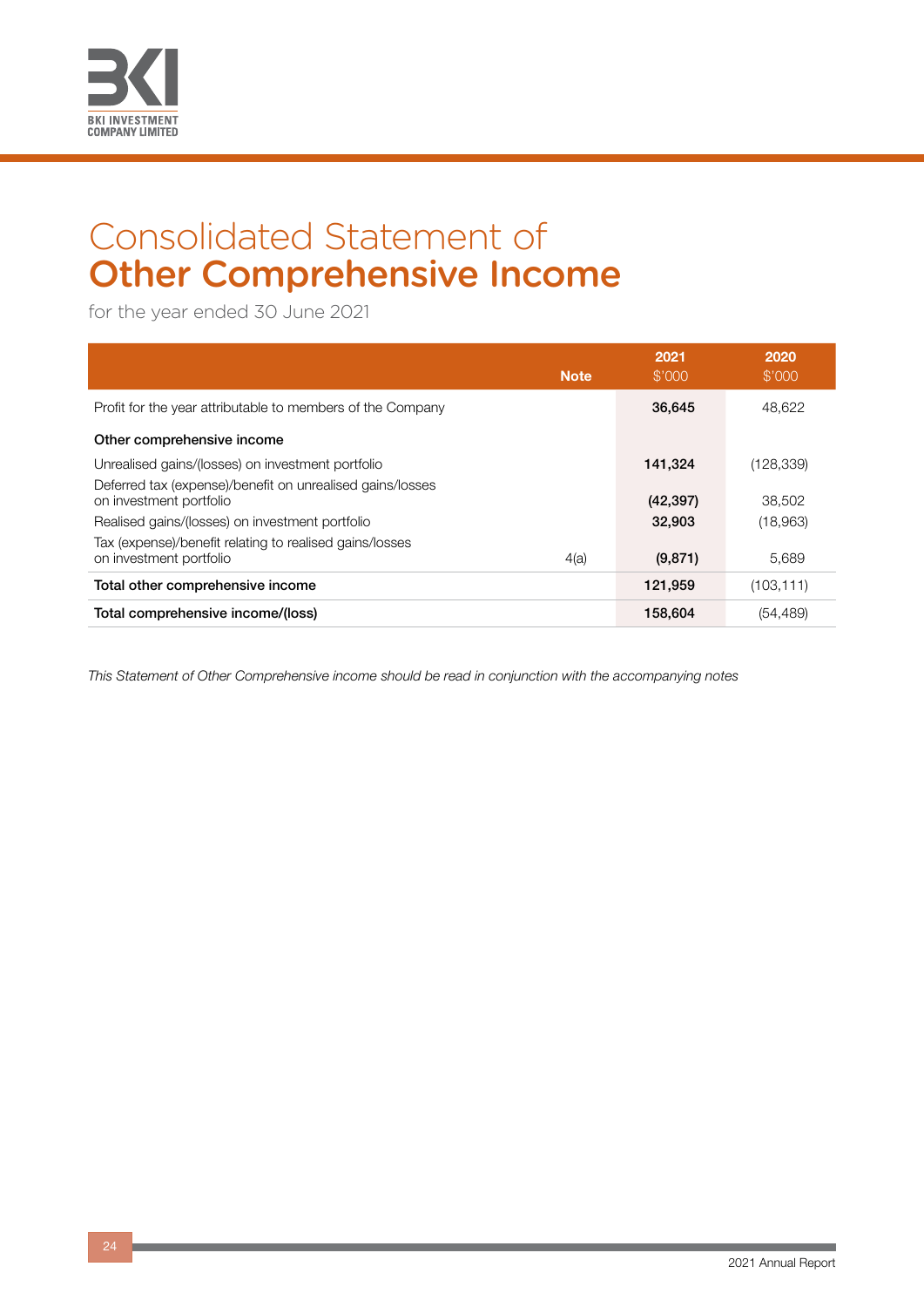# Consolidated Statement of Other Comprehensive Income

for the year ended 30 June 2021

| | Note | 2021 $'000 | 2020 $'000 |
|---|---|---|---|
| Profit for the year attributable to members of the Company | | **36,645** | 48,622 |
| **Other comprehensive income** | | | |
| Unrealised gains/(losses) on investment portfolio | | **141,324** | (128,339) |
| Deferred tax (expense)/benefit on unrealised gains/losses on investment portfolio | | **(42,397)** | 38,502 |
| Realised gains/(losses) on investment portfolio | | **32,903** | (18,963) |
| Tax (expense)/benefit relating to realised gains/losses on investment portfolio | 4(a) | **(9,871)** | 5,689 |
| **Total other comprehensive income** | | **121,959** | (103,111) |
| **Total comprehensive income/(loss)** | | **158,604** | (54,489) |

*This Statement of Other Comprehensive income should be read in conjunction with the accompanying notes*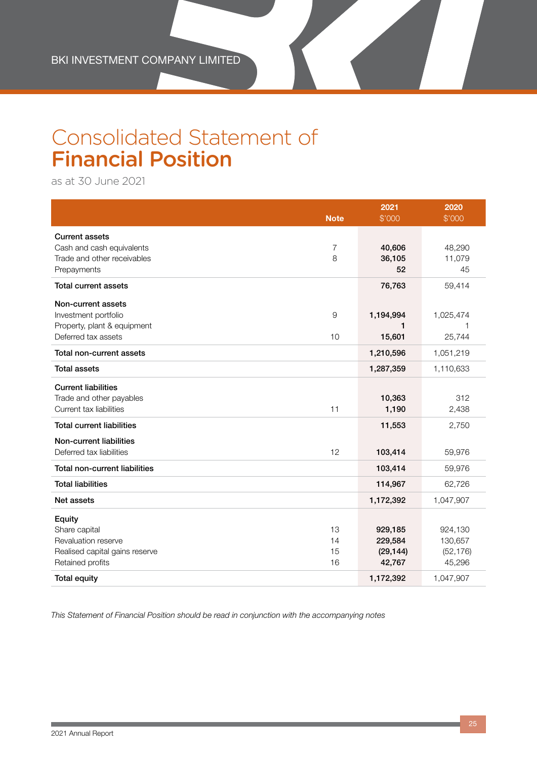# Consolidated Statement of **Financial Position**

as at 30 June 2021

| | Note | 2021 $'000 | 2020 $'000 |
|---|---|---|---|
| **Current assets** | | | |
| Cash and cash equivalents | 7 | **40,606** | 48,290 |
| Trade and other receivables | 8 | **36,105** | 11,079 |
| Prepayments | | **52** | 45 |
| **Total current assets** | | **76,763** | 59,414 |
| **Non-current assets** | | | |
| Investment portfolio | 9 | **1,194,994** | 1,025,474 |
| Property, plant & equipment | | **1** | 1 |
| Deferred tax assets | 10 | **15,601** | 25,744 |
| **Total non-current assets** | | **1,210,596** | 1,051,219 |
| **Total assets** | | **1,287,359** | 1,110,633 |
| **Current liabilities** | | | |
| Trade and other payables | | **10,363** | 312 |
| Current tax liabilities | 11 | **1,190** | 2,438 |
| **Total current liabilities** | | **11,553** | 2,750 |
| **Non-current liabilities** | | | |
| Deferred tax liabilities | 12 | **103,414** | 59,976 |
| **Total non-current liabilities** | | **103,414** | 59,976 |
| **Total liabilities** | | **114,967** | 62,726 |
| **Net assets** | | **1,172,392** | 1,047,907 |
| **Equity** | | | |
| Share capital | 13 | **929,185** | 924,130 |
| Revaluation reserve | 14 | **229,584** | 130,657 |
| Realised capital gains reserve | 15 | **(29,144)** | (52,176) |
| Retained profits | 16 | **42,767** | 45,296 |
| **Total equity** | | **1,172,392** | 1,047,907 |

*This Statement of Financial Position should be read in conjunction with the accompanying notes*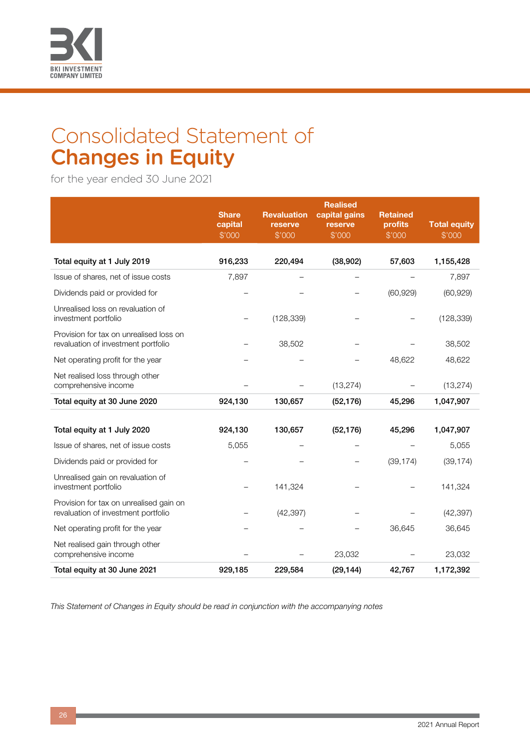# Consolidated Statement of **Changes in Equity**

for the year ended 30 June 2021

| | Share capital $'000 | Revaluation reserve $'000 | Realised capital gains reserve $'000 | Retained profits $'000 | Total equity $'000 |
|---|---|---|---|---|---|
| **Total equity at 1 July 2019** | **916,233** | **220,494** | **(38,902)** | **57,603** | **1,155,428** |
| Issue of shares, net of issue costs | 7,897 | – | – | – | 7,897 |
| Dividends paid or provided for | – | – | – | (60,929) | (60,929) |
| Unrealised loss on revaluation of investment portfolio | – | (128,339) | – | – | (128,339) |
| Provision for tax on unrealised loss on revaluation of investment portfolio | – | 38,502 | – | – | 38,502 |
| Net operating profit for the year | – | – | – | 48,622 | 48,622 |
| Net realised loss through other comprehensive income | – | – | (13,274) | – | (13,274) |
| **Total equity at 30 June 2020** | **924,130** | **130,657** | **(52,176)** | **45,296** | **1,047,907** |
| | | | | | |
| **Total equity at 1 July 2020** | **924,130** | **130,657** | **(52,176)** | **45,296** | **1,047,907** |
| Issue of shares, net of issue costs | 5,055 | – | – | – | 5,055 |
| Dividends paid or provided for | – | – | – | (39,174) | (39,174) |
| Unrealised gain on revaluation of investment portfolio | – | 141,324 | – | – | 141,324 |
| Provision for tax on unrealised gain on revaluation of investment portfolio | – | (42,397) | – | – | (42,397) |
| Net operating profit for the year | – | – | – | 36,645 | 36,645 |
| Net realised gain through other comprehensive income | – | – | 23,032 | – | 23,032 |
| **Total equity at 30 June 2021** | **929,185** | **229,584** | **(29,144)** | **42,767** | **1,172,392** |

*This Statement of Changes in Equity should be read in conjunction with the accompanying notes*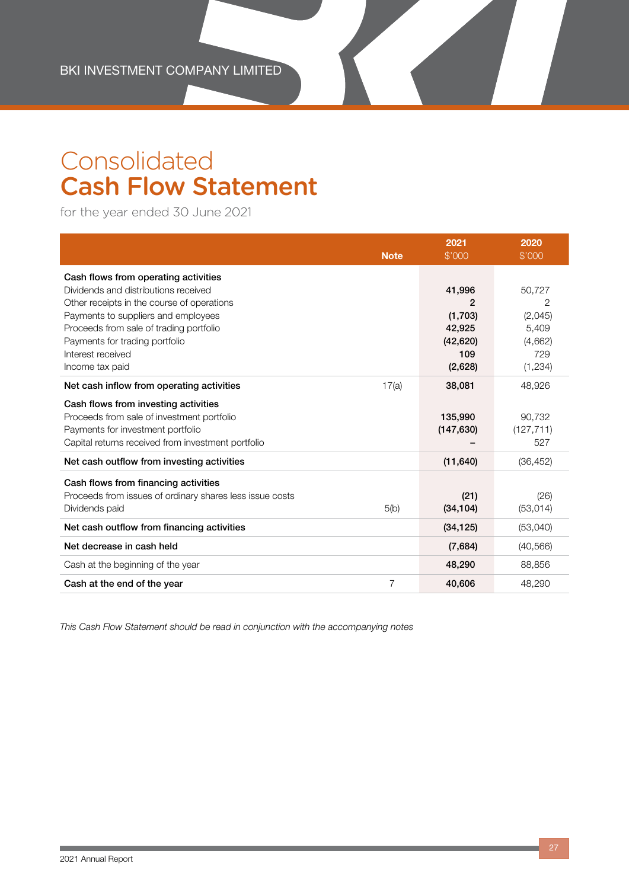# Consolidated
# Cash Flow Statement

for the year ended 30 June 2021

| | Note | 2021 $'000 | 2020 $'000 |
|---|---|---|---|
| **Cash flows from operating activities** | | | |
| Dividends and distributions received | | **41,996** | 50,727 |
| Other receipts in the course of operations | | **2** | 2 |
| Payments to suppliers and employees | | **(1,703)** | (2,045) |
| Proceeds from sale of trading portfolio | | **42,925** | 5,409 |
| Payments for trading portfolio | | **(42,620)** | (4,662) |
| Interest received | | **109** | 729 |
| Income tax paid | | **(2,628)** | (1,234) |
| **Net cash inflow from operating activities** | 17(a) | **38,081** | 48,926 |
| **Cash flows from investing activities** | | | |
| Proceeds from sale of investment portfolio | | **135,990** | 90,732 |
| Payments for investment portfolio | | **(147,630)** | (127,711) |
| Capital returns received from investment portfolio | | **–** | 527 |
| **Net cash outflow from investing activities** | | **(11,640)** | (36,452) |
| **Cash flows from financing activities** | | | |
| Proceeds from issues of ordinary shares less issue costs | | **(21)** | (26) |
| Dividends paid | 5(b) | **(34,104)** | (53,014) |
| **Net cash outflow from financing activities** | | **(34,125)** | (53,040) |
| **Net decrease in cash held** | | **(7,684)** | (40,566) |
| Cash at the beginning of the year | | **48,290** | 88,856 |
| **Cash at the end of the year** | 7 | **40,606** | 48,290 |

*This Cash Flow Statement should be read in conjunction with the accompanying notes*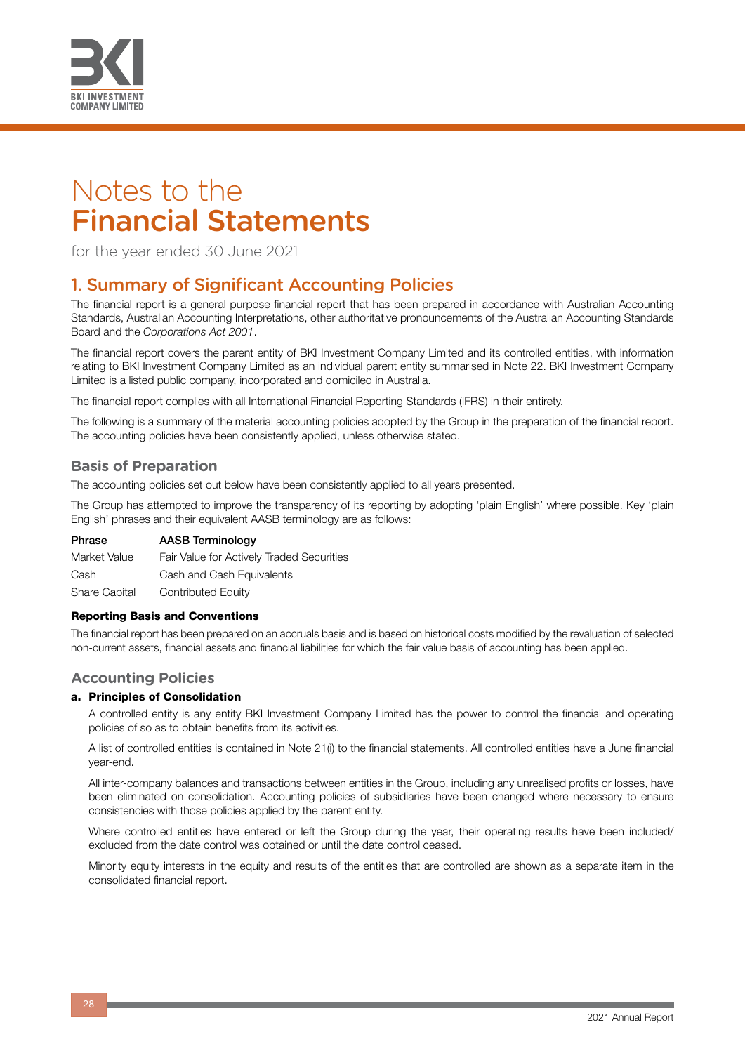# Notes to the Financial Statements

for the year ended 30 June 2021

## 1. Summary of Significant Accounting Policies

The financial report is a general purpose financial report that has been prepared in accordance with Australian Accounting Standards, Australian Accounting Interpretations, other authoritative pronouncements of the Australian Accounting Standards Board and the *Corporations Act 2001*.

The financial report covers the parent entity of BKI Investment Company Limited and its controlled entities, with information relating to BKI Investment Company Limited as an individual parent entity summarised in Note 22. BKI Investment Company Limited is a listed public company, incorporated and domiciled in Australia.

The financial report complies with all International Financial Reporting Standards (IFRS) in their entirety.

The following is a summary of the material accounting policies adopted by the Group in the preparation of the financial report. The accounting policies have been consistently applied, unless otherwise stated.

### Basis of Preparation

The accounting policies set out below have been consistently applied to all years presented.

The Group has attempted to improve the transparency of its reporting by adopting 'plain English' where possible. Key 'plain English' phrases and their equivalent AASB terminology are as follows:

| Phrase | AASB Terminology |
| --- | --- |
| Market Value | Fair Value for Actively Traded Securities |
| Cash | Cash and Cash Equivalents |
| Share Capital | Contributed Equity |

#### Reporting Basis and Conventions

The financial report has been prepared on an accruals basis and is based on historical costs modified by the revaluation of selected non-current assets, financial assets and financial liabilities for which the fair value basis of accounting has been applied.

### Accounting Policies

#### a. Principles of Consolidation

A controlled entity is any entity BKI Investment Company Limited has the power to control the financial and operating policies of so as to obtain benefits from its activities.

A list of controlled entities is contained in Note 21(i) to the financial statements. All controlled entities have a June financial year-end.

All inter-company balances and transactions between entities in the Group, including any unrealised profits or losses, have been eliminated on consolidation. Accounting policies of subsidiaries have been changed where necessary to ensure consistencies with those policies applied by the parent entity.

Where controlled entities have entered or left the Group during the year, their operating results have been included/excluded from the date control was obtained or until the date control ceased.

Minority equity interests in the equity and results of the entities that are controlled are shown as a separate item in the consolidated financial report.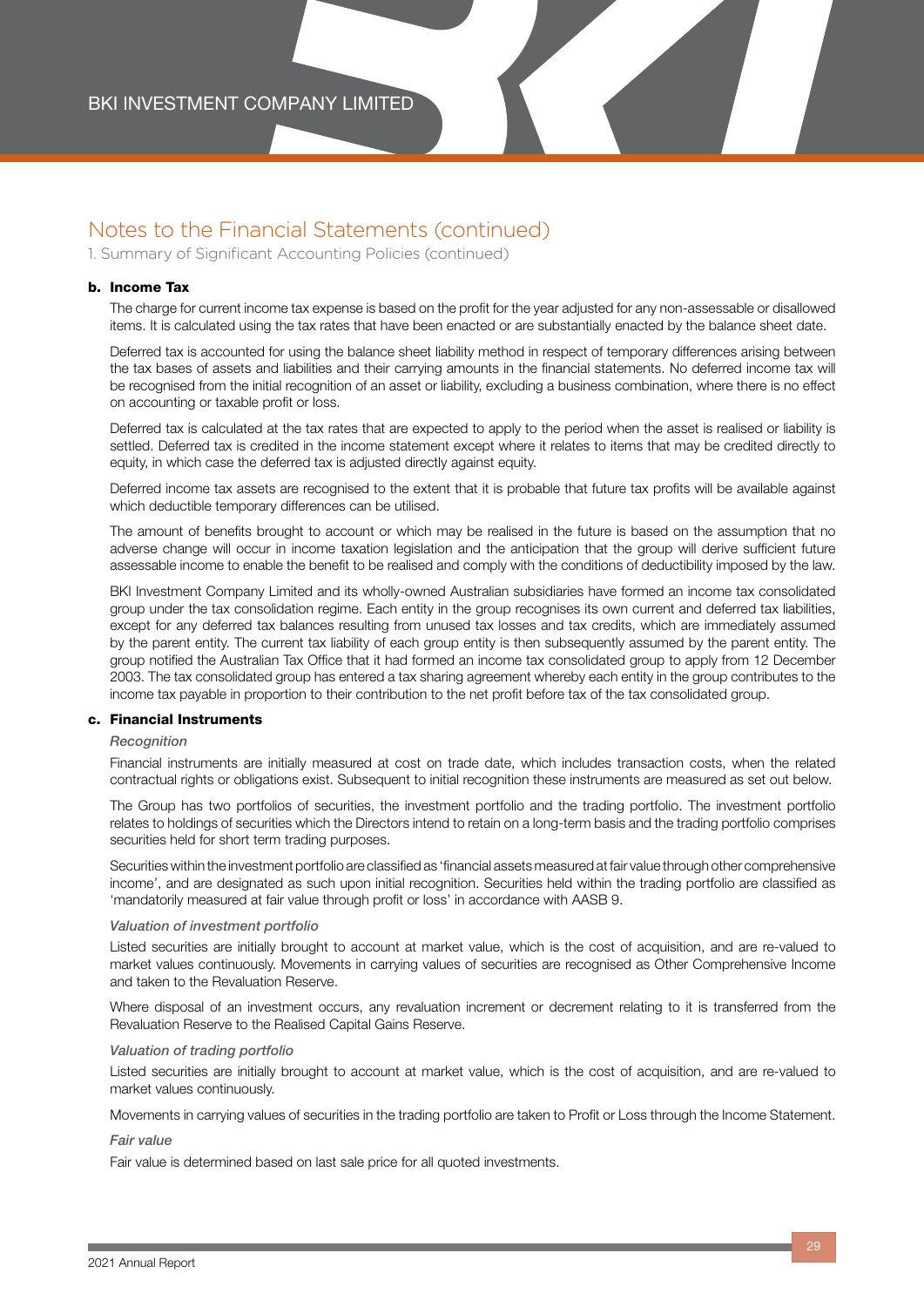# Notes to the Financial Statements (continued)

1. Summary of Significant Accounting Policies (continued)

### b. Income Tax

The charge for current income tax expense is based on the profit for the year adjusted for any non-assessable or disallowed items. It is calculated using the tax rates that have been enacted or are substantially enacted by the balance sheet date.

Deferred tax is accounted for using the balance sheet liability method in respect of temporary differences arising between the tax bases of assets and liabilities and their carrying amounts in the financial statements. No deferred income tax will be recognised from the initial recognition of an asset or liability, excluding a business combination, where there is no effect on accounting or taxable profit or loss.

Deferred tax is calculated at the tax rates that are expected to apply to the period when the asset is realised or liability is settled. Deferred tax is credited in the income statement except where it relates to items that may be credited directly to equity, in which case the deferred tax is adjusted directly against equity.

Deferred income tax assets are recognised to the extent that it is probable that future tax profits will be available against which deductible temporary differences can be utilised.

The amount of benefits brought to account or which may be realised in the future is based on the assumption that no adverse change will occur in income taxation legislation and the anticipation that the group will derive sufficient future assessable income to enable the benefit to be realised and comply with the conditions of deductibility imposed by the law.

BKI Investment Company Limited and its wholly-owned Australian subsidiaries have formed an income tax consolidated group under the tax consolidation regime. Each entity in the group recognises its own current and deferred tax liabilities, except for any deferred tax balances resulting from unused tax losses and tax credits, which are immediately assumed by the parent entity. The current tax liability of each group entity is then subsequently assumed by the parent entity. The group notified the Australian Tax Office that it had formed an income tax consolidated group to apply from 12 December 2003. The tax consolidated group has entered a tax sharing agreement whereby each entity in the group contributes to the income tax payable in proportion to their contribution to the net profit before tax of the tax consolidated group.

### c. Financial Instruments

*Recognition*

Financial instruments are initially measured at cost on trade date, which includes transaction costs, when the related contractual rights or obligations exist. Subsequent to initial recognition these instruments are measured as set out below.

The Group has two portfolios of securities, the investment portfolio and the trading portfolio. The investment portfolio relates to holdings of securities which the Directors intend to retain on a long-term basis and the trading portfolio comprises securities held for short term trading purposes.

Securities within the investment portfolio are classified as 'financial assets measured at fair value through other comprehensive income', and are designated as such upon initial recognition. Securities held within the trading portfolio are classified as 'mandatorily measured at fair value through profit or loss' in accordance with AASB 9.

*Valuation of investment portfolio*

Listed securities are initially brought to account at market value, which is the cost of acquisition, and are re-valued to market values continuously. Movements in carrying values of securities are recognised as Other Comprehensive Income and taken to the Revaluation Reserve.

Where disposal of an investment occurs, any revaluation increment or decrement relating to it is transferred from the Revaluation Reserve to the Realised Capital Gains Reserve.

*Valuation of trading portfolio*

Listed securities are initially brought to account at market value, which is the cost of acquisition, and are re-valued to market values continuously.

Movements in carrying values of securities in the trading portfolio are taken to Profit or Loss through the Income Statement.

*Fair value*

Fair value is determined based on last sale price for all quoted investments.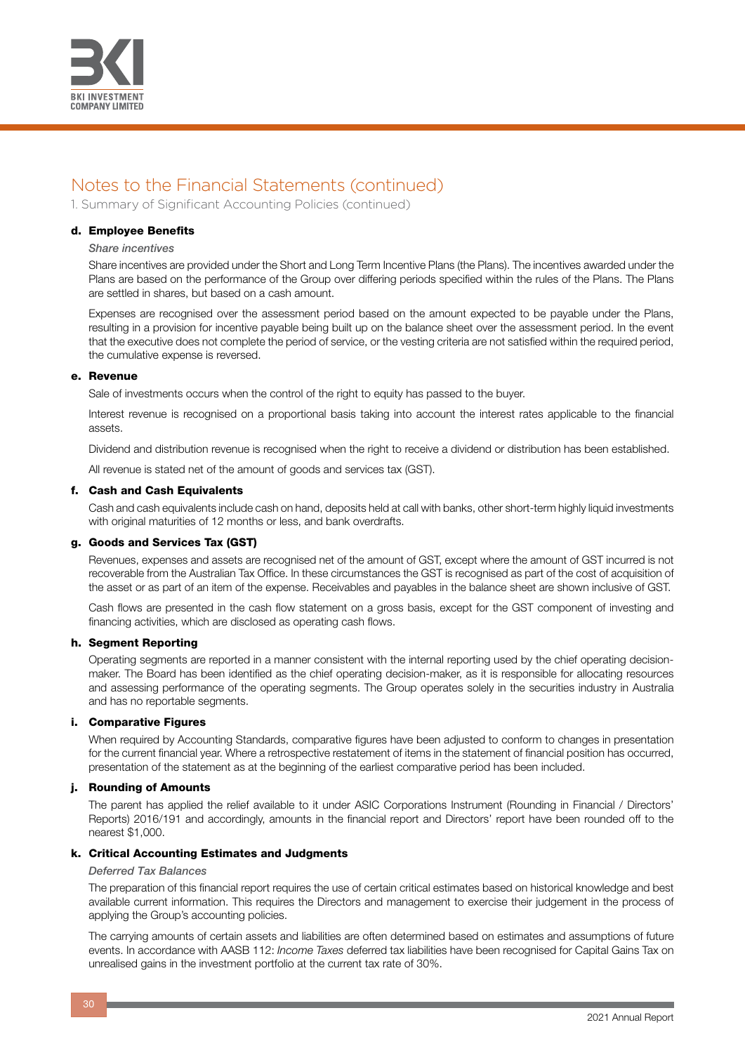# Notes to the Financial Statements (continued)

1. Summary of Significant Accounting Policies (continued)

### d. Employee Benefits

*Share incentives*

Share incentives are provided under the Short and Long Term Incentive Plans (the Plans). The incentives awarded under the Plans are based on the performance of the Group over differing periods specified within the rules of the Plans. The Plans are settled in shares, but based on a cash amount.

Expenses are recognised over the assessment period based on the amount expected to be payable under the Plans, resulting in a provision for incentive payable being built up on the balance sheet over the assessment period. In the event that the executive does not complete the period of service, or the vesting criteria are not satisfied within the required period, the cumulative expense is reversed.

### e. Revenue

Sale of investments occurs when the control of the right to equity has passed to the buyer.

Interest revenue is recognised on a proportional basis taking into account the interest rates applicable to the financial assets.

Dividend and distribution revenue is recognised when the right to receive a dividend or distribution has been established.

All revenue is stated net of the amount of goods and services tax (GST).

### f. Cash and Cash Equivalents

Cash and cash equivalents include cash on hand, deposits held at call with banks, other short-term highly liquid investments with original maturities of 12 months or less, and bank overdrafts.

### g. Goods and Services Tax (GST)

Revenues, expenses and assets are recognised net of the amount of GST, except where the amount of GST incurred is not recoverable from the Australian Tax Office. In these circumstances the GST is recognised as part of the cost of acquisition of the asset or as part of an item of the expense. Receivables and payables in the balance sheet are shown inclusive of GST.

Cash flows are presented in the cash flow statement on a gross basis, except for the GST component of investing and financing activities, which are disclosed as operating cash flows.

### h. Segment Reporting

Operating segments are reported in a manner consistent with the internal reporting used by the chief operating decision-maker. The Board has been identified as the chief operating decision-maker, as it is responsible for allocating resources and assessing performance of the operating segments. The Group operates solely in the securities industry in Australia and has no reportable segments.

### i. Comparative Figures

When required by Accounting Standards, comparative figures have been adjusted to conform to changes in presentation for the current financial year. Where a retrospective restatement of items in the statement of financial position has occurred, presentation of the statement as at the beginning of the earliest comparative period has been included.

### j. Rounding of Amounts

The parent has applied the relief available to it under ASIC Corporations Instrument (Rounding in Financial / Directors' Reports) 2016/191 and accordingly, amounts in the financial report and Directors' report have been rounded off to the nearest $1,000.

### k. Critical Accounting Estimates and Judgments

*Deferred Tax Balances*

The preparation of this financial report requires the use of certain critical estimates based on historical knowledge and best available current information. This requires the Directors and management to exercise their judgement in the process of applying the Group's accounting policies.

The carrying amounts of certain assets and liabilities are often determined based on estimates and assumptions of future events. In accordance with AASB 112: *Income Taxes* deferred tax liabilities have been recognised for Capital Gains Tax on unrealised gains in the investment portfolio at the current tax rate of 30%.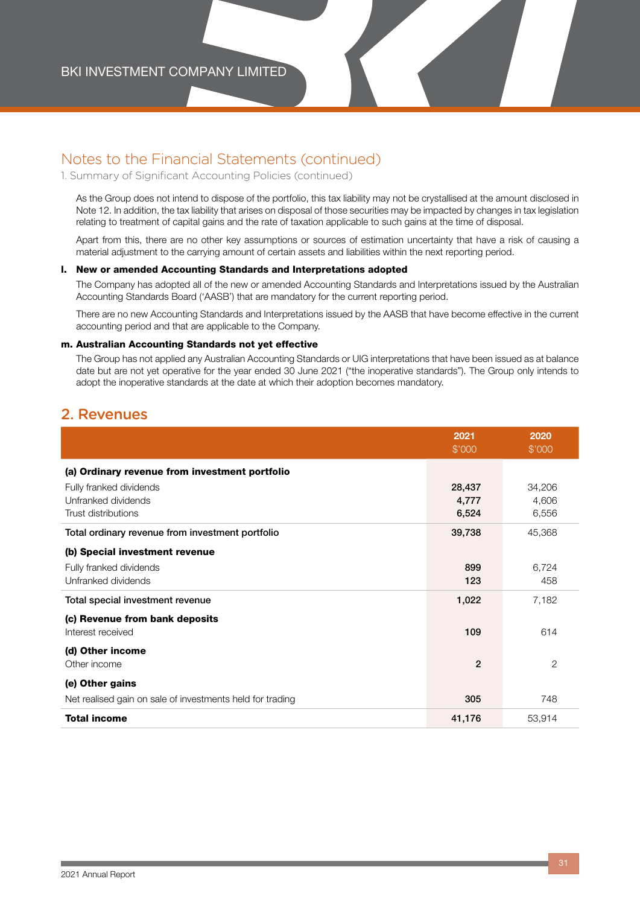## Notes to the Financial Statements (continued)

1. Summary of Significant Accounting Policies (continued)

As the Group does not intend to dispose of the portfolio, this tax liability may not be crystallised at the amount disclosed in Note 12. In addition, the tax liability that arises on disposal of those securities may be impacted by changes in tax legislation relating to treatment of capital gains and the rate of taxation applicable to such gains at the time of disposal.

Apart from this, there are no other key assumptions or sources of estimation uncertainty that have a risk of causing a material adjustment to the carrying amount of certain assets and liabilities within the next reporting period.

**l. New or amended Accounting Standards and Interpretations adopted**

The Company has adopted all of the new or amended Accounting Standards and Interpretations issued by the Australian Accounting Standards Board ('AASB') that are mandatory for the current reporting period.

There are no new Accounting Standards and Interpretations issued by the AASB that have become effective in the current accounting period and that are applicable to the Company.

**m. Australian Accounting Standards not yet effective**

The Group has not applied any Australian Accounting Standards or UIG interpretations that have been issued as at balance date but are not yet operative for the year ended 30 June 2021 ("the inoperative standards"). The Group only intends to adopt the inoperative standards at the date at which their adoption becomes mandatory.

## 2. Revenues

| | 2021 $'000 | 2020 $'000 |
|---|---|---|
| **(a) Ordinary revenue from investment portfolio** | | |
| Fully franked dividends | 28,437 | 34,206 |
| Unfranked dividends | 4,777 | 4,606 |
| Trust distributions | 6,524 | 6,556 |
| Total ordinary revenue from investment portfolio | 39,738 | 45,368 |
| **(b) Special investment revenue** | | |
| Fully franked dividends | 899 | 6,724 |
| Unfranked dividends | 123 | 458 |
| Total special investment revenue | 1,022 | 7,182 |
| **(c) Revenue from bank deposits** | | |
| Interest received | 109 | 614 |
| **(d) Other income** | | |
| Other income | 2 | 2 |
| **(e) Other gains** | | |
| Net realised gain on sale of investments held for trading | 305 | 748 |
| **Total income** | 41,176 | 53,914 |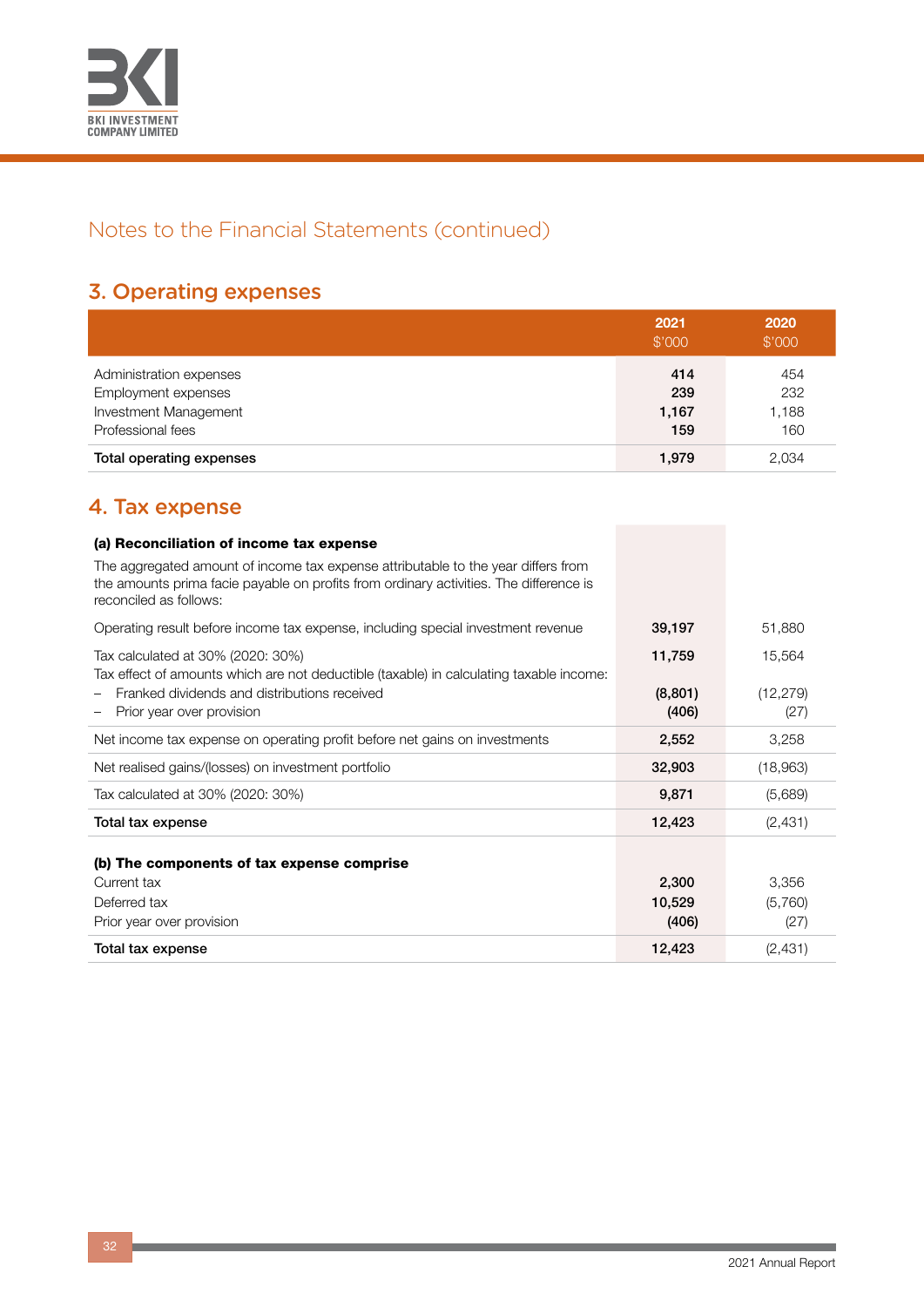## Notes to the Financial Statements (continued)

### 3. Operating expenses

| | 2021 $'000 | 2020 $'000 |
|---|---|---|
| Administration expenses | **414** | 454 |
| Employment expenses | **239** | 232 |
| Investment Management | **1,167** | 1,188 |
| Professional fees | **159** | 160 |
| **Total operating expenses** | **1,979** | 2,034 |

### 4. Tax expense

| | 2021 $'000 | 2020 $'000 |
|---|---|---|
| **(a) Reconciliation of income tax expense** | | |
| The aggregated amount of income tax expense attributable to the year differs from the amounts prima facie payable on profits from ordinary activities. The difference is reconciled as follows: | | |
| Operating result before income tax expense, including special investment revenue | **39,197** | 51,880 |
| Tax calculated at 30% (2020: 30%) | **11,759** | 15,564 |
| Tax effect of amounts which are not deductible (taxable) in calculating taxable income: | | |
| – Franked dividends and distributions received | **(8,801)** | (12,279) |
| – Prior year over provision | **(406)** | (27) |
| Net income tax expense on operating profit before net gains on investments | **2,552** | 3,258 |
| Net realised gains/(losses) on investment portfolio | **32,903** | (18,963) |
| Tax calculated at 30% (2020: 30%) | **9,871** | (5,689) |
| **Total tax expense** | **12,423** | (2,431) |
| **(b) The components of tax expense comprise** | | |
| Current tax | **2,300** | 3,356 |
| Deferred tax | **10,529** | (5,760) |
| Prior year over provision | **(406)** | (27) |
| **Total tax expense** | **12,423** | (2,431) |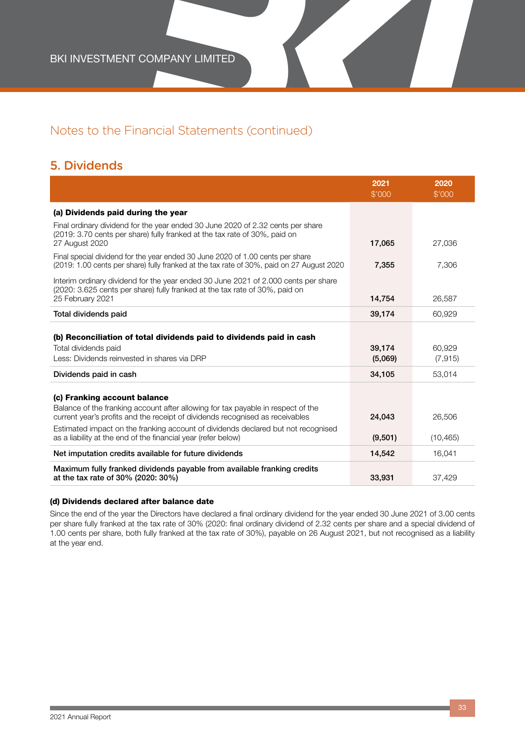## Notes to the Financial Statements (continued)

## 5. Dividends

| | 2021 $'000 | 2020 $'000 |
|---|---|---|
| **(a) Dividends paid during the year** | | |
| Final ordinary dividend for the year ended 30 June 2020 of 2.32 cents per share (2019: 3.70 cents per share) fully franked at the tax rate of 30%, paid on 27 August 2020 | **17,065** | 27,036 |
| Final special dividend for the year ended 30 June 2020 of 1.00 cents per share (2019: 1.00 cents per share) fully franked at the tax rate of 30%, paid on 27 August 2020 | **7,355** | 7,306 |
| Interim ordinary dividend for the year ended 30 June 2021 of 2.000 cents per share (2020: 3.625 cents per share) fully franked at the tax rate of 30%, paid on 25 February 2021 | **14,754** | 26,587 |
| Total dividends paid | **39,174** | 60,929 |
| **(b) Reconciliation of total dividends paid to dividends paid in cash** | | |
| Total dividends paid | **39,174** | 60,929 |
| Less: Dividends reinvested in shares via DRP | **(5,069)** | (7,915) |
| Dividends paid in cash | **34,105** | 53,014 |
| **(c) Franking account balance** | | |
| Balance of the franking account after allowing for tax payable in respect of the current year's profits and the receipt of dividends recognised as receivables | **24,043** | 26,506 |
| Estimated impact on the franking account of dividends declared but not recognised as a liability at the end of the financial year (refer below) | **(9,501)** | (10,465) |
| Net imputation credits available for future dividends | **14,542** | 16,041 |
| Maximum fully franked dividends payable from available franking credits at the tax rate of 30% (2020: 30%) | **33,931** | 37,429 |

**(d) Dividends declared after balance date**

Since the end of the year the Directors have declared a final ordinary dividend for the year ended 30 June 2021 of 3.00 cents per share fully franked at the tax rate of 30% (2020: final ordinary dividend of 2.32 cents per share and a special dividend of 1.00 cents per share, both fully franked at the tax rate of 30%), payable on 26 August 2021, but not recognised as a liability at the year end.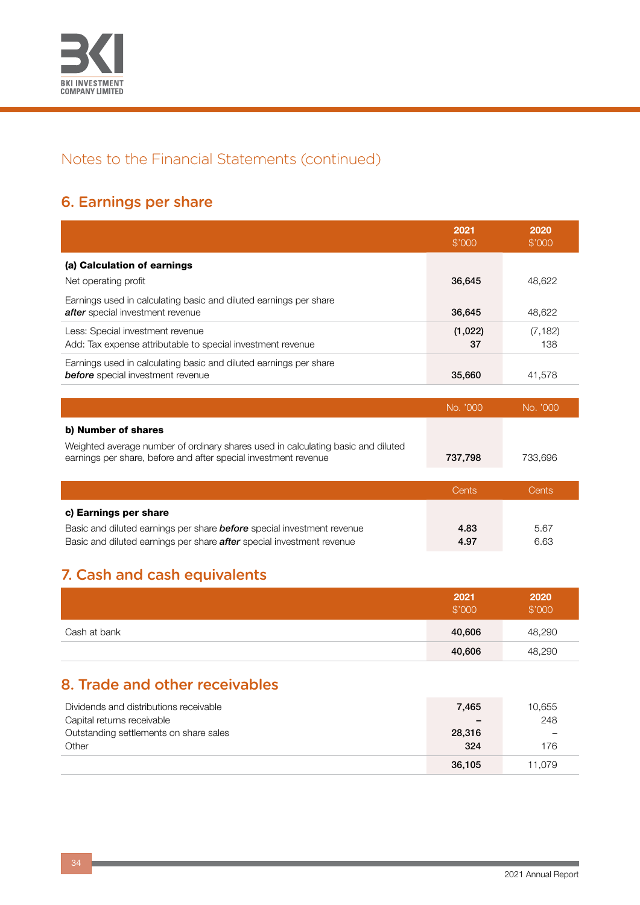## Notes to the Financial Statements (continued)

## 6. Earnings per share

| | 2021 $'000 | 2020 $'000 |
|---|---|---|
| **(a) Calculation of earnings** | | |
| Net operating profit | **36,645** | 48,622 |
| Earnings used in calculating basic and diluted earnings per share ***after*** special investment revenue | **36,645** | 48,622 |
| Less: Special investment revenue | **(1,022)** | (7,182) |
| Add: Tax expense attributable to special investment revenue | **37** | 138 |
| Earnings used in calculating basic and diluted earnings per share ***before*** special investment revenue | **35,660** | 41,578 |

| | No. '000 | No. '000 |
|---|---|---|
| **b) Number of shares** | | |
| Weighted average number of ordinary shares used in calculating basic and diluted earnings per share, before and after special investment revenue | **737,798** | 733,696 |

| | Cents | Cents |
|---|---|---|
| **c) Earnings per share** | | |
| Basic and diluted earnings per share ***before*** special investment revenue | **4.83** | 5.67 |
| Basic and diluted earnings per share ***after*** special investment revenue | **4.97** | 6.63 |

## 7. Cash and cash equivalents

| | 2021 $'000 | 2020 $'000 |
|---|---|---|
| Cash at bank | **40,606** | 48,290 |
| | **40,606** | 48,290 |

## 8. Trade and other receivables

| | 2021 $'000 | 2020 $'000 |
|---|---|---|
| Dividends and distributions receivable | **7,465** | 10,655 |
| Capital returns receivable | **–** | 248 |
| Outstanding settlements on share sales | **28,316** | – |
| Other | **324** | 176 |
| | **36,105** | 11,079 |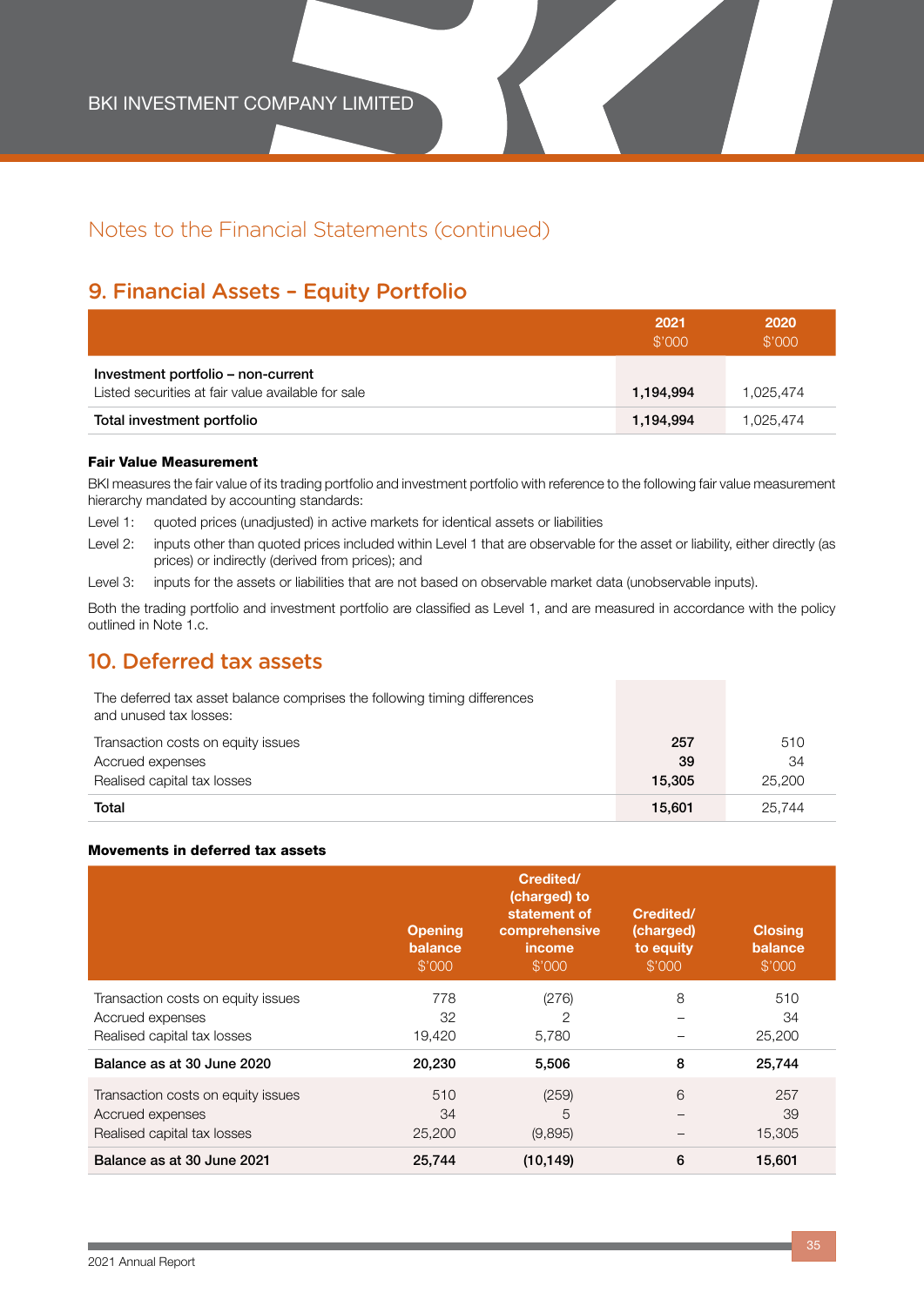## Notes to the Financial Statements (continued)

## 9. Financial Assets – Equity Portfolio

| | 2021 $'000 | 2020 $'000 |
|---|---|---|
| **Investment portfolio – non-current** | | |
| Listed securities at fair value available for sale | **1,194,994** | 1,025,474 |
| **Total investment portfolio** | **1,194,994** | 1,025,474 |

### Fair Value Measurement

BKI measures the fair value of its trading portfolio and investment portfolio with reference to the following fair value measurement hierarchy mandated by accounting standards:

Level 1: quoted prices (unadjusted) in active markets for identical assets or liabilities

Level 2: inputs other than quoted prices included within Level 1 that are observable for the asset or liability, either directly (as prices) or indirectly (derived from prices); and

Level 3: inputs for the assets or liabilities that are not based on observable market data (unobservable inputs).

Both the trading portfolio and investment portfolio are classified as Level 1, and are measured in accordance with the policy outlined in Note 1.c.

## 10. Deferred tax assets

| The deferred tax asset balance comprises the following timing differences and unused tax losses: | 2021 $'000 | 2020 $'000 |
|---|---|---|
| Transaction costs on equity issues | **257** | 510 |
| Accrued expenses | **39** | 34 |
| Realised capital tax losses | **15,305** | 25,200 |
| **Total** | **15,601** | 25,744 |

### Movements in deferred tax assets

| | Opening balance $'000 | Credited/ (charged) to statement of comprehensive income $'000 | Credited/ (charged) to equity $'000 | Closing balance $'000 |
|---|---|---|---|---|
| Transaction costs on equity issues | 778 | (276) | 8 | 510 |
| Accrued expenses | 32 | 2 | – | 34 |
| Realised capital tax losses | 19,420 | 5,780 | – | 25,200 |
| **Balance as at 30 June 2020** | **20,230** | **5,506** | **8** | **25,744** |
| Transaction costs on equity issues | 510 | (259) | 6 | 257 |
| Accrued expenses | 34 | 5 | – | 39 |
| Realised capital tax losses | 25,200 | (9,895) | – | 15,305 |
| **Balance as at 30 June 2021** | **25,744** | **(10,149)** | **6** | **15,601** |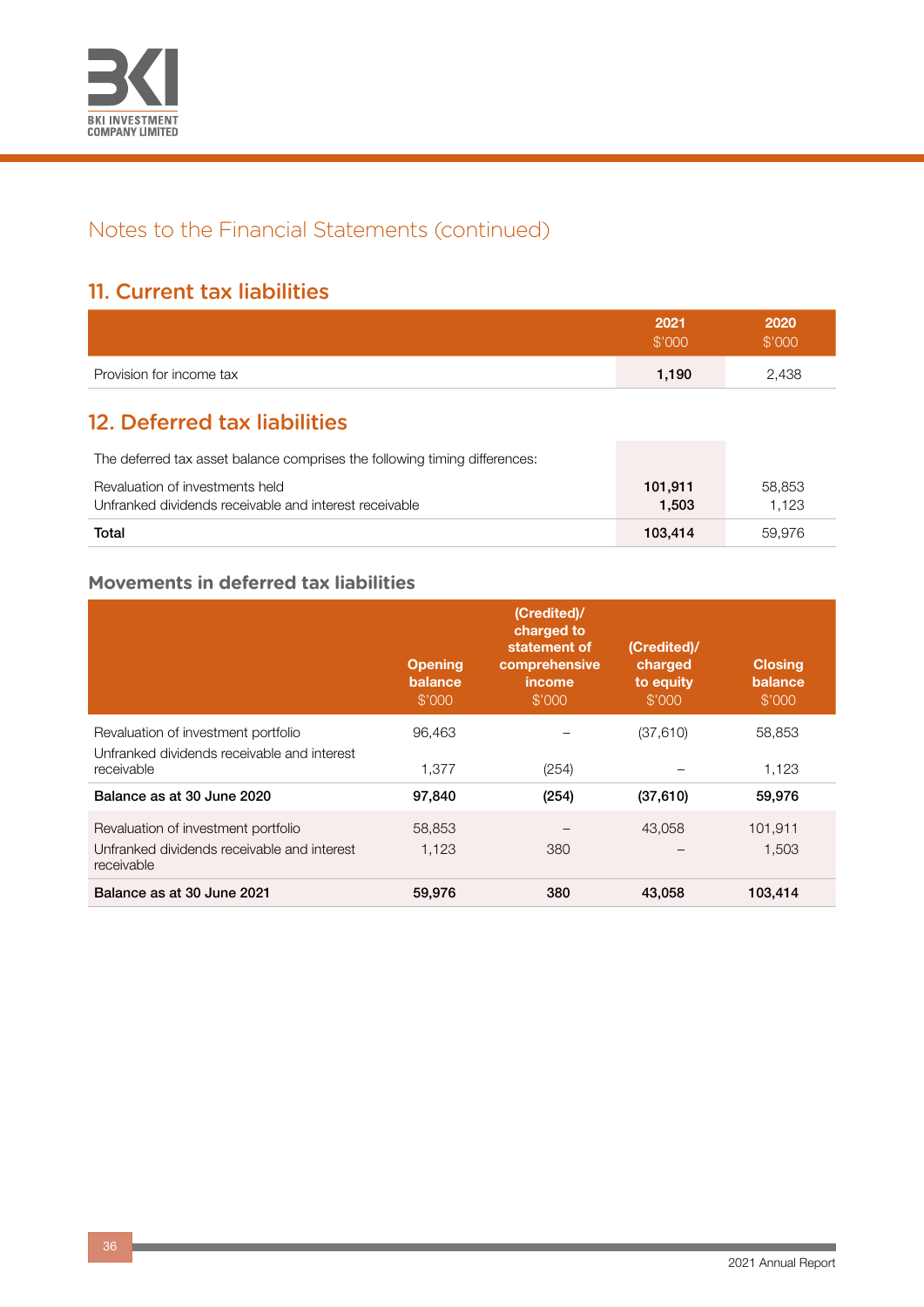# Notes to the Financial Statements (continued)

## 11. Current tax liabilities

| | 2021 $'000 | 2020 $'000 |
|---|---|---|
| Provision for income tax | **1,190** | 2,438 |

## 12. Deferred tax liabilities

| | 2021 $'000 | 2020 $'000 |
|---|---|---|
| The deferred tax asset balance comprises the following timing differences: | | |
| Revaluation of investments held | **101,911** | 58,853 |
| Unfranked dividends receivable and interest receivable | **1,503** | 1,123 |
| **Total** | **103,414** | 59,976 |

### Movements in deferred tax liabilities

| | Opening balance $'000 | (Credited)/ charged to statement of comprehensive income $'000 | (Credited)/ charged to equity $'000 | Closing balance $'000 |
|---|---|---|---|---|
| Revaluation of investment portfolio | 96,463 | – | (37,610) | 58,853 |
| Unfranked dividends receivable and interest receivable | 1,377 | (254) | – | 1,123 |
| **Balance as at 30 June 2020** | **97,840** | **(254)** | **(37,610)** | **59,976** |
| Revaluation of investment portfolio | 58,853 | – | 43,058 | 101,911 |
| Unfranked dividends receivable and interest receivable | 1,123 | 380 | – | 1,503 |
| **Balance as at 30 June 2021** | **59,976** | **380** | **43,058** | **103,414** |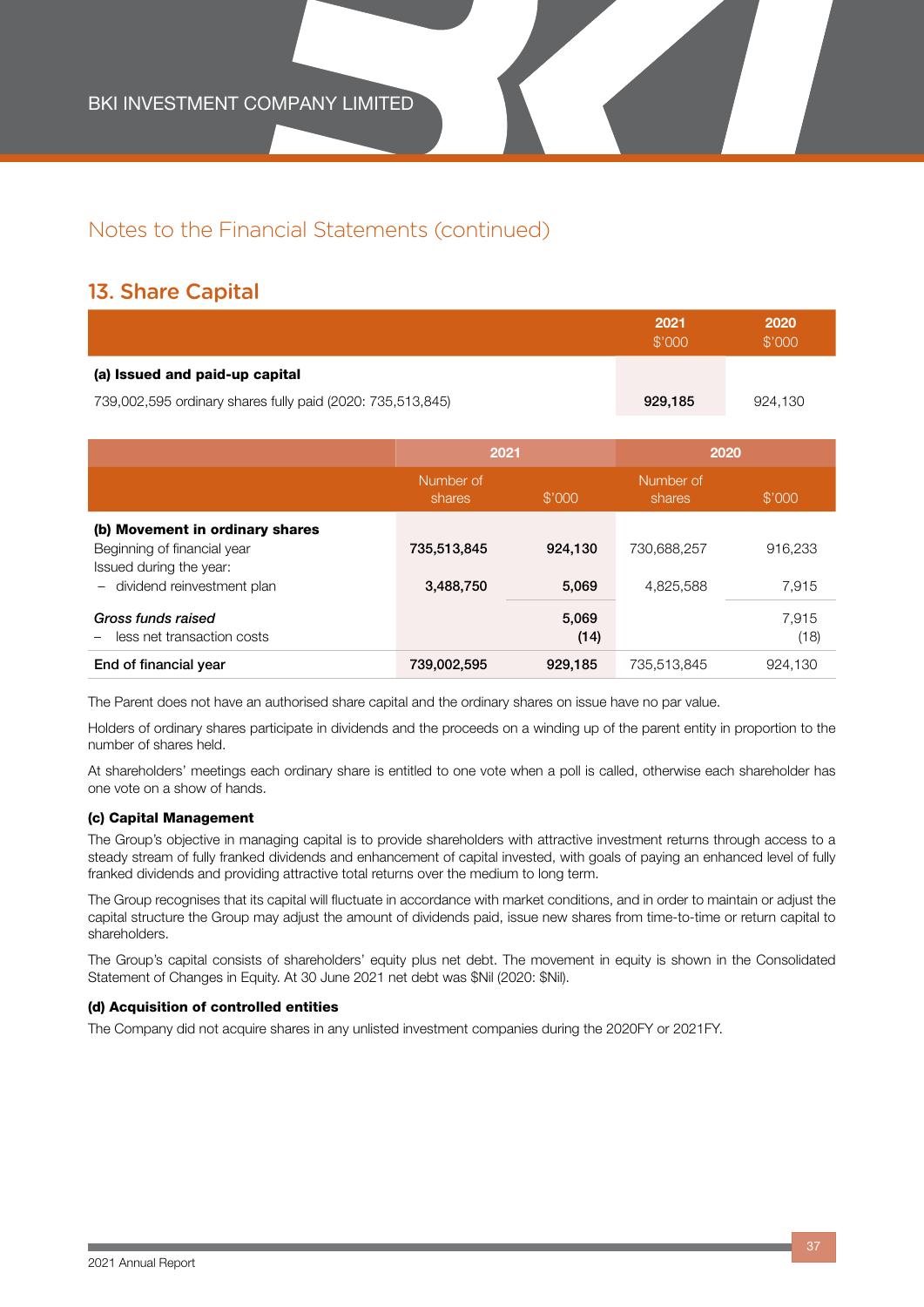## Notes to the Financial Statements (continued)

## 13. Share Capital

| | 2021<br>$'000 | 2020<br>$'000 |
|---|---|---|
| **(a) Issued and paid-up capital** | | |
| 739,002,595 ordinary shares fully paid (2020: 735,513,845) | **929,185** | 924,130 |

| | 2021 | | 2020 | |
|---|---|---|---|---|
| | Number of shares | $'000 | Number of shares | $'000 |
| **(b) Movement in ordinary shares** | | | | |
| Beginning of financial year | **735,513,845** | **924,130** | 730,688,257 | 916,233 |
| Issued during the year: | | | | |
| – dividend reinvestment plan | **3,488,750** | **5,069** | 4,825,588 | 7,915 |
| *Gross funds raised* | | **5,069** | | 7,915 |
| – less net transaction costs | | **(14)** | | (18) |
| End of financial year | **739,002,595** | **929,185** | 735,513,845 | 924,130 |

The Parent does not have an authorised share capital and the ordinary shares on issue have no par value.

Holders of ordinary shares participate in dividends and the proceeds on a winding up of the parent entity in proportion to the number of shares held.

At shareholders' meetings each ordinary share is entitled to one vote when a poll is called, otherwise each shareholder has one vote on a show of hands.

#### (c) Capital Management

The Group's objective in managing capital is to provide shareholders with attractive investment returns through access to a steady stream of fully franked dividends and enhancement of capital invested, with goals of paying an enhanced level of fully franked dividends and providing attractive total returns over the medium to long term.

The Group recognises that its capital will fluctuate in accordance with market conditions, and in order to maintain or adjust the capital structure the Group may adjust the amount of dividends paid, issue new shares from time-to-time or return capital to shareholders.

The Group's capital consists of shareholders' equity plus net debt. The movement in equity is shown in the Consolidated Statement of Changes in Equity. At 30 June 2021 net debt was $Nil (2020: $Nil).

#### (d) Acquisition of controlled entities

The Company did not acquire shares in any unlisted investment companies during the 2020FY or 2021FY.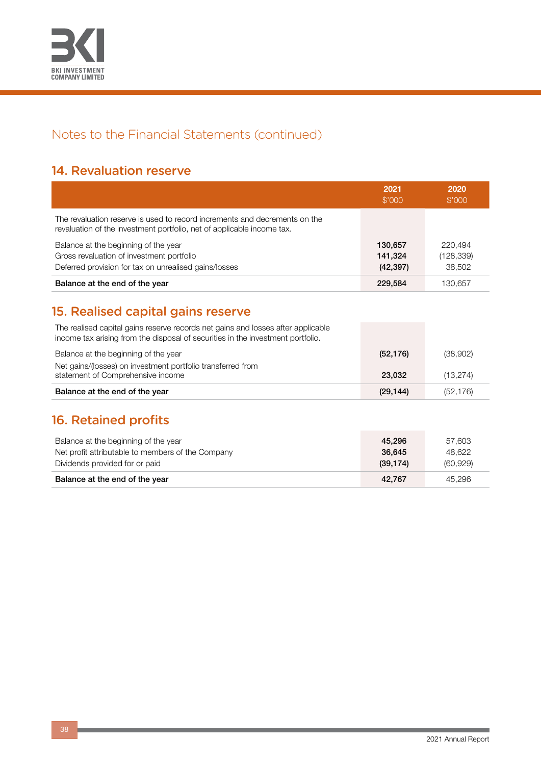## Notes to the Financial Statements (continued)

### 14. Revaluation reserve

| | 2021 $'000 | 2020 $'000 |
|---|---|---|
| The revaluation reserve is used to record increments and decrements on the revaluation of the investment portfolio, net of applicable income tax. | | |
| Balance at the beginning of the year | **130,657** | 220,494 |
| Gross revaluation of investment portfolio | **141,324** | (128,339) |
| Deferred provision for tax on unrealised gains/losses | **(42,397)** | 38,502 |
| **Balance at the end of the year** | **229,584** | 130,657 |

### 15. Realised capital gains reserve

| | 2021 $'000 | 2020 $'000 |
|---|---|---|
| The realised capital gains reserve records net gains and losses after applicable income tax arising from the disposal of securities in the investment portfolio. | | |
| Balance at the beginning of the year | **(52,176)** | (38,902) |
| Net gains/(losses) on investment portfolio transferred from statement of Comprehensive income | **23,032** | (13,274) |
| **Balance at the end of the year** | **(29,144)** | (52,176) |

### 16. Retained profits

| | 2021 $'000 | 2020 $'000 |
|---|---|---|
| Balance at the beginning of the year | **45,296** | 57,603 |
| Net profit attributable to members of the Company | **36,645** | 48,622 |
| Dividends provided for or paid | **(39,174)** | (60,929) |
| **Balance at the end of the year** | **42,767** | 45,296 |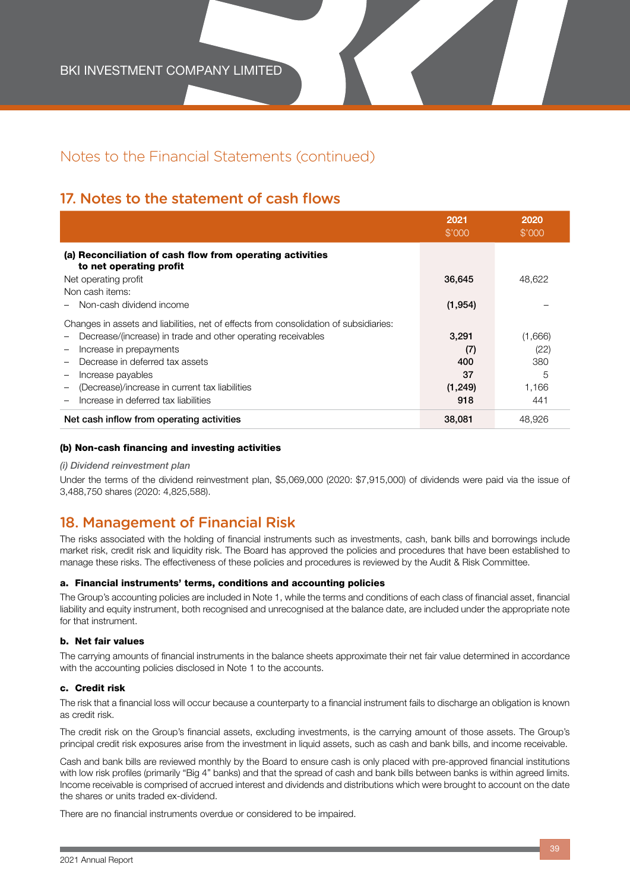## Notes to the Financial Statements (continued)

## 17. Notes to the statement of cash flows

| | 2021 $'000 | 2020 $'000 |
|---|---|---|
| **(a) Reconciliation of cash flow from operating activities to net operating profit** | | |
| Net operating profit | **36,645** | 48,622 |
| Non cash items: | | |
| – Non-cash dividend income | **(1,954)** | – |
| Changes in assets and liabilities, net of effects from consolidation of subsidiaries: | | |
| – Decrease/(increase) in trade and other operating receivables | **3,291** | (1,666) |
| – Increase in prepayments | **(7)** | (22) |
| – Decrease in deferred tax assets | **400** | 380 |
| – Increase payables | **37** | 5 |
| – (Decrease)/increase in current tax liabilities | **(1,249)** | 1,166 |
| – Increase in deferred tax liabilities | **918** | 441 |
| Net cash inflow from operating activities | **38,081** | 48,926 |

#### (b) Non-cash financing and investing activities

*(i) Dividend reinvestment plan*

Under the terms of the dividend reinvestment plan, $5,069,000 (2020: $7,915,000) of dividends were paid via the issue of 3,488,750 shares (2020: 4,825,588).

## 18. Management of Financial Risk

The risks associated with the holding of financial instruments such as investments, cash, bank bills and borrowings include market risk, credit risk and liquidity risk. The Board has approved the policies and procedures that have been established to manage these risks. The effectiveness of these policies and procedures is reviewed by the Audit & Risk Committee.

#### a. Financial instruments' terms, conditions and accounting policies

The Group's accounting policies are included in Note 1, while the terms and conditions of each class of financial asset, financial liability and equity instrument, both recognised and unrecognised at the balance date, are included under the appropriate note for that instrument.

#### b. Net fair values

The carrying amounts of financial instruments in the balance sheets approximate their net fair value determined in accordance with the accounting policies disclosed in Note 1 to the accounts.

#### c. Credit risk

The risk that a financial loss will occur because a counterparty to a financial instrument fails to discharge an obligation is known as credit risk.

The credit risk on the Group's financial assets, excluding investments, is the carrying amount of those assets. The Group's principal credit risk exposures arise from the investment in liquid assets, such as cash and bank bills, and income receivable.

Cash and bank bills are reviewed monthly by the Board to ensure cash is only placed with pre-approved financial institutions with low risk profiles (primarily "Big 4" banks) and that the spread of cash and bank bills between banks is within agreed limits. Income receivable is comprised of accrued interest and dividends and distributions which were brought to account on the date the shares or units traded ex-dividend.

There are no financial instruments overdue or considered to be impaired.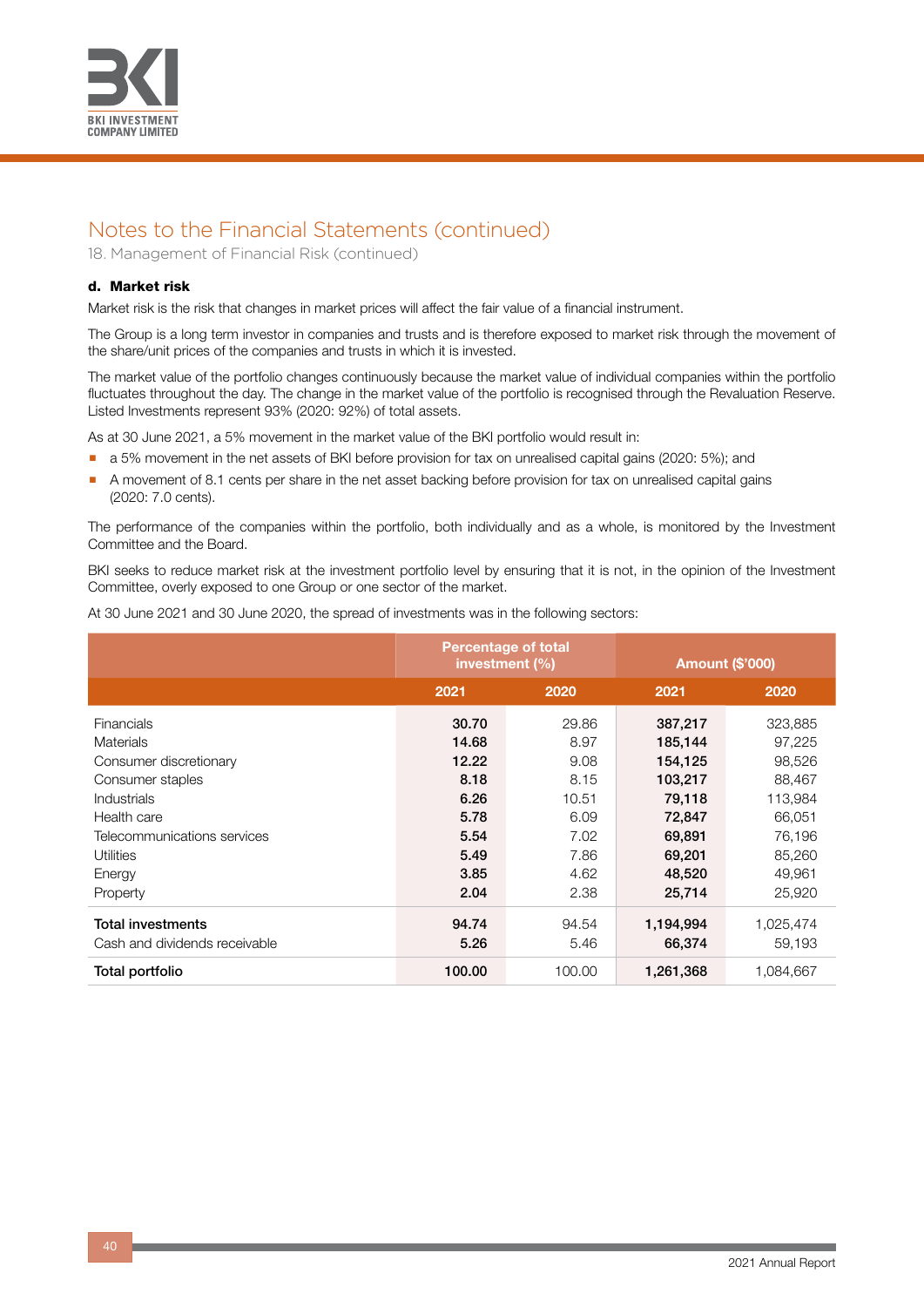# Notes to the Financial Statements (continued)

18. Management of Financial Risk (continued)

### d. Market risk

Market risk is the risk that changes in market prices will affect the fair value of a financial instrument.

The Group is a long term investor in companies and trusts and is therefore exposed to market risk through the movement of the share/unit prices of the companies and trusts in which it is invested.

The market value of the portfolio changes continuously because the market value of individual companies within the portfolio fluctuates throughout the day. The change in the market value of the portfolio is recognised through the Revaluation Reserve. Listed Investments represent 93% (2020: 92%) of total assets.

As at 30 June 2021, a 5% movement in the market value of the BKI portfolio would result in:

- a 5% movement in the net assets of BKI before provision for tax on unrealised capital gains (2020: 5%); and
- A movement of 8.1 cents per share in the net asset backing before provision for tax on unrealised capital gains (2020: 7.0 cents).

The performance of the companies within the portfolio, both individually and as a whole, is monitored by the Investment Committee and the Board.

BKI seeks to reduce market risk at the investment portfolio level by ensuring that it is not, in the opinion of the Investment Committee, overly exposed to one Group or one sector of the market.

At 30 June 2021 and 30 June 2020, the spread of investments was in the following sectors:

| | Percentage of total investment (%) | | Amount ($'000) | |
|---|---|---|---|---|
| | **2021** | **2020** | **2021** | **2020** |
| Financials | **30.70** | 29.86 | **387,217** | 323,885 |
| Materials | **14.68** | 8.97 | **185,144** | 97,225 |
| Consumer discretionary | **12.22** | 9.08 | **154,125** | 98,526 |
| Consumer staples | **8.18** | 8.15 | **103,217** | 88,467 |
| Industrials | **6.26** | 10.51 | **79,118** | 113,984 |
| Health care | **5.78** | 6.09 | **72,847** | 66,051 |
| Telecommunications services | **5.54** | 7.02 | **69,891** | 76,196 |
| Utilities | **5.49** | 7.86 | **69,201** | 85,260 |
| Energy | **3.85** | 4.62 | **48,520** | 49,961 |
| Property | **2.04** | 2.38 | **25,714** | 25,920 |
| **Total investments** | **94.74** | 94.54 | **1,194,994** | 1,025,474 |
| Cash and dividends receivable | **5.26** | 5.46 | **66,374** | 59,193 |
| **Total portfolio** | **100.00** | 100.00 | **1,261,368** | 1,084,667 |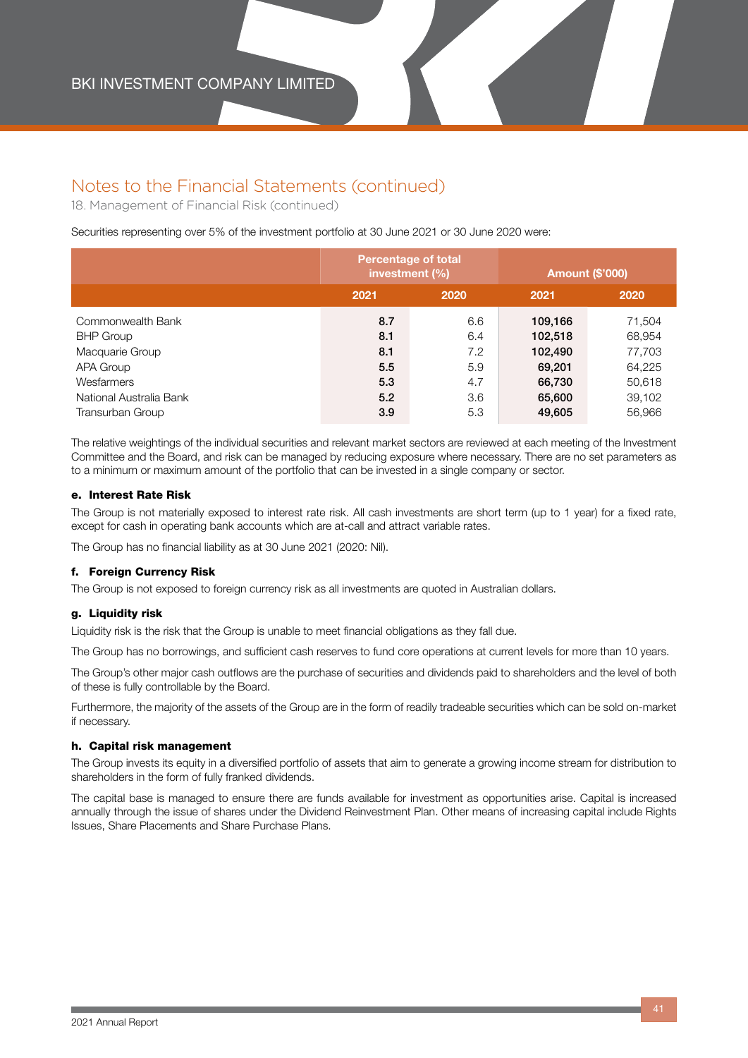# Notes to the Financial Statements (continued)

18. Management of Financial Risk (continued)

Securities representing over 5% of the investment portfolio at 30 June 2021 or 30 June 2020 were:

| | Percentage of total investment (%) | | Amount ($'000) | |
|---|---|---|---|---|
| | 2021 | 2020 | 2021 | 2020 |
| Commonwealth Bank | 8.7 | 6.6 | 109,166 | 71,504 |
| BHP Group | 8.1 | 6.4 | 102,518 | 68,954 |
| Macquarie Group | 8.1 | 7.2 | 102,490 | 77,703 |
| APA Group | 5.5 | 5.9 | 69,201 | 64,225 |
| Wesfarmers | 5.3 | 4.7 | 66,730 | 50,618 |
| National Australia Bank | 5.2 | 3.6 | 65,600 | 39,102 |
| Transurban Group | 3.9 | 5.3 | 49,605 | 56,966 |

The relative weightings of the individual securities and relevant market sectors are reviewed at each meeting of the Investment Committee and the Board, and risk can be managed by reducing exposure where necessary. There are no set parameters as to a minimum or maximum amount of the portfolio that can be invested in a single company or sector.

#### e. Interest Rate Risk

The Group is not materially exposed to interest rate risk. All cash investments are short term (up to 1 year) for a fixed rate, except for cash in operating bank accounts which are at-call and attract variable rates.

The Group has no financial liability as at 30 June 2021 (2020: Nil).

#### f. Foreign Currency Risk

The Group is not exposed to foreign currency risk as all investments are quoted in Australian dollars.

#### g. Liquidity risk

Liquidity risk is the risk that the Group is unable to meet financial obligations as they fall due.

The Group has no borrowings, and sufficient cash reserves to fund core operations at current levels for more than 10 years.

The Group's other major cash outflows are the purchase of securities and dividends paid to shareholders and the level of both of these is fully controllable by the Board.

Furthermore, the majority of the assets of the Group are in the form of readily tradeable securities which can be sold on-market if necessary.

#### h. Capital risk management

The Group invests its equity in a diversified portfolio of assets that aim to generate a growing income stream for distribution to shareholders in the form of fully franked dividends.

The capital base is managed to ensure there are funds available for investment as opportunities arise. Capital is increased annually through the issue of shares under the Dividend Reinvestment Plan. Other means of increasing capital include Rights Issues, Share Placements and Share Purchase Plans.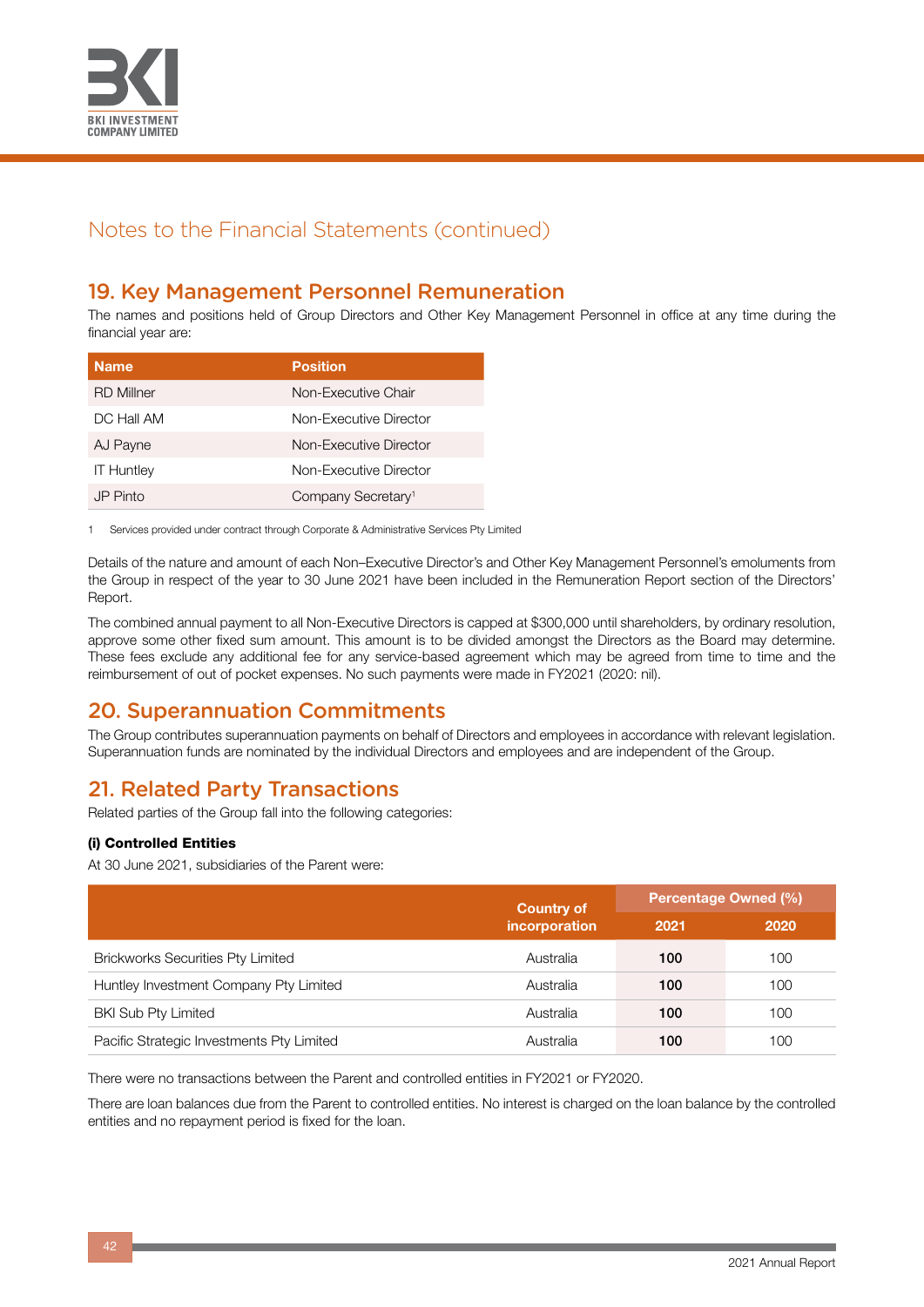# Notes to the Financial Statements (continued)

## 19. Key Management Personnel Remuneration

The names and positions held of Group Directors and Other Key Management Personnel in office at any time during the financial year are:

| Name | Position |
|---|---|
| RD Millner | Non-Executive Chair |
| DC Hall AM | Non-Executive Director |
| AJ Payne | Non-Executive Director |
| IT Huntley | Non-Executive Director |
| JP Pinto | Company Secretary[1] |

1 Services provided under contract through Corporate & Administrative Services Pty Limited

Details of the nature and amount of each Non–Executive Director's and Other Key Management Personnel's emoluments from the Group in respect of the year to 30 June 2021 have been included in the Remuneration Report section of the Directors' Report.

The combined annual payment to all Non-Executive Directors is capped at $300,000 until shareholders, by ordinary resolution, approve some other fixed sum amount. This amount is to be divided amongst the Directors as the Board may determine. These fees exclude any additional fee for any service-based agreement which may be agreed from time to time and the reimbursement of out of pocket expenses. No such payments were made in FY2021 (2020: nil).

## 20. Superannuation Commitments

The Group contributes superannuation payments on behalf of Directors and employees in accordance with relevant legislation. Superannuation funds are nominated by the individual Directors and employees and are independent of the Group.

## 21. Related Party Transactions

Related parties of the Group fall into the following categories:

**(i) Controlled Entities**

At 30 June 2021, subsidiaries of the Parent were:

| | Country of incorporation | Percentage Owned (%) | |
|---|---|---|---|
| | | **2021** | **2020** |
| Brickworks Securities Pty Limited | Australia | **100** | 100 |
| Huntley Investment Company Pty Limited | Australia | **100** | 100 |
| BKI Sub Pty Limited | Australia | **100** | 100 |
| Pacific Strategic Investments Pty Limited | Australia | **100** | 100 |

There were no transactions between the Parent and controlled entities in FY2021 or FY2020.

There are loan balances due from the Parent to controlled entities. No interest is charged on the loan balance by the controlled entities and no repayment period is fixed for the loan.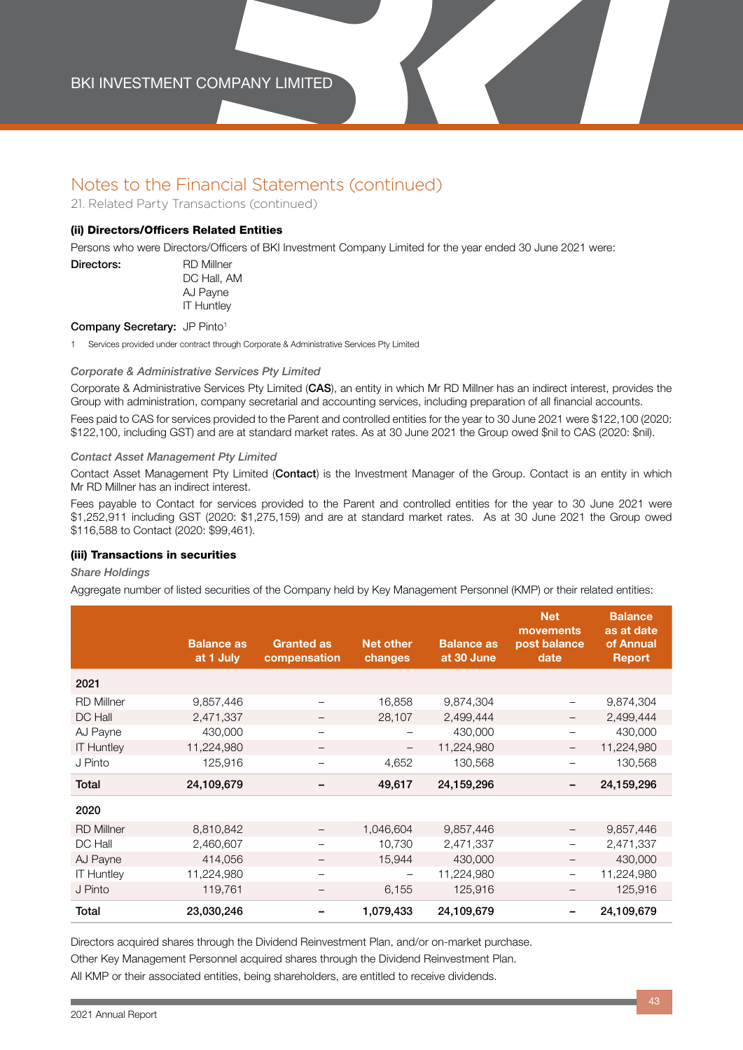# Notes to the Financial Statements (continued)

21. Related Party Transactions (continued)

### (ii) Directors/Officers Related Entities

Persons who were Directors/Officers of BKI Investment Company Limited for the year ended 30 June 2021 were:

**Directors:** RD Millner
DC Hall, AM
AJ Payne
IT Huntley

**Company Secretary:** JP Pinto[1]

1 Services provided under contract through Corporate & Administrative Services Pty Limited

*Corporate & Administrative Services Pty Limited*

Corporate & Administrative Services Pty Limited (**CAS**), an entity in which Mr RD Millner has an indirect interest, provides the Group with administration, company secretarial and accounting services, including preparation of all financial accounts.

Fees paid to CAS for services provided to the Parent and controlled entities for the year to 30 June 2021 were $122,100 (2020: $122,100, including GST) and are at standard market rates. As at 30 June 2021 the Group owed $nil to CAS (2020: $nil).

*Contact Asset Management Pty Limited*

Contact Asset Management Pty Limited (**Contact**) is the Investment Manager of the Group. Contact is an entity in which Mr RD Millner has an indirect interest.

Fees payable to Contact for services provided to the Parent and controlled entities for the year to 30 June 2021 were $1,252,911 including GST (2020: $1,275,159) and are at standard market rates. As at 30 June 2021 the Group owed $116,588 to Contact (2020: $99,461).

### (iii) Transactions in securities

*Share Holdings*

Aggregate number of listed securities of the Company held by Key Management Personnel (KMP) or their related entities:

| | Balance as at 1 July | Granted as compensation | Net other changes | Balance as at 30 June | Net movements post balance date | Balance as at date of Annual Report |
|---|---|---|---|---|---|---|
| **2021** | | | | | | |
| RD Millner | 9,857,446 | – | 16,858 | 9,874,304 | – | 9,874,304 |
| DC Hall | 2,471,337 | – | 28,107 | 2,499,444 | – | 2,499,444 |
| AJ Payne | 430,000 | – | – | 430,000 | – | 430,000 |
| IT Huntley | 11,224,980 | – | – | 11,224,980 | – | 11,224,980 |
| J Pinto | 125,916 | – | 4,652 | 130,568 | – | 130,568 |
| **Total** | **24,109,679** | **–** | **49,617** | **24,159,296** | **–** | **24,159,296** |
| **2020** | | | | | | |
| RD Millner | 8,810,842 | – | 1,046,604 | 9,857,446 | – | 9,857,446 |
| DC Hall | 2,460,607 | – | 10,730 | 2,471,337 | – | 2,471,337 |
| AJ Payne | 414,056 | – | 15,944 | 430,000 | – | 430,000 |
| IT Huntley | 11,224,980 | – | – | 11,224,980 | – | 11,224,980 |
| J Pinto | 119,761 | – | 6,155 | 125,916 | – | 125,916 |
| **Total** | **23,030,246** | **–** | **1,079,433** | **24,109,679** | **–** | **24,109,679** |

Directors acquired shares through the Dividend Reinvestment Plan, and/or on-market purchase.

Other Key Management Personnel acquired shares through the Dividend Reinvestment Plan.

All KMP or their associated entities, being shareholders, are entitled to receive dividends.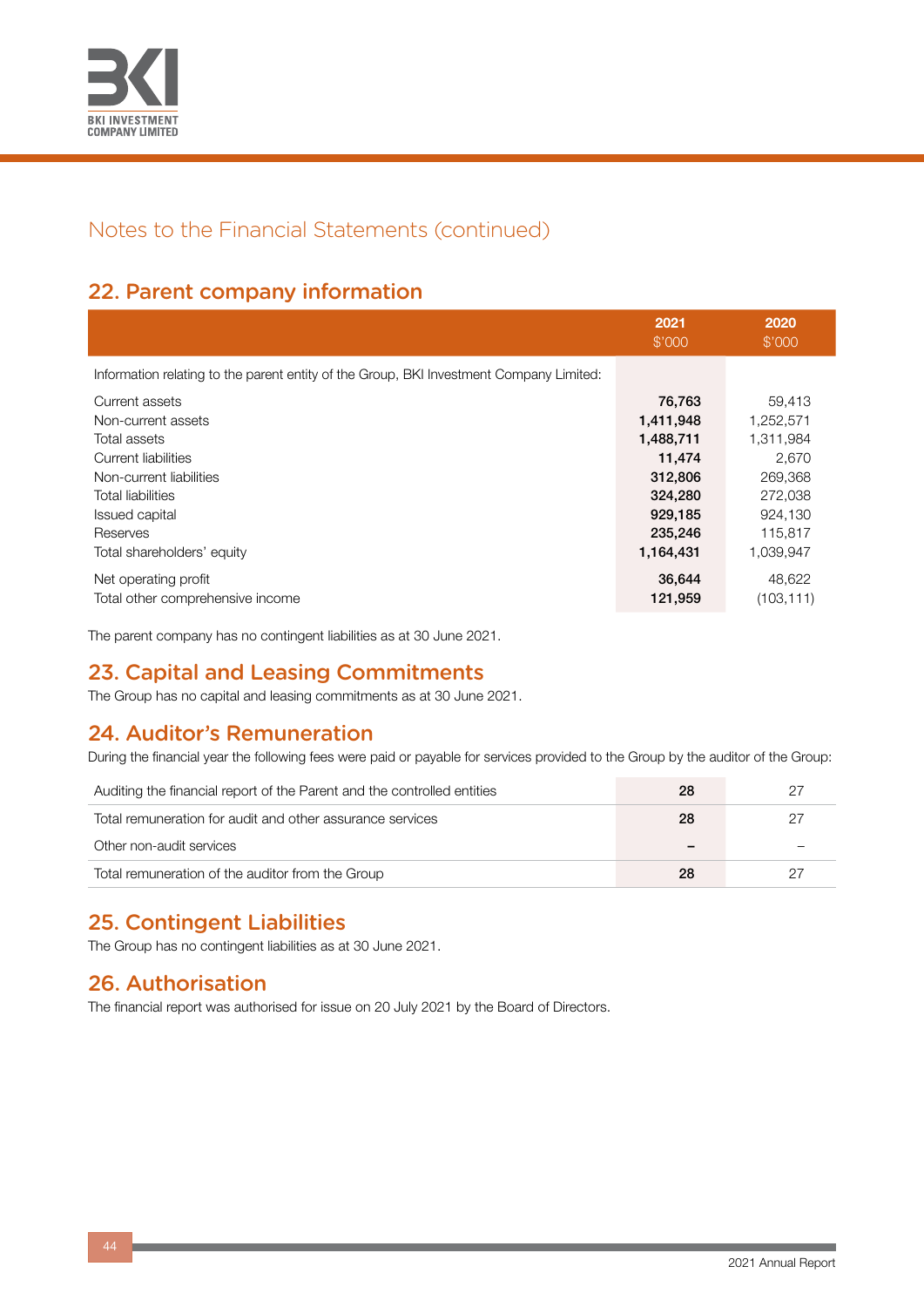## Notes to the Financial Statements (continued)

## 22. Parent company information

| | 2021 $'000 | 2020 $'000 |
|---|---|---|
| Information relating to the parent entity of the Group, BKI Investment Company Limited: | | |
| Current assets | **76,763** | 59,413 |
| Non-current assets | **1,411,948** | 1,252,571 |
| Total assets | **1,488,711** | 1,311,984 |
| Current liabilities | **11,474** | 2,670 |
| Non-current liabilities | **312,806** | 269,368 |
| Total liabilities | **324,280** | 272,038 |
| Issued capital | **929,185** | 924,130 |
| Reserves | **235,246** | 115,817 |
| Total shareholders' equity | **1,164,431** | 1,039,947 |
| Net operating profit | **36,644** | 48,622 |
| Total other comprehensive income | **121,959** | (103,111) |

The parent company has no contingent liabilities as at 30 June 2021.

## 23. Capital and Leasing Commitments

The Group has no capital and leasing commitments as at 30 June 2021.

## 24. Auditor's Remuneration

During the financial year the following fees were paid or payable for services provided to the Group by the auditor of the Group:

| | 2021 | 2020 |
|---|---|---|
| Auditing the financial report of the Parent and the controlled entities | **28** | 27 |
| Total remuneration for audit and other assurance services | **28** | 27 |
| Other non-audit services | **–** | – |
| Total remuneration of the auditor from the Group | **28** | 27 |

## 25. Contingent Liabilities

The Group has no contingent liabilities as at 30 June 2021.

## 26. Authorisation

The financial report was authorised for issue on 20 July 2021 by the Board of Directors.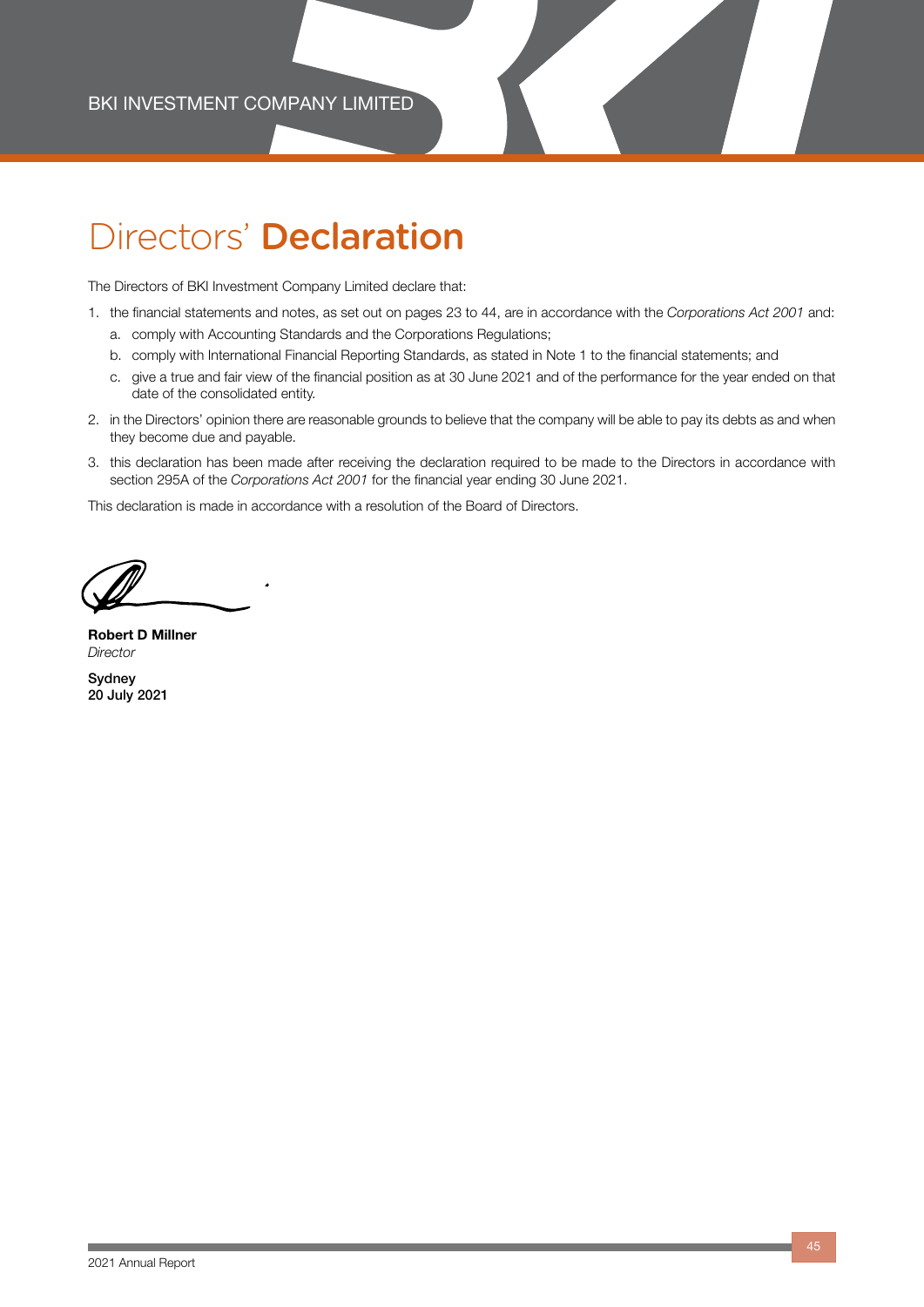# Directors' **Declaration**

The Directors of BKI Investment Company Limited declare that:

1. the financial statements and notes, as set out on pages 23 to 44, are in accordance with the *Corporations Act 2001* and:
   a. comply with Accounting Standards and the Corporations Regulations;
   b. comply with International Financial Reporting Standards, as stated in Note 1 to the financial statements; and
   c. give a true and fair view of the financial position as at 30 June 2021 and of the performance for the year ended on that date of the consolidated entity.
2. in the Directors' opinion there are reasonable grounds to believe that the company will be able to pay its debts as and when they become due and payable.
3. this declaration has been made after receiving the declaration required to be made to the Directors in accordance with section 295A of the *Corporations Act 2001* for the financial year ending 30 June 2021.

This declaration is made in accordance with a resolution of the Board of Directors.

**Robert D Millner**
*Director*

**Sydney**
**20 July 2021**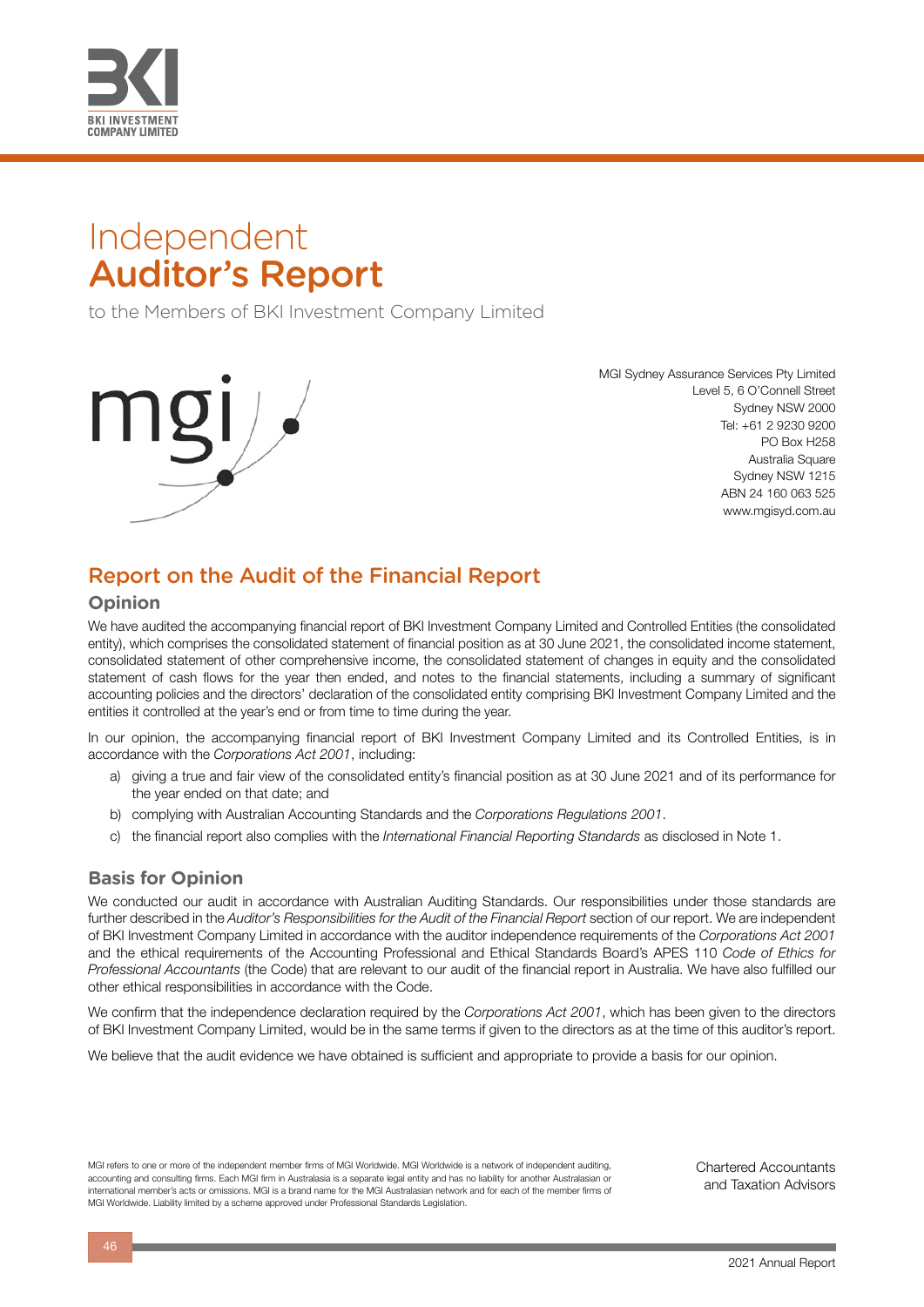# Independent Auditor's Report

to the Members of BKI Investment Company Limited

MGI Sydney Assurance Services Pty Limited
Level 5, 6 O'Connell Street
Sydney NSW 2000
Tel: +61 2 9230 9200
PO Box H258
Australia Square
Sydney NSW 1215
ABN 24 160 063 525
www.mgisyd.com.au

## Report on the Audit of the Financial Report

### Opinion

We have audited the accompanying financial report of BKI Investment Company Limited and Controlled Entities (the consolidated entity), which comprises the consolidated statement of financial position as at 30 June 2021, the consolidated income statement, consolidated statement of other comprehensive income, the consolidated statement of changes in equity and the consolidated statement of cash flows for the year then ended, and notes to the financial statements, including a summary of significant accounting policies and the directors' declaration of the consolidated entity comprising BKI Investment Company Limited and the entities it controlled at the year's end or from time to time during the year.

In our opinion, the accompanying financial report of BKI Investment Company Limited and its Controlled Entities, is in accordance with the *Corporations Act 2001*, including:

a) giving a true and fair view of the consolidated entity's financial position as at 30 June 2021 and of its performance for the year ended on that date; and

b) complying with Australian Accounting Standards and the *Corporations Regulations 2001*.

c) the financial report also complies with the *International Financial Reporting Standards* as disclosed in Note 1.

### Basis for Opinion

We conducted our audit in accordance with Australian Auditing Standards. Our responsibilities under those standards are further described in the *Auditor's Responsibilities for the Audit of the Financial Report* section of our report. We are independent of BKI Investment Company Limited in accordance with the auditor independence requirements of the *Corporations Act 2001* and the ethical requirements of the Accounting Professional and Ethical Standards Board's APES 110 *Code of Ethics for Professional Accountants* (the Code) that are relevant to our audit of the financial report in Australia. We have also fulfilled our other ethical responsibilities in accordance with the Code.

We confirm that the independence declaration required by the *Corporations Act 2001*, which has been given to the directors of BKI Investment Company Limited, would be in the same terms if given to the directors as at the time of this auditor's report.

We believe that the audit evidence we have obtained is sufficient and appropriate to provide a basis for our opinion.

MGI refers to one or more of the independent member firms of MGI Worldwide. MGI Worldwide is a network of independent auditing, accounting and consulting firms. Each MGI firm in Australasia is a separate legal entity and has no liability for another Australasian or international member's acts or omissions. MGI is a brand name for the MGI Australasian network and for each of the member firms of MGI Worldwide. Liability limited by a scheme approved under Professional Standards Legislation.

Chartered Accountants and Taxation Advisors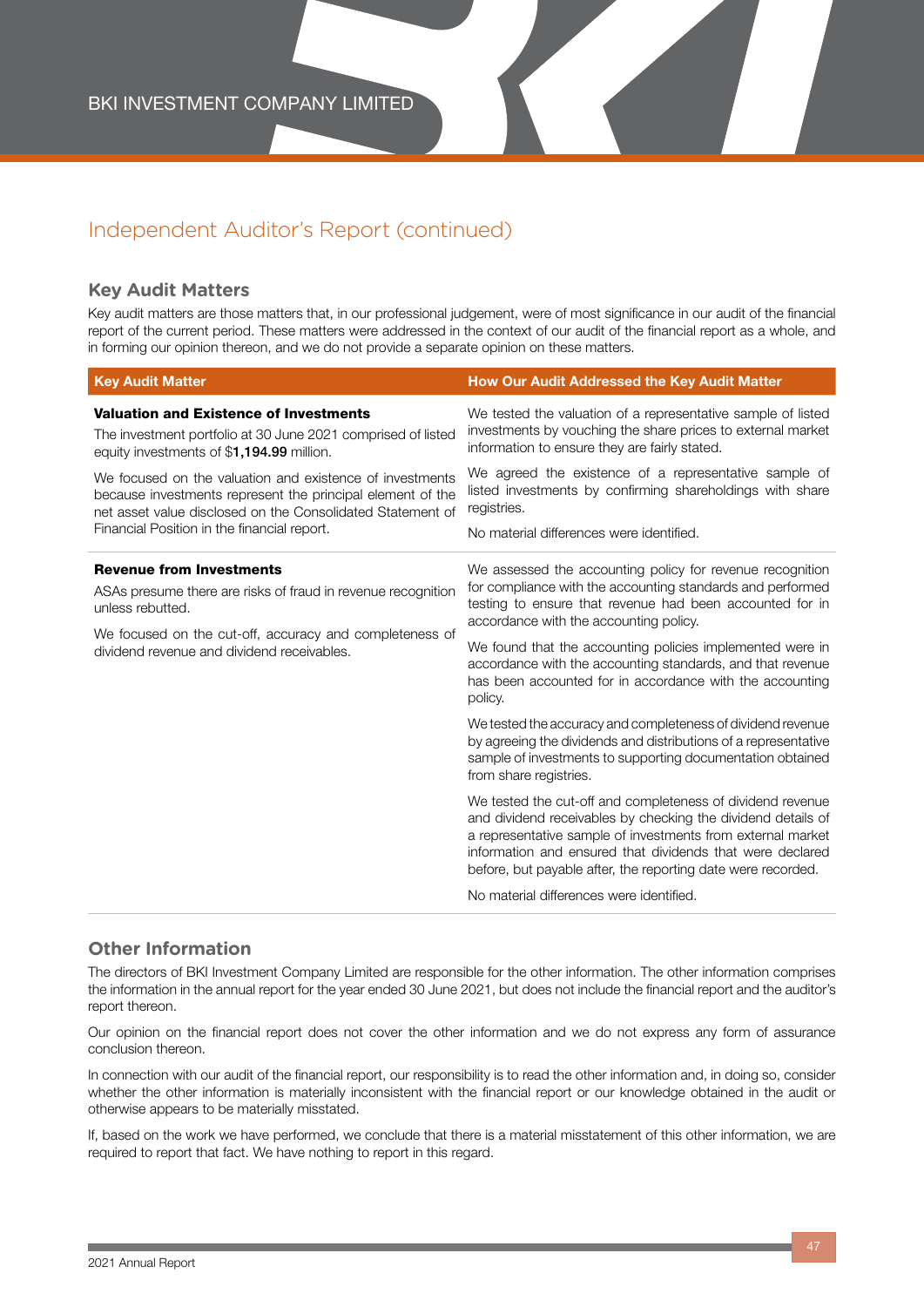## Independent Auditor's Report (continued)

### Key Audit Matters

Key audit matters are those matters that, in our professional judgement, were of most significance in our audit of the financial report of the current period. These matters were addressed in the context of our audit of the financial report as a whole, and in forming our opinion thereon, and we do not provide a separate opinion on these matters.

| Key Audit Matter | How Our Audit Addressed the Key Audit Matter |
|---|---|
| **Valuation and Existence of Investments**<br><br>The investment portfolio at 30 June 2021 comprised of listed equity investments of $**1,194.99** million.<br><br>We focused on the valuation and existence of investments because investments represent the principal element of the net asset value disclosed on the Consolidated Statement of Financial Position in the financial report. | We tested the valuation of a representative sample of listed investments by vouching the share prices to external market information to ensure they are fairly stated.<br><br>We agreed the existence of a representative sample of listed investments by confirming shareholdings with share registries.<br><br>No material differences were identified. |
| **Revenue from Investments**<br><br>ASAs presume there are risks of fraud in revenue recognition unless rebutted.<br><br>We focused on the cut-off, accuracy and completeness of dividend revenue and dividend receivables. | We assessed the accounting policy for revenue recognition for compliance with the accounting standards and performed testing to ensure that revenue had been accounted for in accordance with the accounting policy.<br><br>We found that the accounting policies implemented were in accordance with the accounting standards, and that revenue has been accounted for in accordance with the accounting policy.<br><br>We tested the accuracy and completeness of dividend revenue by agreeing the dividends and distributions of a representative sample of investments to supporting documentation obtained from share registries.<br><br>We tested the cut-off and completeness of dividend revenue and dividend receivables by checking the dividend details of a representative sample of investments from external market information and ensured that dividends that were declared before, but payable after, the reporting date were recorded.<br><br>No material differences were identified. |

### Other Information

The directors of BKI Investment Company Limited are responsible for the other information. The other information comprises the information in the annual report for the year ended 30 June 2021, but does not include the financial report and the auditor's report thereon.

Our opinion on the financial report does not cover the other information and we do not express any form of assurance conclusion thereon.

In connection with our audit of the financial report, our responsibility is to read the other information and, in doing so, consider whether the other information is materially inconsistent with the financial report or our knowledge obtained in the audit or otherwise appears to be materially misstated.

If, based on the work we have performed, we conclude that there is a material misstatement of this other information, we are required to report that fact. We have nothing to report in this regard.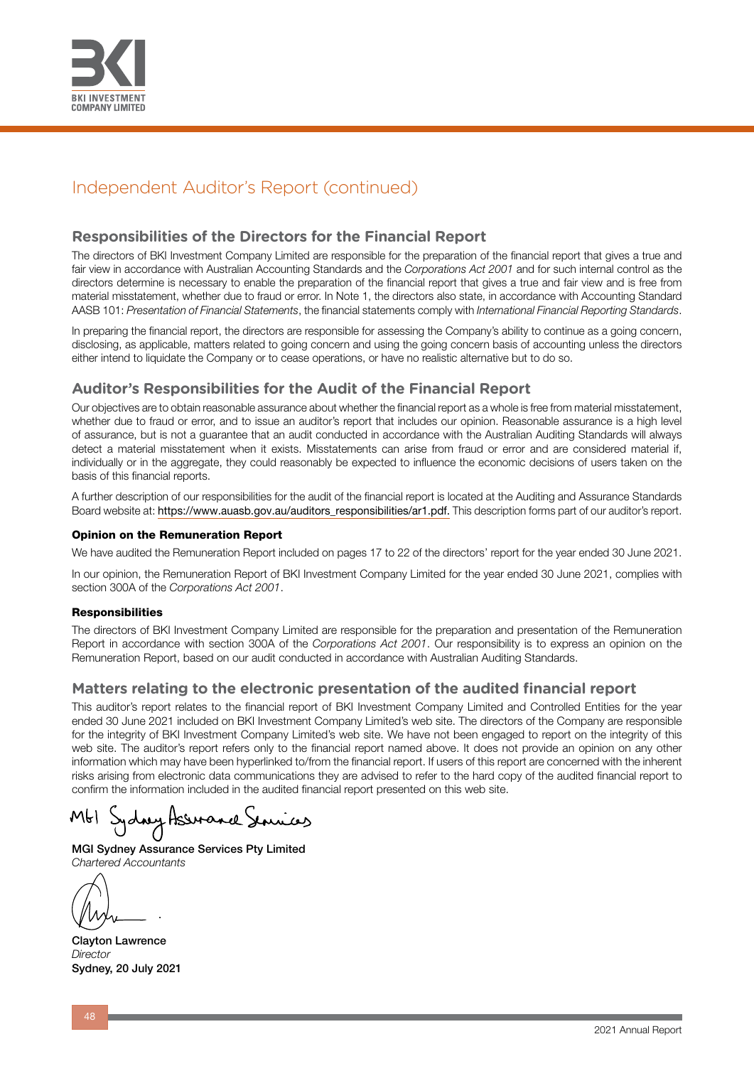# Independent Auditor's Report (continued)

## Responsibilities of the Directors for the Financial Report

The directors of BKI Investment Company Limited are responsible for the preparation of the financial report that gives a true and fair view in accordance with Australian Accounting Standards and the *Corporations Act 2001* and for such internal control as the directors determine is necessary to enable the preparation of the financial report that gives a true and fair view and is free from material misstatement, whether due to fraud or error. In Note 1, the directors also state, in accordance with Accounting Standard AASB 101: *Presentation of Financial Statements*, the financial statements comply with *International Financial Reporting Standards*.

In preparing the financial report, the directors are responsible for assessing the Company's ability to continue as a going concern, disclosing, as applicable, matters related to going concern and using the going concern basis of accounting unless the directors either intend to liquidate the Company or to cease operations, or have no realistic alternative but to do so.

## Auditor's Responsibilities for the Audit of the Financial Report

Our objectives are to obtain reasonable assurance about whether the financial report as a whole is free from material misstatement, whether due to fraud or error, and to issue an auditor's report that includes our opinion. Reasonable assurance is a high level of assurance, but is not a guarantee that an audit conducted in accordance with the Australian Auditing Standards will always detect a material misstatement when it exists. Misstatements can arise from fraud or error and are considered material if, individually or in the aggregate, they could reasonably be expected to influence the economic decisions of users taken on the basis of this financial reports.

A further description of our responsibilities for the audit of the financial report is located at the Auditing and Assurance Standards Board website at: https://www.auasb.gov.au/auditors_responsibilities/ar1.pdf. This description forms part of our auditor's report.

#### Opinion on the Remuneration Report

We have audited the Remuneration Report included on pages 17 to 22 of the directors' report for the year ended 30 June 2021.

In our opinion, the Remuneration Report of BKI Investment Company Limited for the year ended 30 June 2021, complies with section 300A of the *Corporations Act 2001*.

#### Responsibilities

The directors of BKI Investment Company Limited are responsible for the preparation and presentation of the Remuneration Report in accordance with section 300A of the *Corporations Act 2001*. Our responsibility is to express an opinion on the Remuneration Report, based on our audit conducted in accordance with Australian Auditing Standards.

## Matters relating to the electronic presentation of the audited financial report

This auditor's report relates to the financial report of BKI Investment Company Limited and Controlled Entities for the year ended 30 June 2021 included on BKI Investment Company Limited's web site. The directors of the Company are responsible for the integrity of BKI Investment Company Limited's web site. We have not been engaged to report on the integrity of this web site. The auditor's report refers only to the financial report named above. It does not provide an opinion on any other information which may have been hyperlinked to/from the financial report. If users of this report are concerned with the inherent risks arising from electronic data communications they are advised to refer to the hard copy of the audited financial report to confirm the information included in the audited financial report presented on this web site.

MGI Sydney Assurance Services

MGI Sydney Assurance Services Pty Limited
*Chartered Accountants*

Clayton Lawrence
*Director*
Sydney, 20 July 2021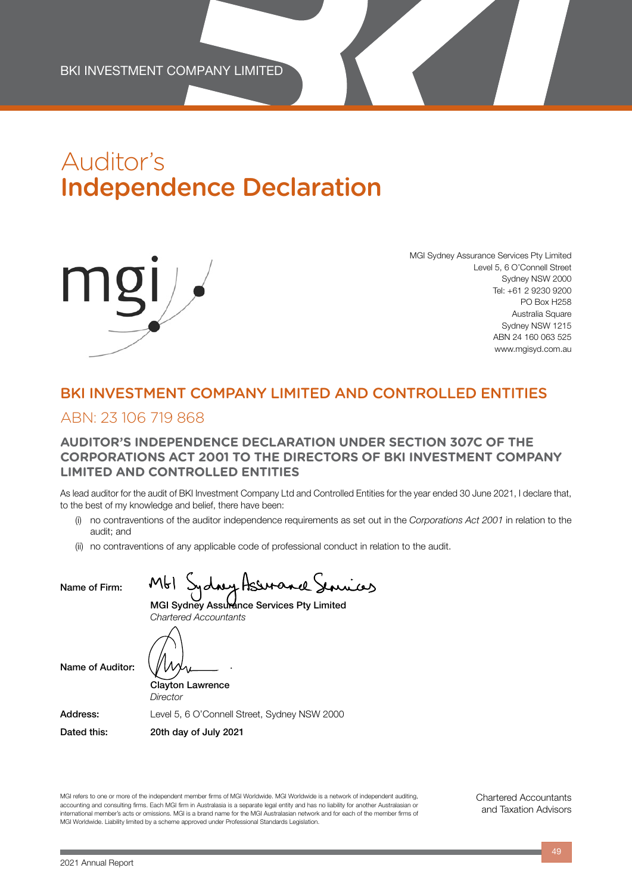# Auditor's Independence Declaration

MGI Sydney Assurance Services Pty Limited
Level 5, 6 O'Connell Street
Sydney NSW 2000
Tel: +61 2 9230 9200
PO Box H258
Australia Square
Sydney NSW 1215
ABN 24 160 063 525
www.mgisyd.com.au

## BKI INVESTMENT COMPANY LIMITED AND CONTROLLED ENTITIES

ABN: 23 106 719 868

### AUDITOR'S INDEPENDENCE DECLARATION UNDER SECTION 307C OF THE CORPORATIONS ACT 2001 TO THE DIRECTORS OF BKI INVESTMENT COMPANY LIMITED AND CONTROLLED ENTITIES

As lead auditor for the audit of BKI Investment Company Ltd and Controlled Entities for the year ended 30 June 2021, I declare that, to the best of my knowledge and belief, there have been:

(i) no contraventions of the auditor independence requirements as set out in the *Corporations Act 2001* in relation to the audit; and

(ii) no contraventions of any applicable code of professional conduct in relation to the audit.

Name of Firm: **MGI Sydney Assurance Services Pty Limited**
*Chartered Accountants*

Name of Auditor: **Clayton Lawrence**
*Director*

Address: Level 5, 6 O'Connell Street, Sydney NSW 2000

Dated this: **20th day of July 2021**

MGI refers to one or more of the independent member firms of MGI Worldwide. MGI Worldwide is a network of independent auditing, accounting and consulting firms. Each MGI firm in Australasia is a separate legal entity and has no liability for another Australasian or international member's acts or omissions. MGI is a brand name for the MGI Australasian network and for each of the member firms of MGI Worldwide. Liability limited by a scheme approved under Professional Standards Legislation.

Chartered Accountants and Taxation Advisors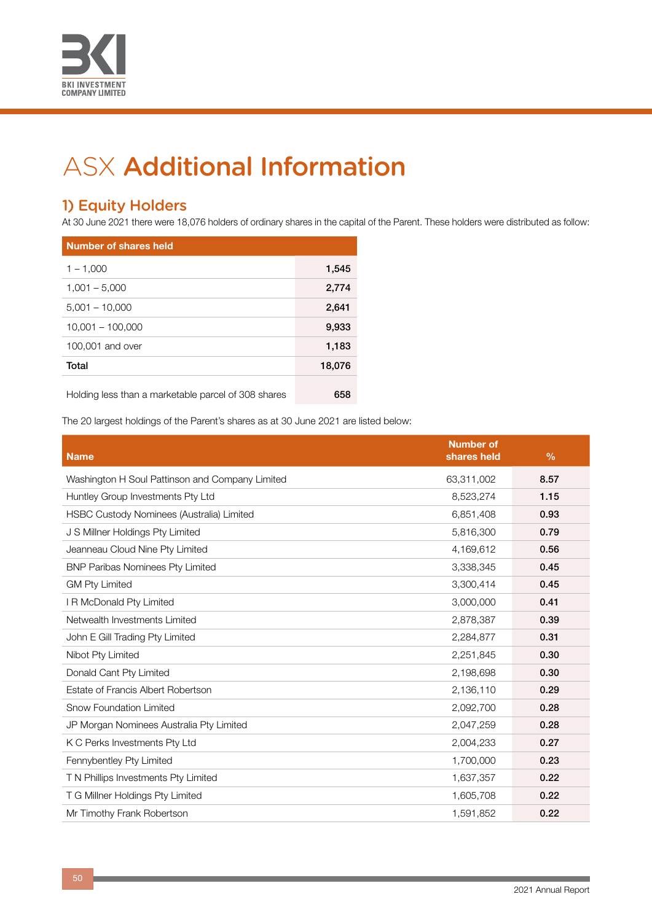# ASX **Additional Information**

## 1) Equity Holders

At 30 June 2021 there were 18,076 holders of ordinary shares in the capital of the Parent. These holders were distributed as follow:

| Number of shares held | |
|---|---|
| 1 – 1,000 | **1,545** |
| 1,001 – 5,000 | **2,774** |
| 5,001 – 10,000 | **2,641** |
| 10,001 – 100,000 | **9,933** |
| 100,001 and over | **1,183** |
| **Total** | **18,076** |
| Holding less than a marketable parcel of 308 shares | **658** |

The 20 largest holdings of the Parent's shares as at 30 June 2021 are listed below:

| Name | Number of shares held | % |
|---|---|---|
| Washington H Soul Pattinson and Company Limited | 63,311,002 | **8.57** |
| Huntley Group Investments Pty Ltd | 8,523,274 | **1.15** |
| HSBC Custody Nominees (Australia) Limited | 6,851,408 | **0.93** |
| J S Millner Holdings Pty Limited | 5,816,300 | **0.79** |
| Jeanneau Cloud Nine Pty Limited | 4,169,612 | **0.56** |
| BNP Paribas Nominees Pty Limited | 3,338,345 | **0.45** |
| GM Pty Limited | 3,300,414 | **0.45** |
| I R McDonald Pty Limited | 3,000,000 | **0.41** |
| Netwealth Investments Limited | 2,878,387 | **0.39** |
| John E Gill Trading Pty Limited | 2,284,877 | **0.31** |
| Nibot Pty Limited | 2,251,845 | **0.30** |
| Donald Cant Pty Limited | 2,198,698 | **0.30** |
| Estate of Francis Albert Robertson | 2,136,110 | **0.29** |
| Snow Foundation Limited | 2,092,700 | **0.28** |
| JP Morgan Nominees Australia Pty Limited | 2,047,259 | **0.28** |
| K C Perks Investments Pty Ltd | 2,004,233 | **0.27** |
| Fennybentley Pty Limited | 1,700,000 | **0.23** |
| T N Phillips Investments Pty Limited | 1,637,357 | **0.22** |
| T G Millner Holdings Pty Limited | 1,605,708 | **0.22** |
| Mr Timothy Frank Robertson | 1,591,852 | **0.22** |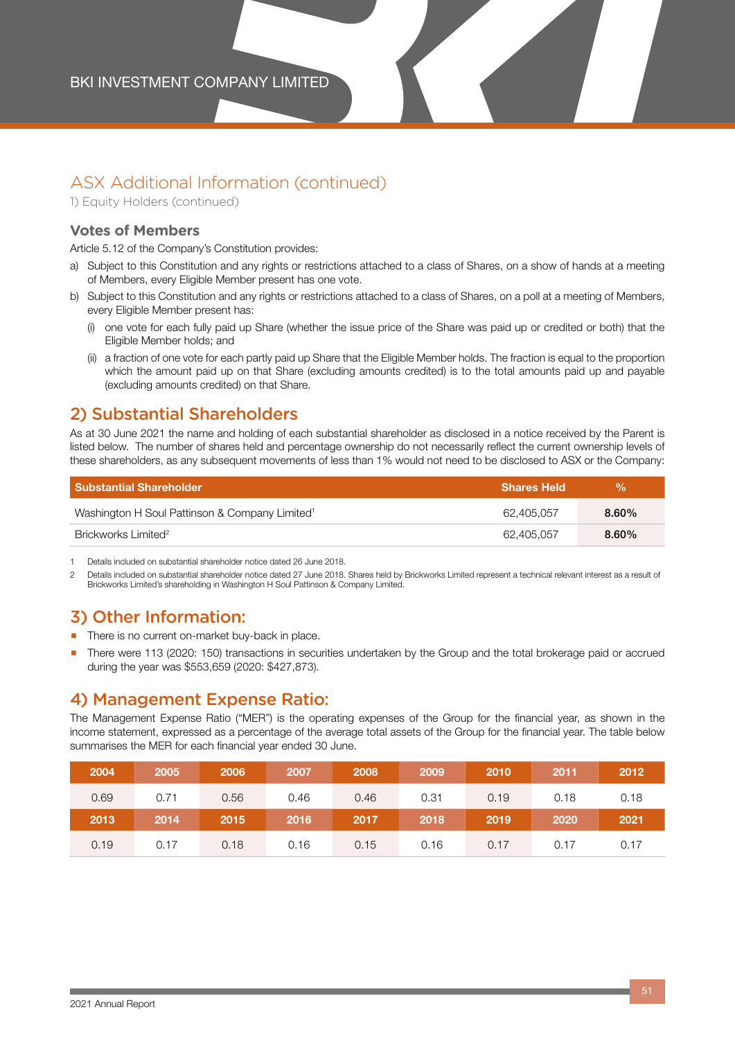## ASX Additional Information (continued)

1) Equity Holders (continued)

### Votes of Members

Article 5.12 of the Company's Constitution provides:

a) Subject to this Constitution and any rights or restrictions attached to a class of Shares, on a show of hands at a meeting of Members, every Eligible Member present has one vote.

b) Subject to this Constitution and any rights or restrictions attached to a class of Shares, on a poll at a meeting of Members, every Eligible Member present has:

   (i) one vote for each fully paid up Share (whether the issue price of the Share was paid up or credited or both) that the Eligible Member holds; and

   (ii) a fraction of one vote for each partly paid up Share that the Eligible Member holds. The fraction is equal to the proportion which the amount paid up on that Share (excluding amounts credited) is to the total amounts paid up and payable (excluding amounts credited) on that Share.

## 2) Substantial Shareholders

As at 30 June 2021 the name and holding of each substantial shareholder as disclosed in a notice received by the Parent is listed below. The number of shares held and percentage ownership do not necessarily reflect the current ownership levels of these shareholders, as any subsequent movements of less than 1% would not need to be disclosed to ASX or the Company:

| Substantial Shareholder | Shares Held | % |
|---|---|---|
| Washington H Soul Pattinson & Company Limited[1] | 62,405,057 | **8.60%** |
| Brickworks Limited[2] | 62,405,057 | **8.60%** |

1 Details included on substantial shareholder notice dated 26 June 2018.

2 Details included on substantial shareholder notice dated 27 June 2018. Shares held by Brickworks Limited represent a technical relevant interest as a result of Brickworks Limited's shareholding in Washington H Soul Pattinson & Company Limited.

## 3) Other Information:

- There is no current on-market buy-back in place.
- There were 113 (2020: 150) transactions in securities undertaken by the Group and the total brokerage paid or accrued during the year was $553,659 (2020: $427,873).

## 4) Management Expense Ratio:

The Management Expense Ratio ("MER") is the operating expenses of the Group for the financial year, as shown in the income statement, expressed as a percentage of the average total assets of the Group for the financial year. The table below summarises the MER for each financial year ended 30 June.

| 2004 | 2005 | 2006 | 2007 | 2008 | 2009 | 2010 | 2011 | 2012 |
|---|---|---|---|---|---|---|---|---|
| 0.69 | 0.71 | 0.56 | 0.46 | 0.46 | 0.31 | 0.19 | 0.18 | 0.18 |
| **2013** | **2014** | **2015** | **2016** | **2017** | **2018** | **2019** | **2020** | **2021** |
| 0.19 | 0.17 | 0.18 | 0.16 | 0.15 | 0.16 | 0.17 | 0.17 | 0.17 |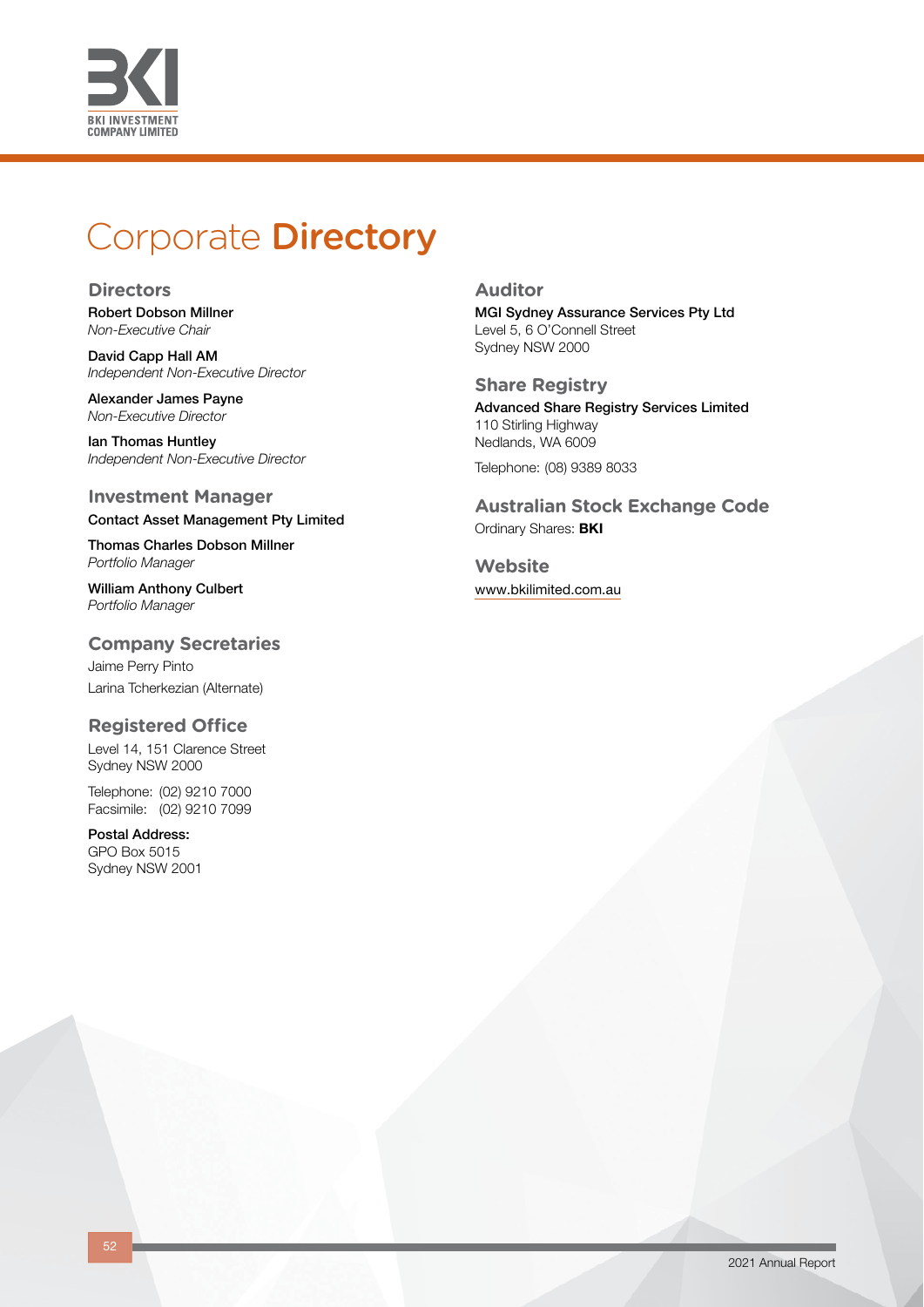# Corporate **Directory**

## Directors

**Robert Dobson Millner**
*Non-Executive Chair*

**David Capp Hall AM**
*Independent Non-Executive Director*

**Alexander James Payne**
*Non-Executive Director*

**Ian Thomas Huntley**
*Independent Non-Executive Director*

## Investment Manager

**Contact Asset Management Pty Limited**

**Thomas Charles Dobson Millner**
*Portfolio Manager*

**William Anthony Culbert**
*Portfolio Manager*

## Company Secretaries

Jaime Perry Pinto

Larina Tcherkezian (Alternate)

## Registered Office

Level 14, 151 Clarence Street
Sydney NSW 2000

Telephone: (02) 9210 7000
Facsimile: (02) 9210 7099

**Postal Address:**
GPO Box 5015
Sydney NSW 2001

## Auditor

**MGI Sydney Assurance Services Pty Ltd**
Level 5, 6 O'Connell Street
Sydney NSW 2000

## Share Registry

**Advanced Share Registry Services Limited**
110 Stirling Highway
Nedlands, WA 6009

Telephone: (08) 9389 8033

## Australian Stock Exchange Code

Ordinary Shares: **BKI**

## Website

www.bkilimited.com.au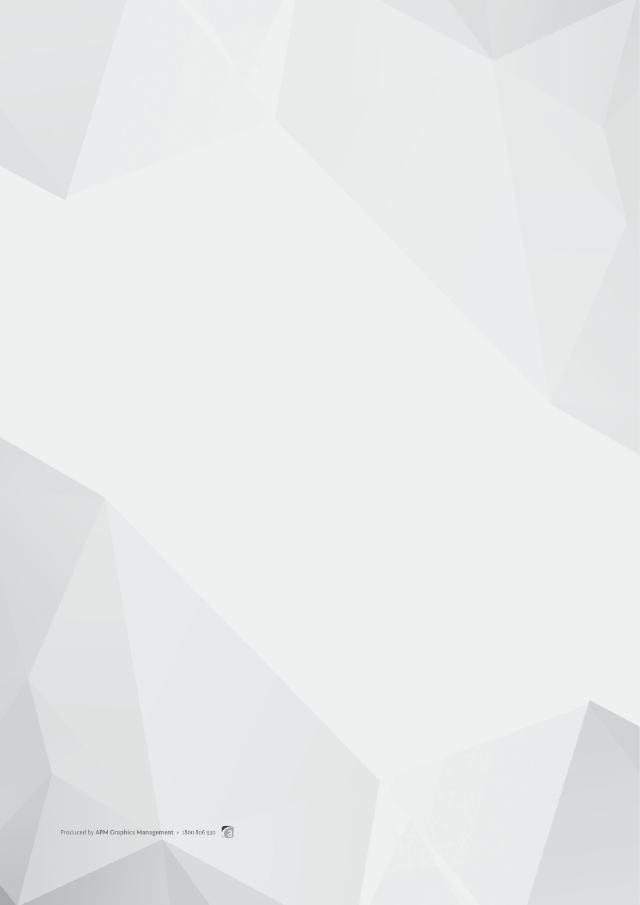Produced by **APM Graphics Management** › 1800 806 930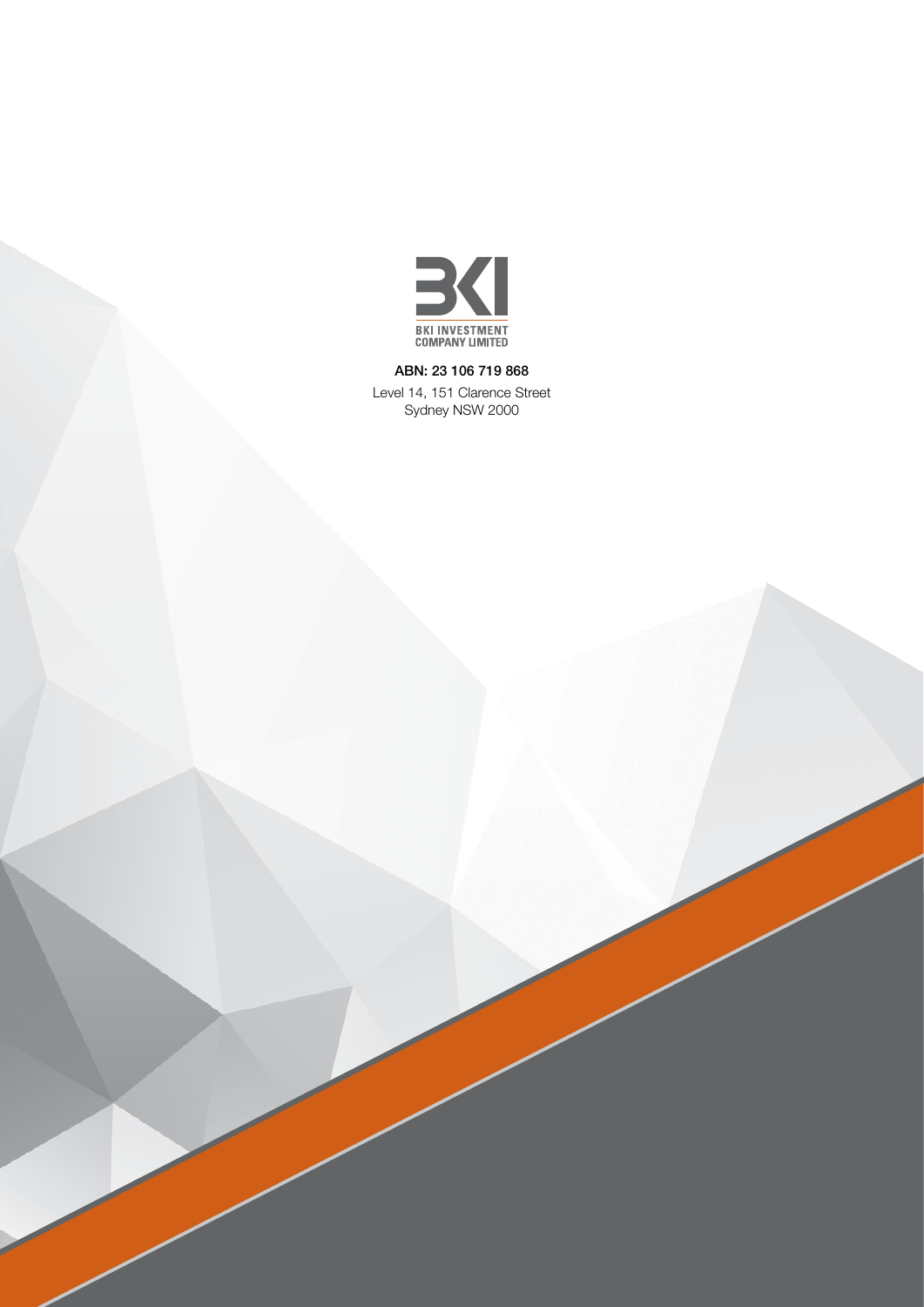BKI INVESTMENT COMPANY LIMITED

**ABN: 23 106 719 868**

Level 14, 151 Clarence Street
Sydney NSW 2000